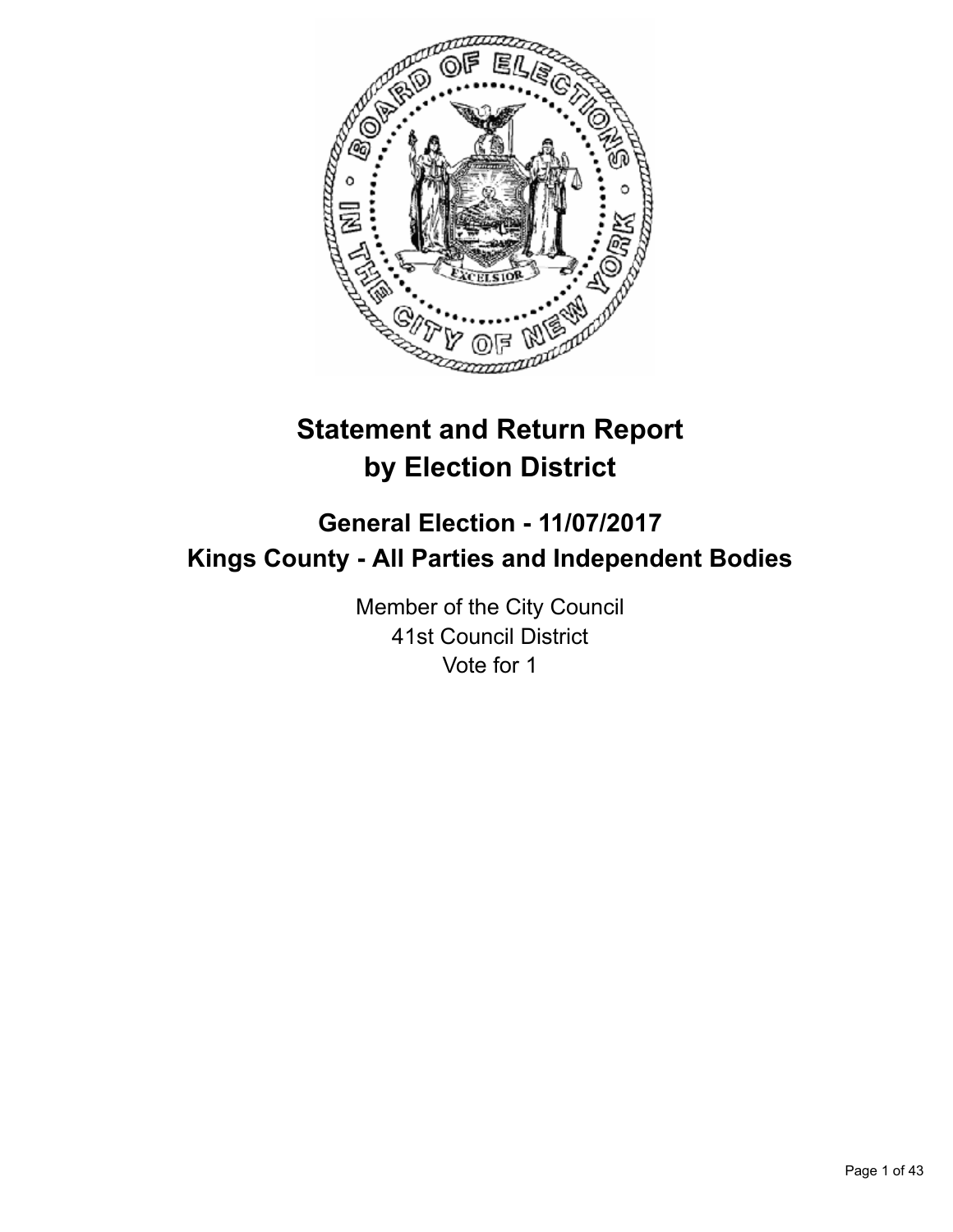# Statement and Return Report by Election District

## General Election - 11/07/2017
## Kings County - All Parties and Independent Bodies

Member of the City Council
41st Council District
Vote for 1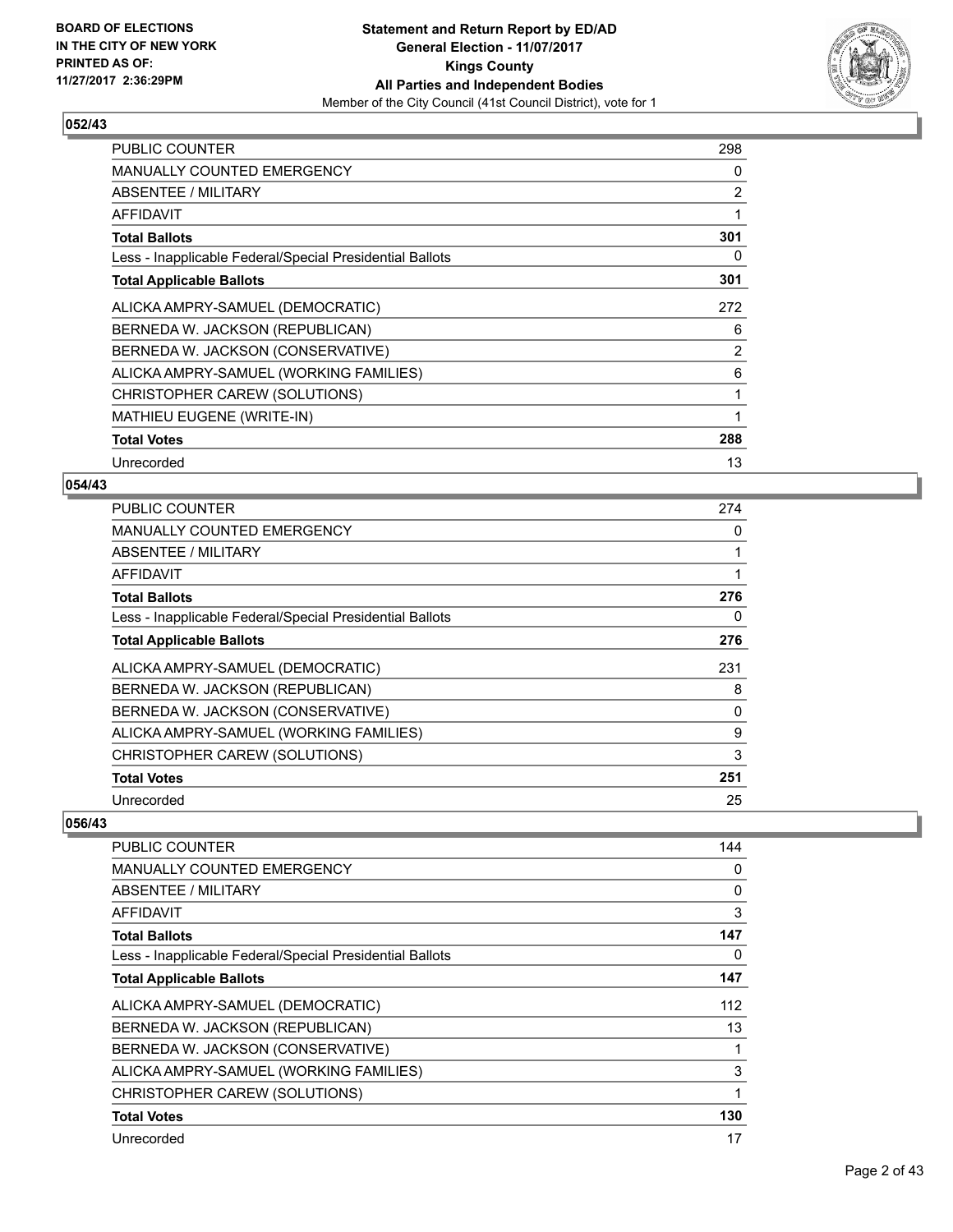BOARD OF ELECTIONS
IN THE CITY OF NEW YORK
PRINTED AS OF:
11/27/2017 2:36:29PM

**Statement and Return Report by ED/AD**
**General Election - 11/07/2017**
**Kings County**
**All Parties and Independent Bodies**
Member of the City Council (41st Council District), vote for 1

### 052/43

| | |
|---|---|
| PUBLIC COUNTER | 298 |
| MANUALLY COUNTED EMERGENCY | 0 |
| ABSENTEE / MILITARY | 2 |
| AFFIDAVIT | 1 |
| **Total Ballots** | **301** |
| Less - Inapplicable Federal/Special Presidential Ballots | 0 |
| **Total Applicable Ballots** | **301** |
| ALICKA AMPRY-SAMUEL (DEMOCRATIC) | 272 |
| BERNEDA W. JACKSON (REPUBLICAN) | 6 |
| BERNEDA W. JACKSON (CONSERVATIVE) | 2 |
| ALICKA AMPRY-SAMUEL (WORKING FAMILIES) | 6 |
| CHRISTOPHER CAREW (SOLUTIONS) | 1 |
| MATHIEU EUGENE (WRITE-IN) | 1 |
| **Total Votes** | **288** |
| Unrecorded | 13 |

### 054/43

| | |
|---|---|
| PUBLIC COUNTER | 274 |
| MANUALLY COUNTED EMERGENCY | 0 |
| ABSENTEE / MILITARY | 1 |
| AFFIDAVIT | 1 |
| **Total Ballots** | **276** |
| Less - Inapplicable Federal/Special Presidential Ballots | 0 |
| **Total Applicable Ballots** | **276** |
| ALICKA AMPRY-SAMUEL (DEMOCRATIC) | 231 |
| BERNEDA W. JACKSON (REPUBLICAN) | 8 |
| BERNEDA W. JACKSON (CONSERVATIVE) | 0 |
| ALICKA AMPRY-SAMUEL (WORKING FAMILIES) | 9 |
| CHRISTOPHER CAREW (SOLUTIONS) | 3 |
| **Total Votes** | **251** |
| Unrecorded | 25 |

### 056/43

| | |
|---|---|
| PUBLIC COUNTER | 144 |
| MANUALLY COUNTED EMERGENCY | 0 |
| ABSENTEE / MILITARY | 0 |
| AFFIDAVIT | 3 |
| **Total Ballots** | **147** |
| Less - Inapplicable Federal/Special Presidential Ballots | 0 |
| **Total Applicable Ballots** | **147** |
| ALICKA AMPRY-SAMUEL (DEMOCRATIC) | 112 |
| BERNEDA W. JACKSON (REPUBLICAN) | 13 |
| BERNEDA W. JACKSON (CONSERVATIVE) | 1 |
| ALICKA AMPRY-SAMUEL (WORKING FAMILIES) | 3 |
| CHRISTOPHER CAREW (SOLUTIONS) | 1 |
| **Total Votes** | **130** |
| Unrecorded | 17 |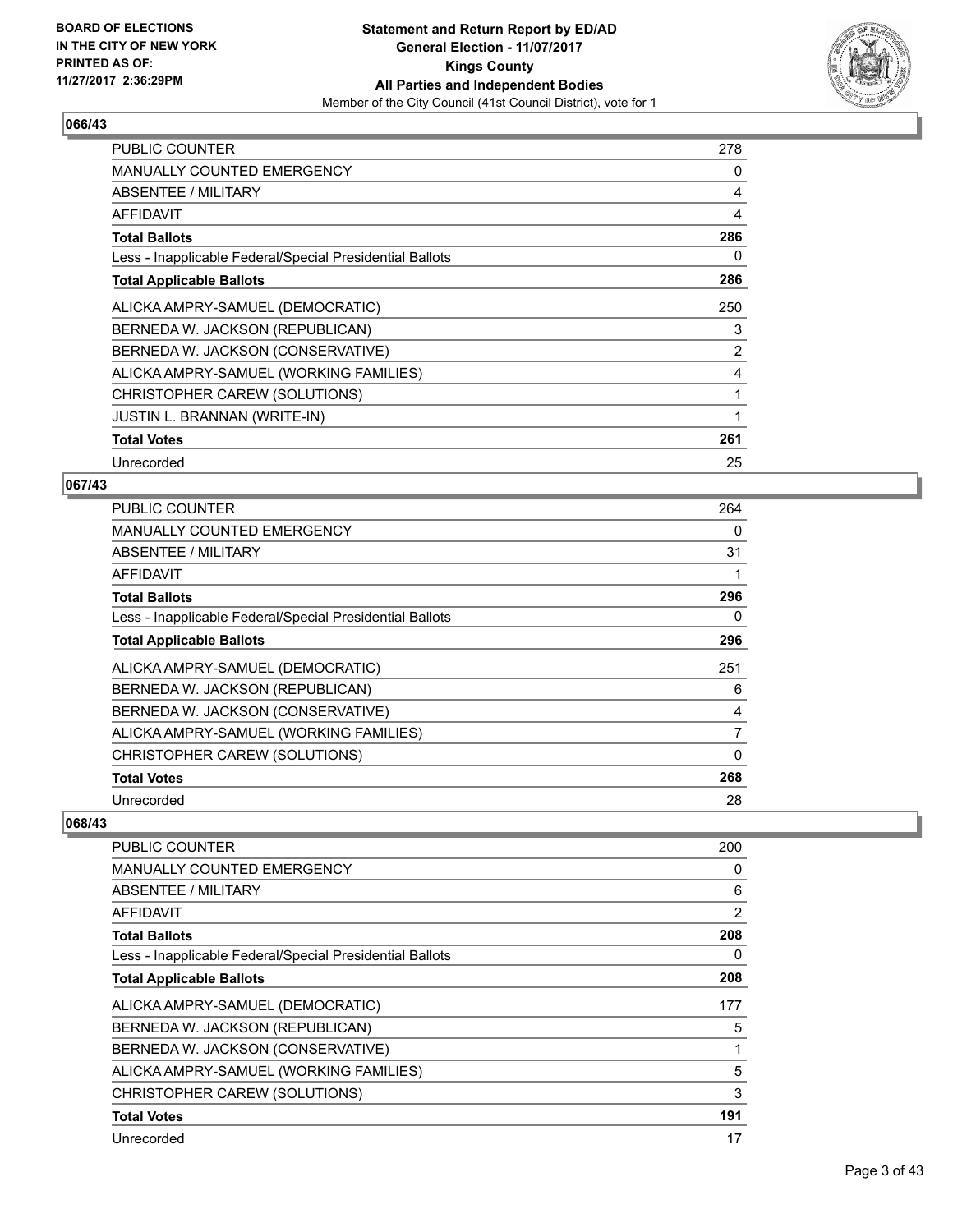## 066/43

| | |
|---|---|
| PUBLIC COUNTER | 278 |
| MANUALLY COUNTED EMERGENCY | 0 |
| ABSENTEE / MILITARY | 4 |
| AFFIDAVIT | 4 |
| **Total Ballots** | **286** |
| Less - Inapplicable Federal/Special Presidential Ballots | 0 |
| **Total Applicable Ballots** | **286** |
| ALICKA AMPRY-SAMUEL (DEMOCRATIC) | 250 |
| BERNEDA W. JACKSON (REPUBLICAN) | 3 |
| BERNEDA W. JACKSON (CONSERVATIVE) | 2 |
| ALICKA AMPRY-SAMUEL (WORKING FAMILIES) | 4 |
| CHRISTOPHER CAREW (SOLUTIONS) | 1 |
| JUSTIN L. BRANNAN (WRITE-IN) | 1 |
| **Total Votes** | **261** |
| Unrecorded | 25 |

## 067/43

| | |
|---|---|
| PUBLIC COUNTER | 264 |
| MANUALLY COUNTED EMERGENCY | 0 |
| ABSENTEE / MILITARY | 31 |
| AFFIDAVIT | 1 |
| **Total Ballots** | **296** |
| Less - Inapplicable Federal/Special Presidential Ballots | 0 |
| **Total Applicable Ballots** | **296** |
| ALICKA AMPRY-SAMUEL (DEMOCRATIC) | 251 |
| BERNEDA W. JACKSON (REPUBLICAN) | 6 |
| BERNEDA W. JACKSON (CONSERVATIVE) | 4 |
| ALICKA AMPRY-SAMUEL (WORKING FAMILIES) | 7 |
| CHRISTOPHER CAREW (SOLUTIONS) | 0 |
| **Total Votes** | **268** |
| Unrecorded | 28 |

## 068/43

| | |
|---|---|
| PUBLIC COUNTER | 200 |
| MANUALLY COUNTED EMERGENCY | 0 |
| ABSENTEE / MILITARY | 6 |
| AFFIDAVIT | 2 |
| **Total Ballots** | **208** |
| Less - Inapplicable Federal/Special Presidential Ballots | 0 |
| **Total Applicable Ballots** | **208** |
| ALICKA AMPRY-SAMUEL (DEMOCRATIC) | 177 |
| BERNEDA W. JACKSON (REPUBLICAN) | 5 |
| BERNEDA W. JACKSON (CONSERVATIVE) | 1 |
| ALICKA AMPRY-SAMUEL (WORKING FAMILIES) | 5 |
| CHRISTOPHER CAREW (SOLUTIONS) | 3 |
| **Total Votes** | **191** |
| Unrecorded | 17 |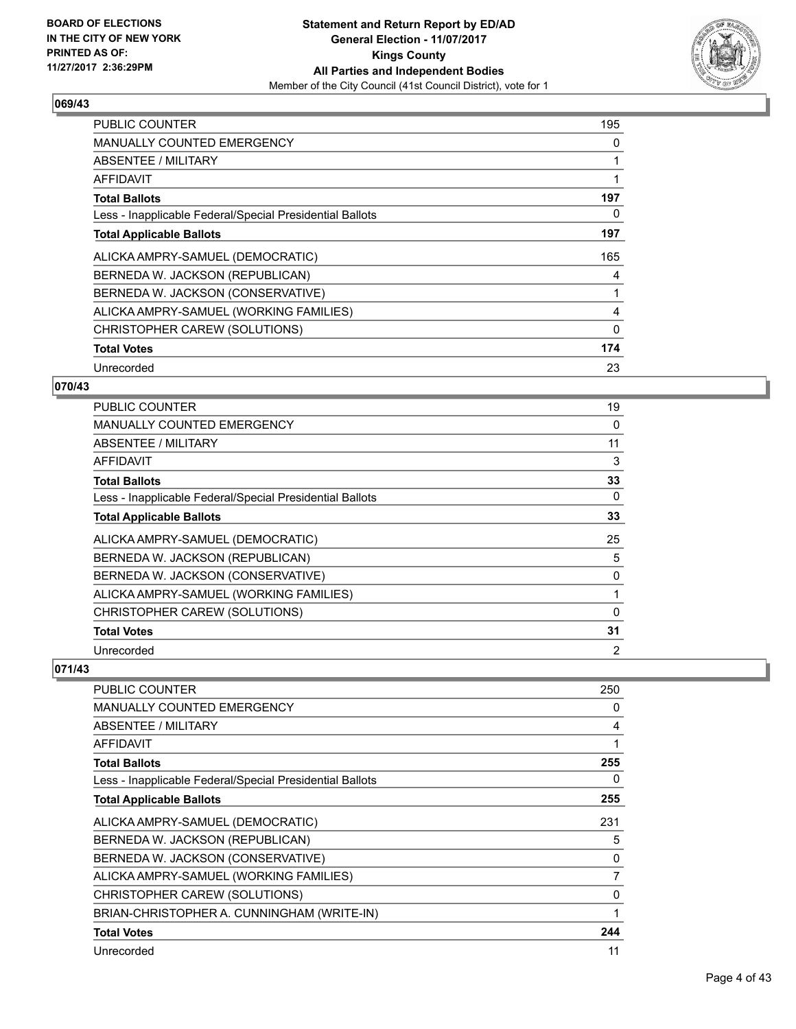**069/43**

| | |
|---|---|
| PUBLIC COUNTER | 195 |
| MANUALLY COUNTED EMERGENCY | 0 |
| ABSENTEE / MILITARY | 1 |
| AFFIDAVIT | 1 |
| **Total Ballots** | **197** |
| Less - Inapplicable Federal/Special Presidential Ballots | 0 |
| **Total Applicable Ballots** | **197** |
| ALICKA AMPRY-SAMUEL (DEMOCRATIC) | 165 |
| BERNEDA W. JACKSON (REPUBLICAN) | 4 |
| BERNEDA W. JACKSON (CONSERVATIVE) | 1 |
| ALICKA AMPRY-SAMUEL (WORKING FAMILIES) | 4 |
| CHRISTOPHER CAREW (SOLUTIONS) | 0 |
| **Total Votes** | **174** |
| Unrecorded | 23 |

**070/43**

| | |
|---|---|
| PUBLIC COUNTER | 19 |
| MANUALLY COUNTED EMERGENCY | 0 |
| ABSENTEE / MILITARY | 11 |
| AFFIDAVIT | 3 |
| **Total Ballots** | **33** |
| Less - Inapplicable Federal/Special Presidential Ballots | 0 |
| **Total Applicable Ballots** | **33** |
| ALICKA AMPRY-SAMUEL (DEMOCRATIC) | 25 |
| BERNEDA W. JACKSON (REPUBLICAN) | 5 |
| BERNEDA W. JACKSON (CONSERVATIVE) | 0 |
| ALICKA AMPRY-SAMUEL (WORKING FAMILIES) | 1 |
| CHRISTOPHER CAREW (SOLUTIONS) | 0 |
| **Total Votes** | **31** |
| Unrecorded | 2 |

**071/43**

| | |
|---|---|
| PUBLIC COUNTER | 250 |
| MANUALLY COUNTED EMERGENCY | 0 |
| ABSENTEE / MILITARY | 4 |
| AFFIDAVIT | 1 |
| **Total Ballots** | **255** |
| Less - Inapplicable Federal/Special Presidential Ballots | 0 |
| **Total Applicable Ballots** | **255** |
| ALICKA AMPRY-SAMUEL (DEMOCRATIC) | 231 |
| BERNEDA W. JACKSON (REPUBLICAN) | 5 |
| BERNEDA W. JACKSON (CONSERVATIVE) | 0 |
| ALICKA AMPRY-SAMUEL (WORKING FAMILIES) | 7 |
| CHRISTOPHER CAREW (SOLUTIONS) | 0 |
| BRIAN-CHRISTOPHER A. CUNNINGHAM (WRITE-IN) | 1 |
| **Total Votes** | **244** |
| Unrecorded | 11 |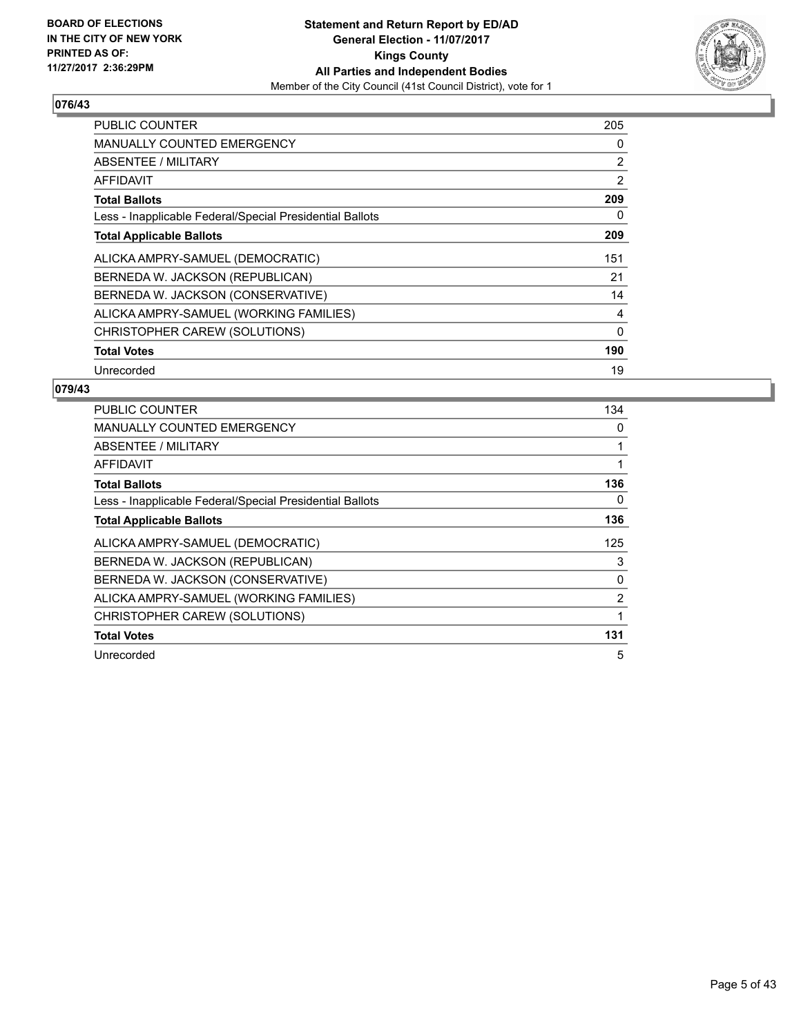**BOARD OF ELECTIONS IN THE CITY OF NEW YORK PRINTED AS OF: 11/27/2017 2:36:29PM**

**Statement and Return Report by ED/AD**
**General Election - 11/07/2017**
**Kings County**
**All Parties and Independent Bodies**
Member of the City Council (41st Council District), vote for 1

## 076/43

| | |
|---|---|
| PUBLIC COUNTER | 205 |
| MANUALLY COUNTED EMERGENCY | 0 |
| ABSENTEE / MILITARY | 2 |
| AFFIDAVIT | 2 |
| **Total Ballots** | **209** |
| Less - Inapplicable Federal/Special Presidential Ballots | 0 |
| **Total Applicable Ballots** | **209** |
| ALICKA AMPRY-SAMUEL (DEMOCRATIC) | 151 |
| BERNEDA W. JACKSON (REPUBLICAN) | 21 |
| BERNEDA W. JACKSON (CONSERVATIVE) | 14 |
| ALICKA AMPRY-SAMUEL (WORKING FAMILIES) | 4 |
| CHRISTOPHER CAREW (SOLUTIONS) | 0 |
| **Total Votes** | **190** |
| Unrecorded | 19 |

## 079/43

| | |
|---|---|
| PUBLIC COUNTER | 134 |
| MANUALLY COUNTED EMERGENCY | 0 |
| ABSENTEE / MILITARY | 1 |
| AFFIDAVIT | 1 |
| **Total Ballots** | **136** |
| Less - Inapplicable Federal/Special Presidential Ballots | 0 |
| **Total Applicable Ballots** | **136** |
| ALICKA AMPRY-SAMUEL (DEMOCRATIC) | 125 |
| BERNEDA W. JACKSON (REPUBLICAN) | 3 |
| BERNEDA W. JACKSON (CONSERVATIVE) | 0 |
| ALICKA AMPRY-SAMUEL (WORKING FAMILIES) | 2 |
| CHRISTOPHER CAREW (SOLUTIONS) | 1 |
| **Total Votes** | **131** |
| Unrecorded | 5 |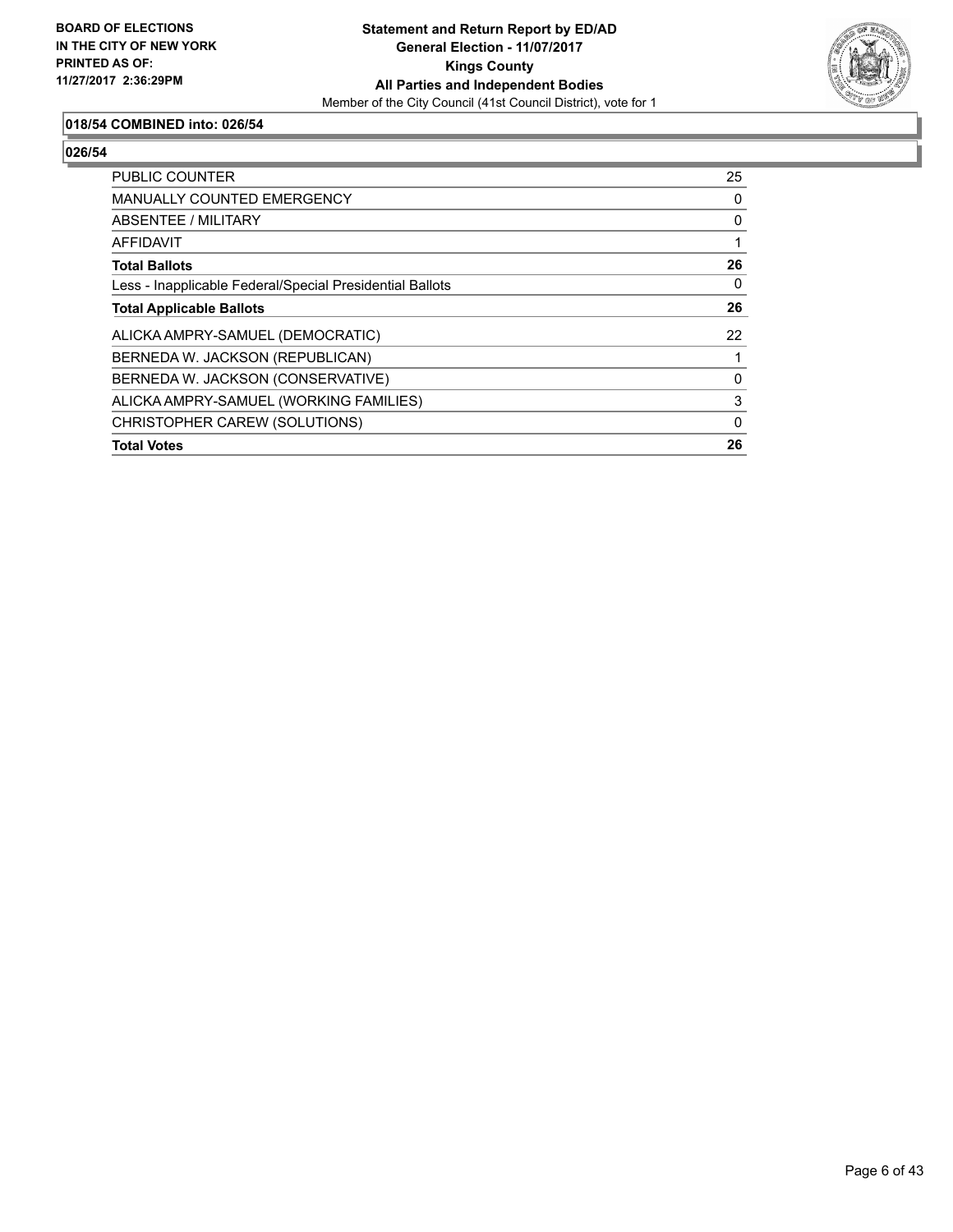### 018/54 COMBINED into: 026/54

### 026/54

| | |
|---|---|
| PUBLIC COUNTER | 25 |
| MANUALLY COUNTED EMERGENCY | 0 |
| ABSENTEE / MILITARY | 0 |
| AFFIDAVIT | 1 |
| **Total Ballots** | **26** |
| Less - Inapplicable Federal/Special Presidential Ballots | 0 |
| **Total Applicable Ballots** | **26** |
| ALICKA AMPRY-SAMUEL (DEMOCRATIC) | 22 |
| BERNEDA W. JACKSON (REPUBLICAN) | 1 |
| BERNEDA W. JACKSON (CONSERVATIVE) | 0 |
| ALICKA AMPRY-SAMUEL (WORKING FAMILIES) | 3 |
| CHRISTOPHER CAREW (SOLUTIONS) | 0 |
| **Total Votes** | **26** |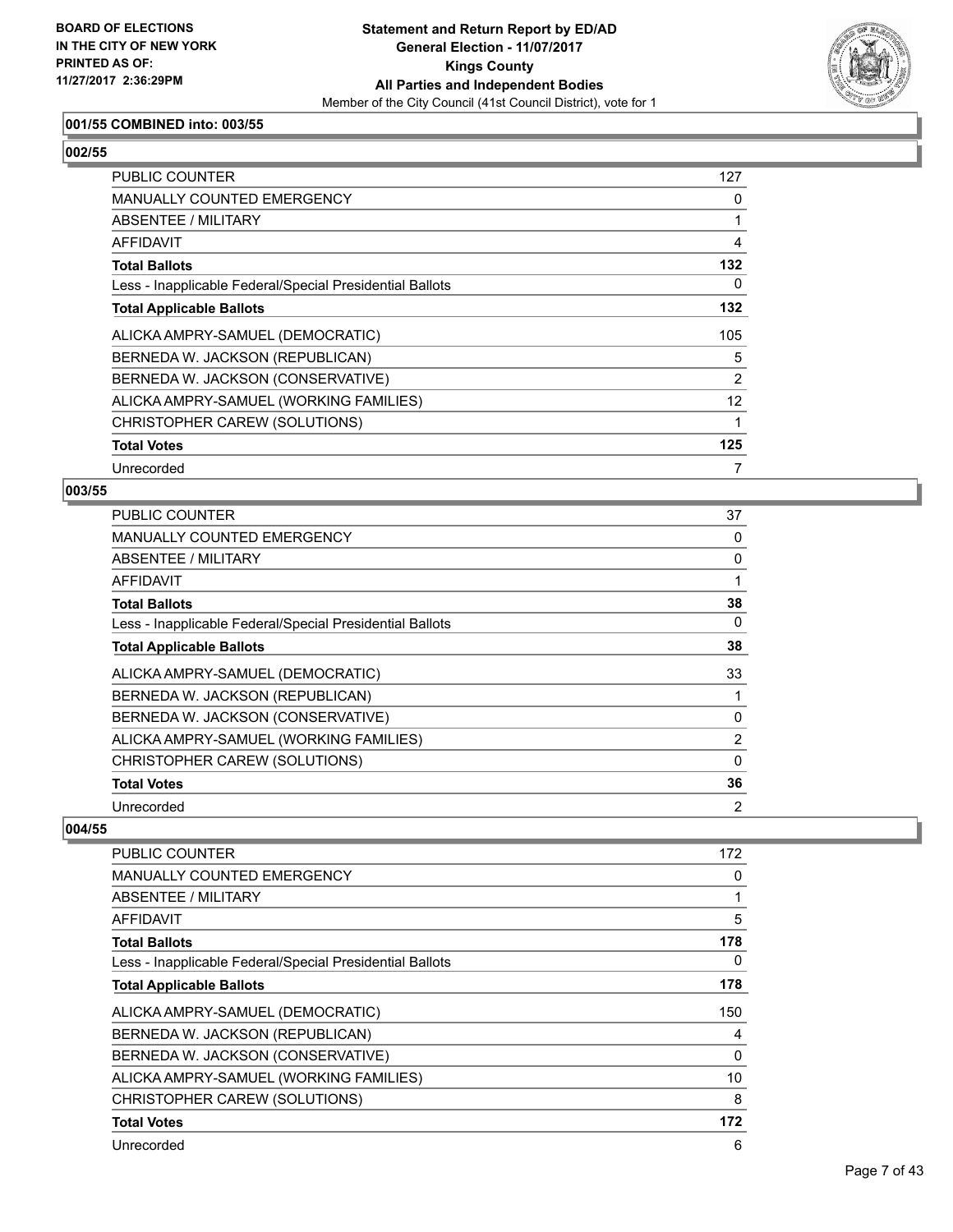# Statement and Return Report by ED/AD
## General Election - 11/07/2017
## Kings County
## All Parties and Independent Bodies
Member of the City Council (41st Council District), vote for 1

BOARD OF ELECTIONS IN THE CITY OF NEW YORK
PRINTED AS OF: 11/27/2017 2:36:29PM

### 001/55 COMBINED into: 003/55

### 002/55

| | |
|---|---|
| PUBLIC COUNTER | 127 |
| MANUALLY COUNTED EMERGENCY | 0 |
| ABSENTEE / MILITARY | 1 |
| AFFIDAVIT | 4 |
| **Total Ballots** | **132** |
| Less - Inapplicable Federal/Special Presidential Ballots | 0 |
| **Total Applicable Ballots** | **132** |
| ALICKA AMPRY-SAMUEL (DEMOCRATIC) | 105 |
| BERNEDA W. JACKSON (REPUBLICAN) | 5 |
| BERNEDA W. JACKSON (CONSERVATIVE) | 2 |
| ALICKA AMPRY-SAMUEL (WORKING FAMILIES) | 12 |
| CHRISTOPHER CAREW (SOLUTIONS) | 1 |
| **Total Votes** | **125** |
| Unrecorded | 7 |

### 003/55

| | |
|---|---|
| PUBLIC COUNTER | 37 |
| MANUALLY COUNTED EMERGENCY | 0 |
| ABSENTEE / MILITARY | 0 |
| AFFIDAVIT | 1 |
| **Total Ballots** | **38** |
| Less - Inapplicable Federal/Special Presidential Ballots | 0 |
| **Total Applicable Ballots** | **38** |
| ALICKA AMPRY-SAMUEL (DEMOCRATIC) | 33 |
| BERNEDA W. JACKSON (REPUBLICAN) | 1 |
| BERNEDA W. JACKSON (CONSERVATIVE) | 0 |
| ALICKA AMPRY-SAMUEL (WORKING FAMILIES) | 2 |
| CHRISTOPHER CAREW (SOLUTIONS) | 0 |
| **Total Votes** | **36** |
| Unrecorded | 2 |

### 004/55

| | |
|---|---|
| PUBLIC COUNTER | 172 |
| MANUALLY COUNTED EMERGENCY | 0 |
| ABSENTEE / MILITARY | 1 |
| AFFIDAVIT | 5 |
| **Total Ballots** | **178** |
| Less - Inapplicable Federal/Special Presidential Ballots | 0 |
| **Total Applicable Ballots** | **178** |
| ALICKA AMPRY-SAMUEL (DEMOCRATIC) | 150 |
| BERNEDA W. JACKSON (REPUBLICAN) | 4 |
| BERNEDA W. JACKSON (CONSERVATIVE) | 0 |
| ALICKA AMPRY-SAMUEL (WORKING FAMILIES) | 10 |
| CHRISTOPHER CAREW (SOLUTIONS) | 8 |
| **Total Votes** | **172** |
| Unrecorded | 6 |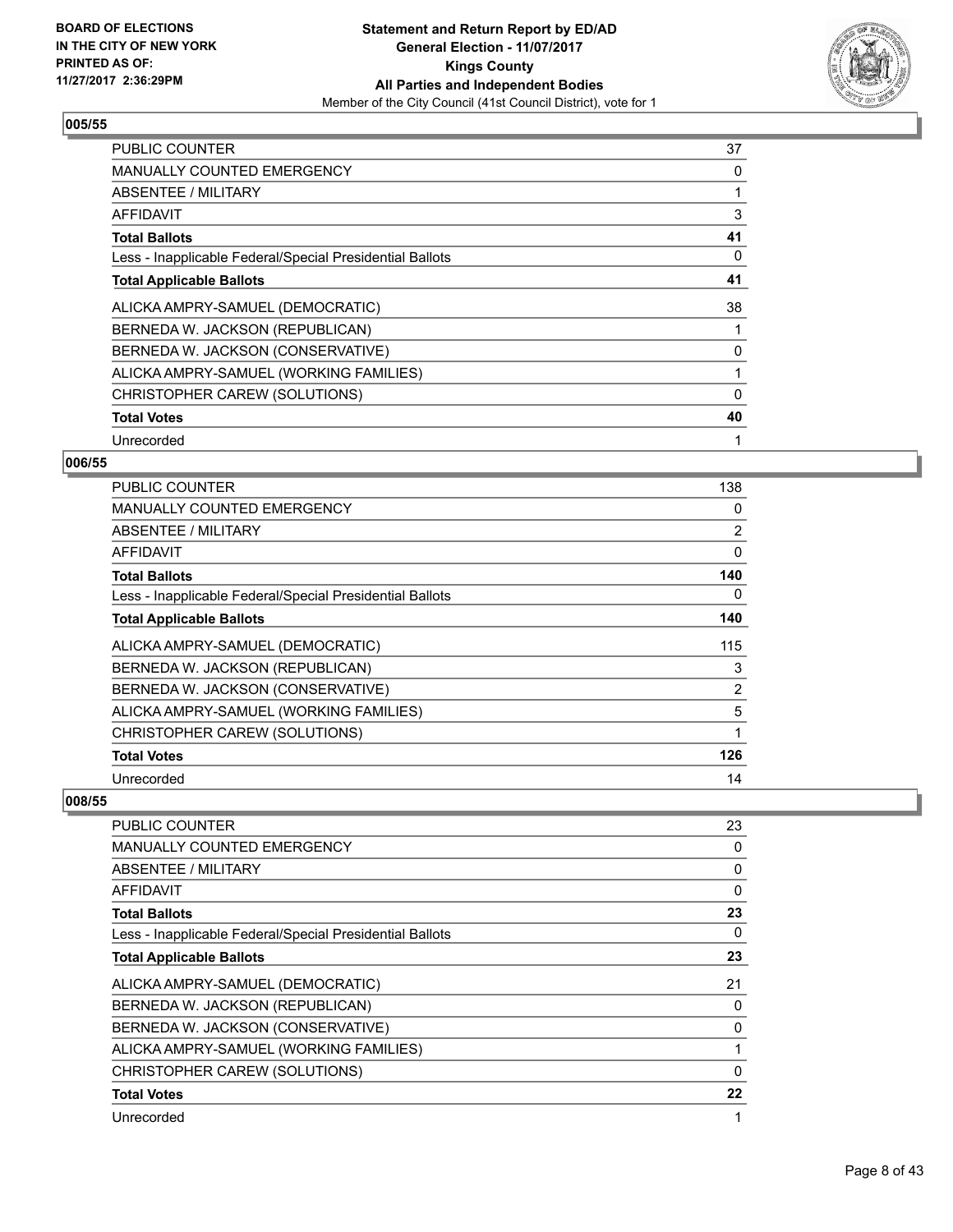**005/55**

| | |
|---|---|
| PUBLIC COUNTER | 37 |
| MANUALLY COUNTED EMERGENCY | 0 |
| ABSENTEE / MILITARY | 1 |
| AFFIDAVIT | 3 |
| **Total Ballots** | **41** |
| Less - Inapplicable Federal/Special Presidential Ballots | 0 |
| **Total Applicable Ballots** | **41** |
| ALICKA AMPRY-SAMUEL (DEMOCRATIC) | 38 |
| BERNEDA W. JACKSON (REPUBLICAN) | 1 |
| BERNEDA W. JACKSON (CONSERVATIVE) | 0 |
| ALICKA AMPRY-SAMUEL (WORKING FAMILIES) | 1 |
| CHRISTOPHER CAREW (SOLUTIONS) | 0 |
| **Total Votes** | **40** |
| Unrecorded | 1 |

**006/55**

| | |
|---|---|
| PUBLIC COUNTER | 138 |
| MANUALLY COUNTED EMERGENCY | 0 |
| ABSENTEE / MILITARY | 2 |
| AFFIDAVIT | 0 |
| **Total Ballots** | **140** |
| Less - Inapplicable Federal/Special Presidential Ballots | 0 |
| **Total Applicable Ballots** | **140** |
| ALICKA AMPRY-SAMUEL (DEMOCRATIC) | 115 |
| BERNEDA W. JACKSON (REPUBLICAN) | 3 |
| BERNEDA W. JACKSON (CONSERVATIVE) | 2 |
| ALICKA AMPRY-SAMUEL (WORKING FAMILIES) | 5 |
| CHRISTOPHER CAREW (SOLUTIONS) | 1 |
| **Total Votes** | **126** |
| Unrecorded | 14 |

**008/55**

| | |
|---|---|
| PUBLIC COUNTER | 23 |
| MANUALLY COUNTED EMERGENCY | 0 |
| ABSENTEE / MILITARY | 0 |
| AFFIDAVIT | 0 |
| **Total Ballots** | **23** |
| Less - Inapplicable Federal/Special Presidential Ballots | 0 |
| **Total Applicable Ballots** | **23** |
| ALICKA AMPRY-SAMUEL (DEMOCRATIC) | 21 |
| BERNEDA W. JACKSON (REPUBLICAN) | 0 |
| BERNEDA W. JACKSON (CONSERVATIVE) | 0 |
| ALICKA AMPRY-SAMUEL (WORKING FAMILIES) | 1 |
| CHRISTOPHER CAREW (SOLUTIONS) | 0 |
| **Total Votes** | **22** |
| Unrecorded | 1 |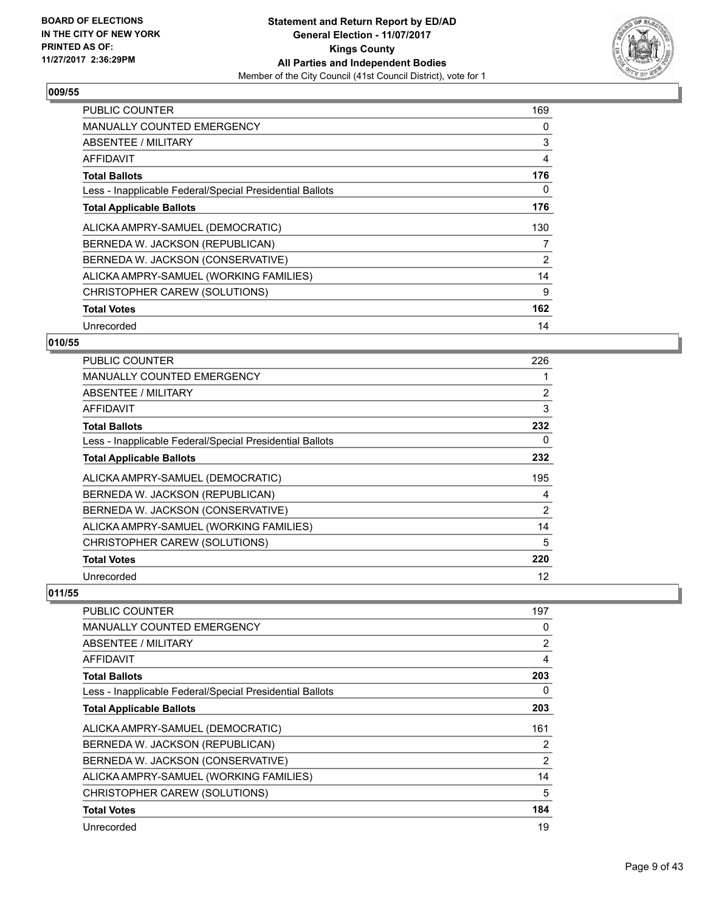### 009/55

| | |
|---|---|
| PUBLIC COUNTER | 169 |
| MANUALLY COUNTED EMERGENCY | 0 |
| ABSENTEE / MILITARY | 3 |
| AFFIDAVIT | 4 |
| **Total Ballots** | **176** |
| Less - Inapplicable Federal/Special Presidential Ballots | 0 |
| **Total Applicable Ballots** | **176** |
| ALICKA AMPRY-SAMUEL (DEMOCRATIC) | 130 |
| BERNEDA W. JACKSON (REPUBLICAN) | 7 |
| BERNEDA W. JACKSON (CONSERVATIVE) | 2 |
| ALICKA AMPRY-SAMUEL (WORKING FAMILIES) | 14 |
| CHRISTOPHER CAREW (SOLUTIONS) | 9 |
| **Total Votes** | **162** |
| Unrecorded | 14 |

### 010/55

| | |
|---|---|
| PUBLIC COUNTER | 226 |
| MANUALLY COUNTED EMERGENCY | 1 |
| ABSENTEE / MILITARY | 2 |
| AFFIDAVIT | 3 |
| **Total Ballots** | **232** |
| Less - Inapplicable Federal/Special Presidential Ballots | 0 |
| **Total Applicable Ballots** | **232** |
| ALICKA AMPRY-SAMUEL (DEMOCRATIC) | 195 |
| BERNEDA W. JACKSON (REPUBLICAN) | 4 |
| BERNEDA W. JACKSON (CONSERVATIVE) | 2 |
| ALICKA AMPRY-SAMUEL (WORKING FAMILIES) | 14 |
| CHRISTOPHER CAREW (SOLUTIONS) | 5 |
| **Total Votes** | **220** |
| Unrecorded | 12 |

### 011/55

| | |
|---|---|
| PUBLIC COUNTER | 197 |
| MANUALLY COUNTED EMERGENCY | 0 |
| ABSENTEE / MILITARY | 2 |
| AFFIDAVIT | 4 |
| **Total Ballots** | **203** |
| Less - Inapplicable Federal/Special Presidential Ballots | 0 |
| **Total Applicable Ballots** | **203** |
| ALICKA AMPRY-SAMUEL (DEMOCRATIC) | 161 |
| BERNEDA W. JACKSON (REPUBLICAN) | 2 |
| BERNEDA W. JACKSON (CONSERVATIVE) | 2 |
| ALICKA AMPRY-SAMUEL (WORKING FAMILIES) | 14 |
| CHRISTOPHER CAREW (SOLUTIONS) | 5 |
| **Total Votes** | **184** |
| Unrecorded | 19 |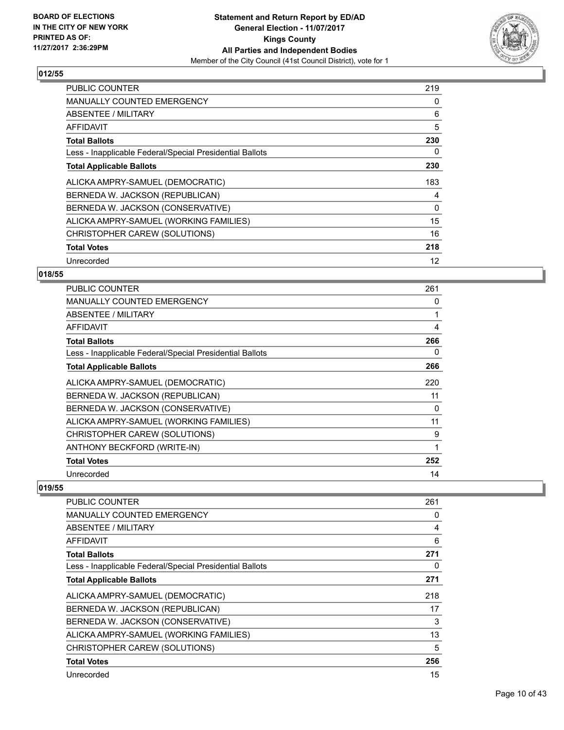**BOARD OF ELECTIONS IN THE CITY OF NEW YORK PRINTED AS OF: 11/27/2017 2:36:29PM**

**Statement and Return Report by ED/AD**
**General Election - 11/07/2017**
**Kings County**
**All Parties and Independent Bodies**
Member of the City Council (41st Council District), vote for 1

### 012/55

| | |
|---|---|
| PUBLIC COUNTER | 219 |
| MANUALLY COUNTED EMERGENCY | 0 |
| ABSENTEE / MILITARY | 6 |
| AFFIDAVIT | 5 |
| **Total Ballots** | **230** |
| Less - Inapplicable Federal/Special Presidential Ballots | 0 |
| **Total Applicable Ballots** | **230** |
| ALICKA AMPRY-SAMUEL (DEMOCRATIC) | 183 |
| BERNEDA W. JACKSON (REPUBLICAN) | 4 |
| BERNEDA W. JACKSON (CONSERVATIVE) | 0 |
| ALICKA AMPRY-SAMUEL (WORKING FAMILIES) | 15 |
| CHRISTOPHER CAREW (SOLUTIONS) | 16 |
| **Total Votes** | **218** |
| Unrecorded | 12 |

### 018/55

| | |
|---|---|
| PUBLIC COUNTER | 261 |
| MANUALLY COUNTED EMERGENCY | 0 |
| ABSENTEE / MILITARY | 1 |
| AFFIDAVIT | 4 |
| **Total Ballots** | **266** |
| Less - Inapplicable Federal/Special Presidential Ballots | 0 |
| **Total Applicable Ballots** | **266** |
| ALICKA AMPRY-SAMUEL (DEMOCRATIC) | 220 |
| BERNEDA W. JACKSON (REPUBLICAN) | 11 |
| BERNEDA W. JACKSON (CONSERVATIVE) | 0 |
| ALICKA AMPRY-SAMUEL (WORKING FAMILIES) | 11 |
| CHRISTOPHER CAREW (SOLUTIONS) | 9 |
| ANTHONY BECKFORD (WRITE-IN) | 1 |
| **Total Votes** | **252** |
| Unrecorded | 14 |

### 019/55

| | |
|---|---|
| PUBLIC COUNTER | 261 |
| MANUALLY COUNTED EMERGENCY | 0 |
| ABSENTEE / MILITARY | 4 |
| AFFIDAVIT | 6 |
| **Total Ballots** | **271** |
| Less - Inapplicable Federal/Special Presidential Ballots | 0 |
| **Total Applicable Ballots** | **271** |
| ALICKA AMPRY-SAMUEL (DEMOCRATIC) | 218 |
| BERNEDA W. JACKSON (REPUBLICAN) | 17 |
| BERNEDA W. JACKSON (CONSERVATIVE) | 3 |
| ALICKA AMPRY-SAMUEL (WORKING FAMILIES) | 13 |
| CHRISTOPHER CAREW (SOLUTIONS) | 5 |
| **Total Votes** | **256** |
| Unrecorded | 15 |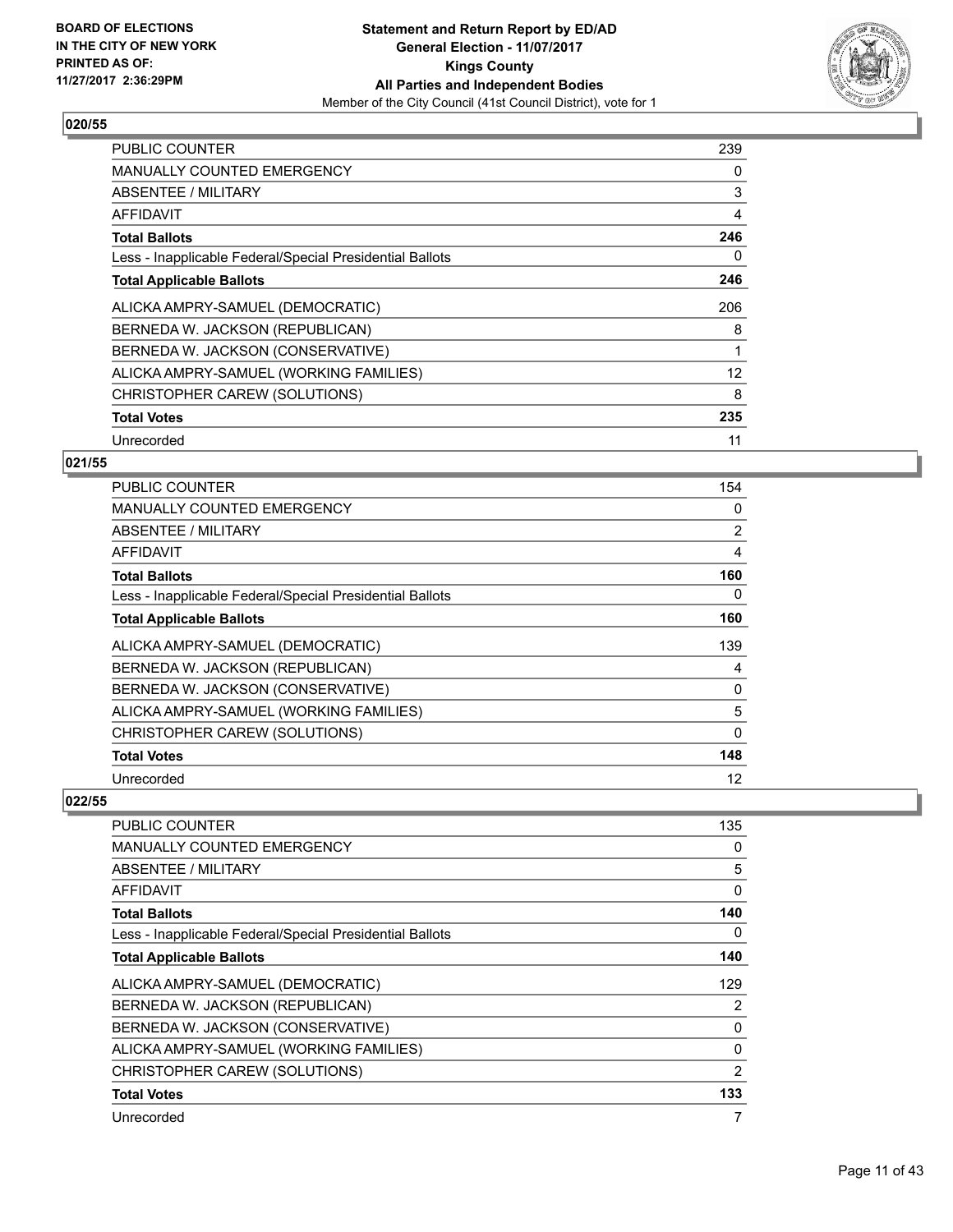**BOARD OF ELECTIONS IN THE CITY OF NEW YORK PRINTED AS OF: 11/27/2017 2:36:29PM**

**Statement and Return Report by ED/AD General Election - 11/07/2017 Kings County All Parties and Independent Bodies**
Member of the City Council (41st Council District), vote for 1

### 020/55

| | |
|---|---|
| PUBLIC COUNTER | 239 |
| MANUALLY COUNTED EMERGENCY | 0 |
| ABSENTEE / MILITARY | 3 |
| AFFIDAVIT | 4 |
| **Total Ballots** | **246** |
| Less - Inapplicable Federal/Special Presidential Ballots | 0 |
| **Total Applicable Ballots** | **246** |
| ALICKA AMPRY-SAMUEL (DEMOCRATIC) | 206 |
| BERNEDA W. JACKSON (REPUBLICAN) | 8 |
| BERNEDA W. JACKSON (CONSERVATIVE) | 1 |
| ALICKA AMPRY-SAMUEL (WORKING FAMILIES) | 12 |
| CHRISTOPHER CAREW (SOLUTIONS) | 8 |
| **Total Votes** | **235** |
| Unrecorded | 11 |

### 021/55

| | |
|---|---|
| PUBLIC COUNTER | 154 |
| MANUALLY COUNTED EMERGENCY | 0 |
| ABSENTEE / MILITARY | 2 |
| AFFIDAVIT | 4 |
| **Total Ballots** | **160** |
| Less - Inapplicable Federal/Special Presidential Ballots | 0 |
| **Total Applicable Ballots** | **160** |
| ALICKA AMPRY-SAMUEL (DEMOCRATIC) | 139 |
| BERNEDA W. JACKSON (REPUBLICAN) | 4 |
| BERNEDA W. JACKSON (CONSERVATIVE) | 0 |
| ALICKA AMPRY-SAMUEL (WORKING FAMILIES) | 5 |
| CHRISTOPHER CAREW (SOLUTIONS) | 0 |
| **Total Votes** | **148** |
| Unrecorded | 12 |

### 022/55

| | |
|---|---|
| PUBLIC COUNTER | 135 |
| MANUALLY COUNTED EMERGENCY | 0 |
| ABSENTEE / MILITARY | 5 |
| AFFIDAVIT | 0 |
| **Total Ballots** | **140** |
| Less - Inapplicable Federal/Special Presidential Ballots | 0 |
| **Total Applicable Ballots** | **140** |
| ALICKA AMPRY-SAMUEL (DEMOCRATIC) | 129 |
| BERNEDA W. JACKSON (REPUBLICAN) | 2 |
| BERNEDA W. JACKSON (CONSERVATIVE) | 0 |
| ALICKA AMPRY-SAMUEL (WORKING FAMILIES) | 0 |
| CHRISTOPHER CAREW (SOLUTIONS) | 2 |
| **Total Votes** | **133** |
| Unrecorded | 7 |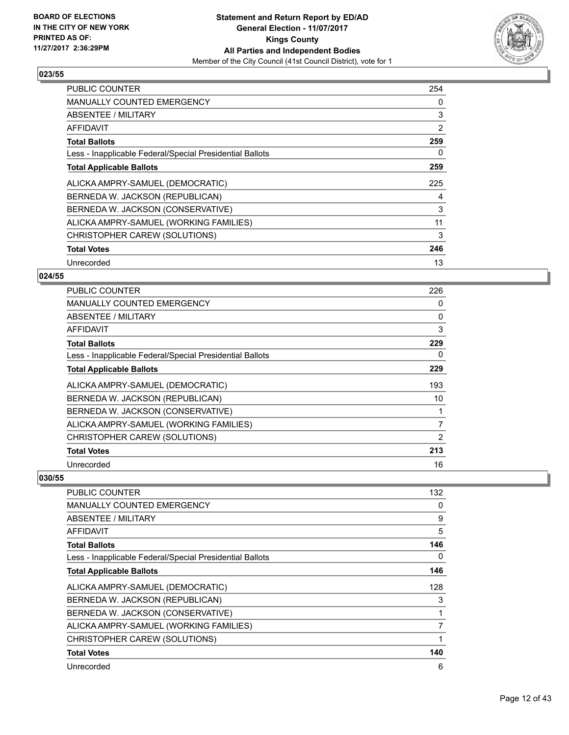### 023/55

| | |
|---|---|
| PUBLIC COUNTER | 254 |
| MANUALLY COUNTED EMERGENCY | 0 |
| ABSENTEE / MILITARY | 3 |
| AFFIDAVIT | 2 |
| **Total Ballots** | **259** |
| Less - Inapplicable Federal/Special Presidential Ballots | 0 |
| **Total Applicable Ballots** | **259** |
| ALICKA AMPRY-SAMUEL (DEMOCRATIC) | 225 |
| BERNEDA W. JACKSON (REPUBLICAN) | 4 |
| BERNEDA W. JACKSON (CONSERVATIVE) | 3 |
| ALICKA AMPRY-SAMUEL (WORKING FAMILIES) | 11 |
| CHRISTOPHER CAREW (SOLUTIONS) | 3 |
| **Total Votes** | **246** |
| Unrecorded | 13 |

### 024/55

| | |
|---|---|
| PUBLIC COUNTER | 226 |
| MANUALLY COUNTED EMERGENCY | 0 |
| ABSENTEE / MILITARY | 0 |
| AFFIDAVIT | 3 |
| **Total Ballots** | **229** |
| Less - Inapplicable Federal/Special Presidential Ballots | 0 |
| **Total Applicable Ballots** | **229** |
| ALICKA AMPRY-SAMUEL (DEMOCRATIC) | 193 |
| BERNEDA W. JACKSON (REPUBLICAN) | 10 |
| BERNEDA W. JACKSON (CONSERVATIVE) | 1 |
| ALICKA AMPRY-SAMUEL (WORKING FAMILIES) | 7 |
| CHRISTOPHER CAREW (SOLUTIONS) | 2 |
| **Total Votes** | **213** |
| Unrecorded | 16 |

### 030/55

| | |
|---|---|
| PUBLIC COUNTER | 132 |
| MANUALLY COUNTED EMERGENCY | 0 |
| ABSENTEE / MILITARY | 9 |
| AFFIDAVIT | 5 |
| **Total Ballots** | **146** |
| Less - Inapplicable Federal/Special Presidential Ballots | 0 |
| **Total Applicable Ballots** | **146** |
| ALICKA AMPRY-SAMUEL (DEMOCRATIC) | 128 |
| BERNEDA W. JACKSON (REPUBLICAN) | 3 |
| BERNEDA W. JACKSON (CONSERVATIVE) | 1 |
| ALICKA AMPRY-SAMUEL (WORKING FAMILIES) | 7 |
| CHRISTOPHER CAREW (SOLUTIONS) | 1 |
| **Total Votes** | **140** |
| Unrecorded | 6 |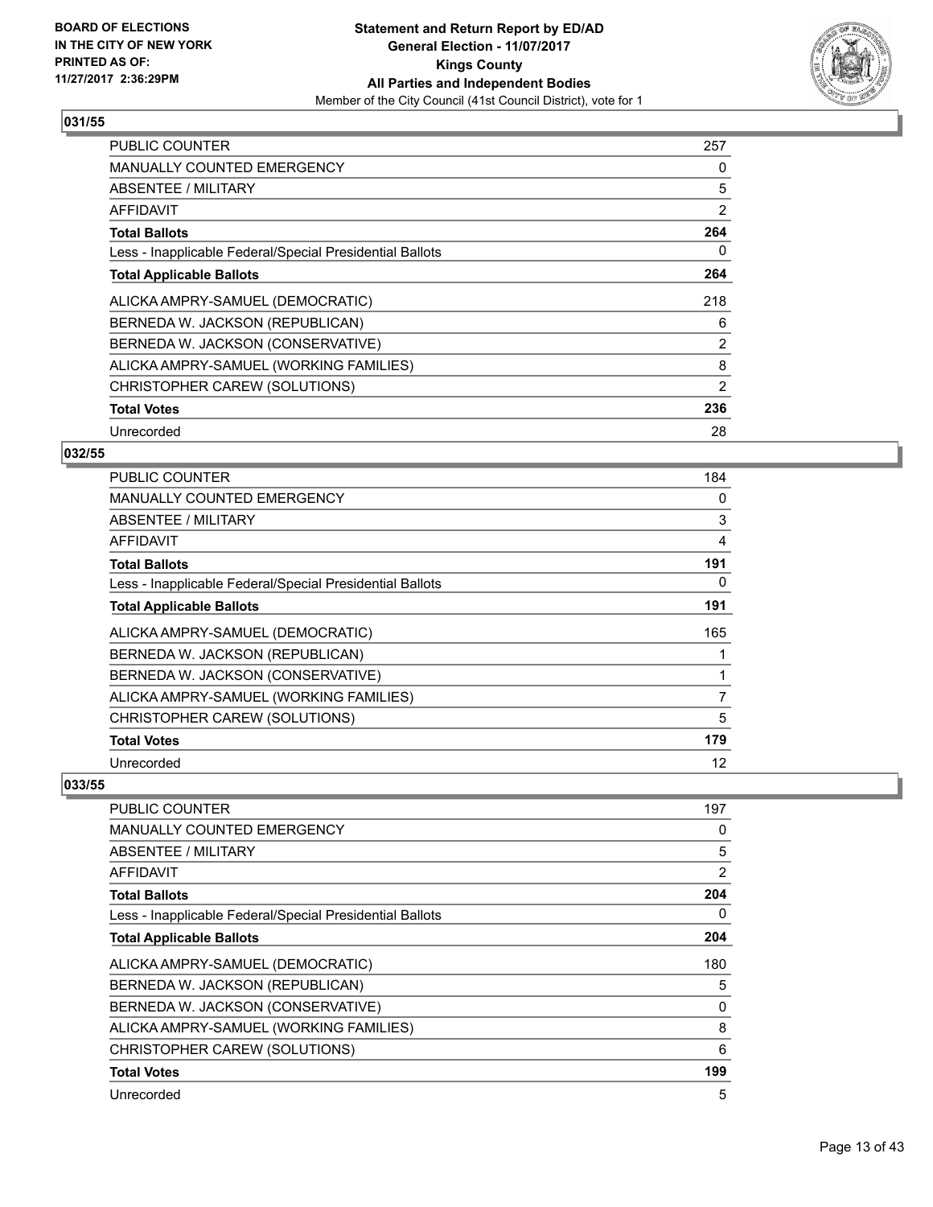BOARD OF ELECTIONS
IN THE CITY OF NEW YORK
PRINTED AS OF:
11/27/2017 2:36:29PM

**Statement and Return Report by ED/AD**
**General Election - 11/07/2017**
**Kings County**
**All Parties and Independent Bodies**
Member of the City Council (41st Council District), vote for 1

### 031/55

| | |
|---|---|
| PUBLIC COUNTER | 257 |
| MANUALLY COUNTED EMERGENCY | 0 |
| ABSENTEE / MILITARY | 5 |
| AFFIDAVIT | 2 |
| **Total Ballots** | **264** |
| Less - Inapplicable Federal/Special Presidential Ballots | 0 |
| **Total Applicable Ballots** | **264** |
| ALICKA AMPRY-SAMUEL (DEMOCRATIC) | 218 |
| BERNEDA W. JACKSON (REPUBLICAN) | 6 |
| BERNEDA W. JACKSON (CONSERVATIVE) | 2 |
| ALICKA AMPRY-SAMUEL (WORKING FAMILIES) | 8 |
| CHRISTOPHER CAREW (SOLUTIONS) | 2 |
| **Total Votes** | **236** |
| Unrecorded | 28 |

### 032/55

| | |
|---|---|
| PUBLIC COUNTER | 184 |
| MANUALLY COUNTED EMERGENCY | 0 |
| ABSENTEE / MILITARY | 3 |
| AFFIDAVIT | 4 |
| **Total Ballots** | **191** |
| Less - Inapplicable Federal/Special Presidential Ballots | 0 |
| **Total Applicable Ballots** | **191** |
| ALICKA AMPRY-SAMUEL (DEMOCRATIC) | 165 |
| BERNEDA W. JACKSON (REPUBLICAN) | 1 |
| BERNEDA W. JACKSON (CONSERVATIVE) | 1 |
| ALICKA AMPRY-SAMUEL (WORKING FAMILIES) | 7 |
| CHRISTOPHER CAREW (SOLUTIONS) | 5 |
| **Total Votes** | **179** |
| Unrecorded | 12 |

### 033/55

| | |
|---|---|
| PUBLIC COUNTER | 197 |
| MANUALLY COUNTED EMERGENCY | 0 |
| ABSENTEE / MILITARY | 5 |
| AFFIDAVIT | 2 |
| **Total Ballots** | **204** |
| Less - Inapplicable Federal/Special Presidential Ballots | 0 |
| **Total Applicable Ballots** | **204** |
| ALICKA AMPRY-SAMUEL (DEMOCRATIC) | 180 |
| BERNEDA W. JACKSON (REPUBLICAN) | 5 |
| BERNEDA W. JACKSON (CONSERVATIVE) | 0 |
| ALICKA AMPRY-SAMUEL (WORKING FAMILIES) | 8 |
| CHRISTOPHER CAREW (SOLUTIONS) | 6 |
| **Total Votes** | **199** |
| Unrecorded | 5 |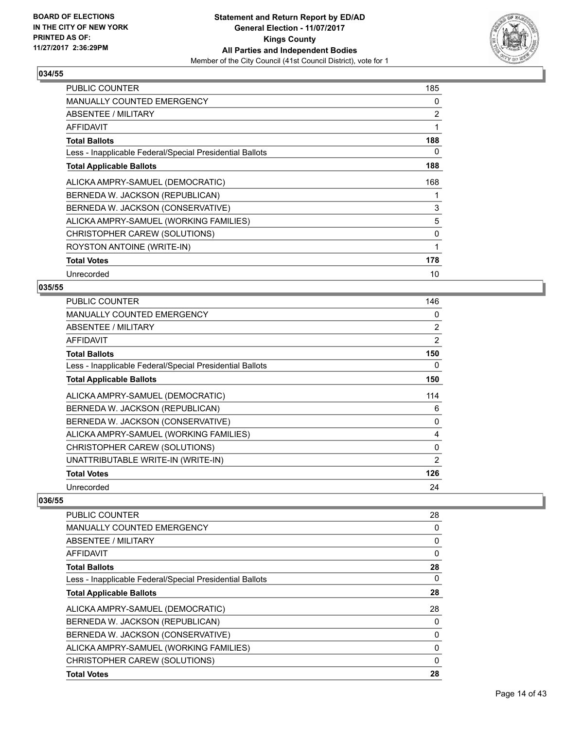### 034/55

| | |
|---|---|
| PUBLIC COUNTER | 185 |
| MANUALLY COUNTED EMERGENCY | 0 |
| ABSENTEE / MILITARY | 2 |
| AFFIDAVIT | 1 |
| **Total Ballots** | **188** |
| Less - Inapplicable Federal/Special Presidential Ballots | 0 |
| **Total Applicable Ballots** | **188** |
| ALICKA AMPRY-SAMUEL (DEMOCRATIC) | 168 |
| BERNEDA W. JACKSON (REPUBLICAN) | 1 |
| BERNEDA W. JACKSON (CONSERVATIVE) | 3 |
| ALICKA AMPRY-SAMUEL (WORKING FAMILIES) | 5 |
| CHRISTOPHER CAREW (SOLUTIONS) | 0 |
| ROYSTON ANTOINE (WRITE-IN) | 1 |
| **Total Votes** | **178** |
| Unrecorded | 10 |

### 035/55

| | |
|---|---|
| PUBLIC COUNTER | 146 |
| MANUALLY COUNTED EMERGENCY | 0 |
| ABSENTEE / MILITARY | 2 |
| AFFIDAVIT | 2 |
| **Total Ballots** | **150** |
| Less - Inapplicable Federal/Special Presidential Ballots | 0 |
| **Total Applicable Ballots** | **150** |
| ALICKA AMPRY-SAMUEL (DEMOCRATIC) | 114 |
| BERNEDA W. JACKSON (REPUBLICAN) | 6 |
| BERNEDA W. JACKSON (CONSERVATIVE) | 0 |
| ALICKA AMPRY-SAMUEL (WORKING FAMILIES) | 4 |
| CHRISTOPHER CAREW (SOLUTIONS) | 0 |
| UNATTRIBUTABLE WRITE-IN (WRITE-IN) | 2 |
| **Total Votes** | **126** |
| Unrecorded | 24 |

### 036/55

| | |
|---|---|
| PUBLIC COUNTER | 28 |
| MANUALLY COUNTED EMERGENCY | 0 |
| ABSENTEE / MILITARY | 0 |
| AFFIDAVIT | 0 |
| **Total Ballots** | **28** |
| Less - Inapplicable Federal/Special Presidential Ballots | 0 |
| **Total Applicable Ballots** | **28** |
| ALICKA AMPRY-SAMUEL (DEMOCRATIC) | 28 |
| BERNEDA W. JACKSON (REPUBLICAN) | 0 |
| BERNEDA W. JACKSON (CONSERVATIVE) | 0 |
| ALICKA AMPRY-SAMUEL (WORKING FAMILIES) | 0 |
| CHRISTOPHER CAREW (SOLUTIONS) | 0 |
| **Total Votes** | **28** |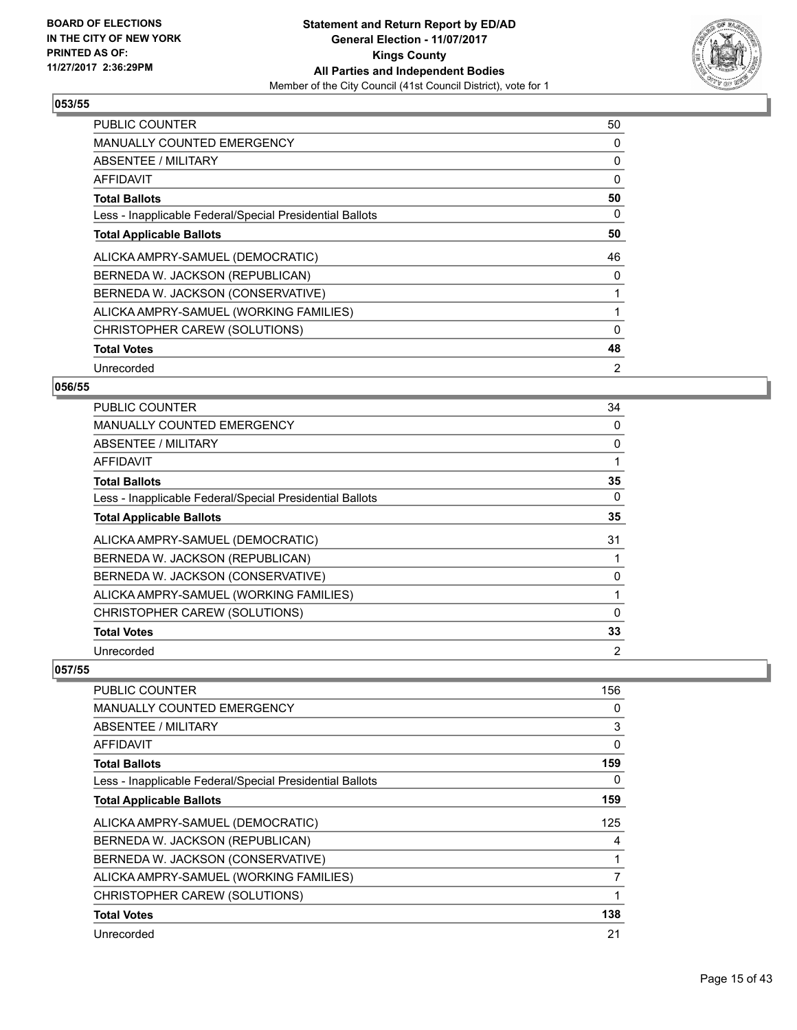### 053/55

| | |
|---|---|
| PUBLIC COUNTER | 50 |
| MANUALLY COUNTED EMERGENCY | 0 |
| ABSENTEE / MILITARY | 0 |
| AFFIDAVIT | 0 |
| **Total Ballots** | **50** |
| Less - Inapplicable Federal/Special Presidential Ballots | 0 |
| **Total Applicable Ballots** | **50** |
| ALICKA AMPRY-SAMUEL (DEMOCRATIC) | 46 |
| BERNEDA W. JACKSON (REPUBLICAN) | 0 |
| BERNEDA W. JACKSON (CONSERVATIVE) | 1 |
| ALICKA AMPRY-SAMUEL (WORKING FAMILIES) | 1 |
| CHRISTOPHER CAREW (SOLUTIONS) | 0 |
| **Total Votes** | **48** |
| Unrecorded | 2 |

### 056/55

| | |
|---|---|
| PUBLIC COUNTER | 34 |
| MANUALLY COUNTED EMERGENCY | 0 |
| ABSENTEE / MILITARY | 0 |
| AFFIDAVIT | 1 |
| **Total Ballots** | **35** |
| Less - Inapplicable Federal/Special Presidential Ballots | 0 |
| **Total Applicable Ballots** | **35** |
| ALICKA AMPRY-SAMUEL (DEMOCRATIC) | 31 |
| BERNEDA W. JACKSON (REPUBLICAN) | 1 |
| BERNEDA W. JACKSON (CONSERVATIVE) | 0 |
| ALICKA AMPRY-SAMUEL (WORKING FAMILIES) | 1 |
| CHRISTOPHER CAREW (SOLUTIONS) | 0 |
| **Total Votes** | **33** |
| Unrecorded | 2 |

### 057/55

| | |
|---|---|
| PUBLIC COUNTER | 156 |
| MANUALLY COUNTED EMERGENCY | 0 |
| ABSENTEE / MILITARY | 3 |
| AFFIDAVIT | 0 |
| **Total Ballots** | **159** |
| Less - Inapplicable Federal/Special Presidential Ballots | 0 |
| **Total Applicable Ballots** | **159** |
| ALICKA AMPRY-SAMUEL (DEMOCRATIC) | 125 |
| BERNEDA W. JACKSON (REPUBLICAN) | 4 |
| BERNEDA W. JACKSON (CONSERVATIVE) | 1 |
| ALICKA AMPRY-SAMUEL (WORKING FAMILIES) | 7 |
| CHRISTOPHER CAREW (SOLUTIONS) | 1 |
| **Total Votes** | **138** |
| Unrecorded | 21 |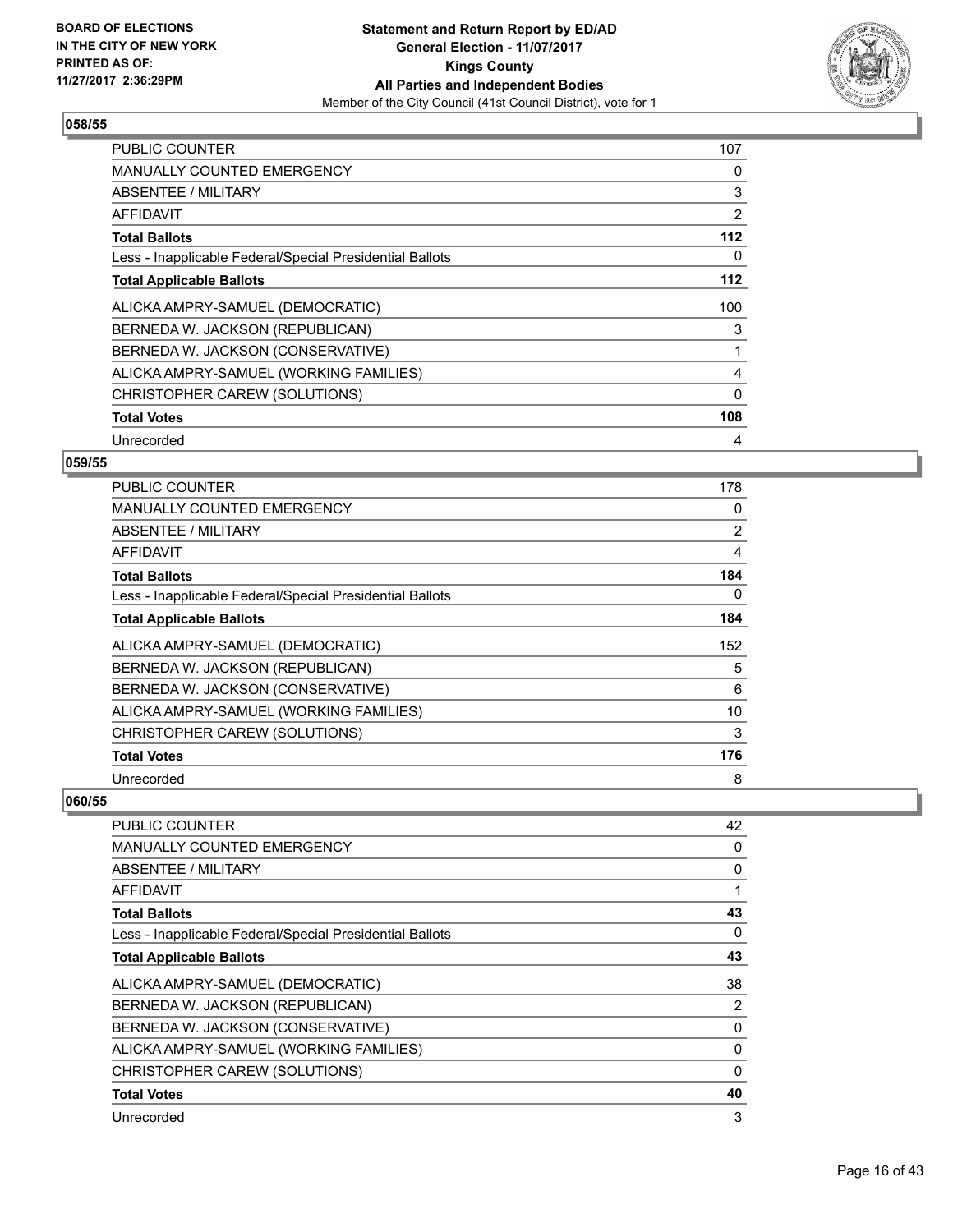**BOARD OF ELECTIONS IN THE CITY OF NEW YORK PRINTED AS OF: 11/27/2017 2:36:29PM**

**Statement and Return Report by ED/AD General Election - 11/07/2017 Kings County All Parties and Independent Bodies**
Member of the City Council (41st Council District), vote for 1

### 058/55

| | |
|---|---|
| PUBLIC COUNTER | 107 |
| MANUALLY COUNTED EMERGENCY | 0 |
| ABSENTEE / MILITARY | 3 |
| AFFIDAVIT | 2 |
| **Total Ballots** | **112** |
| Less - Inapplicable Federal/Special Presidential Ballots | 0 |
| **Total Applicable Ballots** | **112** |
| ALICKA AMPRY-SAMUEL (DEMOCRATIC) | 100 |
| BERNEDA W. JACKSON (REPUBLICAN) | 3 |
| BERNEDA W. JACKSON (CONSERVATIVE) | 1 |
| ALICKA AMPRY-SAMUEL (WORKING FAMILIES) | 4 |
| CHRISTOPHER CAREW (SOLUTIONS) | 0 |
| **Total Votes** | **108** |
| Unrecorded | 4 |

### 059/55

| | |
|---|---|
| PUBLIC COUNTER | 178 |
| MANUALLY COUNTED EMERGENCY | 0 |
| ABSENTEE / MILITARY | 2 |
| AFFIDAVIT | 4 |
| **Total Ballots** | **184** |
| Less - Inapplicable Federal/Special Presidential Ballots | 0 |
| **Total Applicable Ballots** | **184** |
| ALICKA AMPRY-SAMUEL (DEMOCRATIC) | 152 |
| BERNEDA W. JACKSON (REPUBLICAN) | 5 |
| BERNEDA W. JACKSON (CONSERVATIVE) | 6 |
| ALICKA AMPRY-SAMUEL (WORKING FAMILIES) | 10 |
| CHRISTOPHER CAREW (SOLUTIONS) | 3 |
| **Total Votes** | **176** |
| Unrecorded | 8 |

### 060/55

| | |
|---|---|
| PUBLIC COUNTER | 42 |
| MANUALLY COUNTED EMERGENCY | 0 |
| ABSENTEE / MILITARY | 0 |
| AFFIDAVIT | 1 |
| **Total Ballots** | **43** |
| Less - Inapplicable Federal/Special Presidential Ballots | 0 |
| **Total Applicable Ballots** | **43** |
| ALICKA AMPRY-SAMUEL (DEMOCRATIC) | 38 |
| BERNEDA W. JACKSON (REPUBLICAN) | 2 |
| BERNEDA W. JACKSON (CONSERVATIVE) | 0 |
| ALICKA AMPRY-SAMUEL (WORKING FAMILIES) | 0 |
| CHRISTOPHER CAREW (SOLUTIONS) | 0 |
| **Total Votes** | **40** |
| Unrecorded | 3 |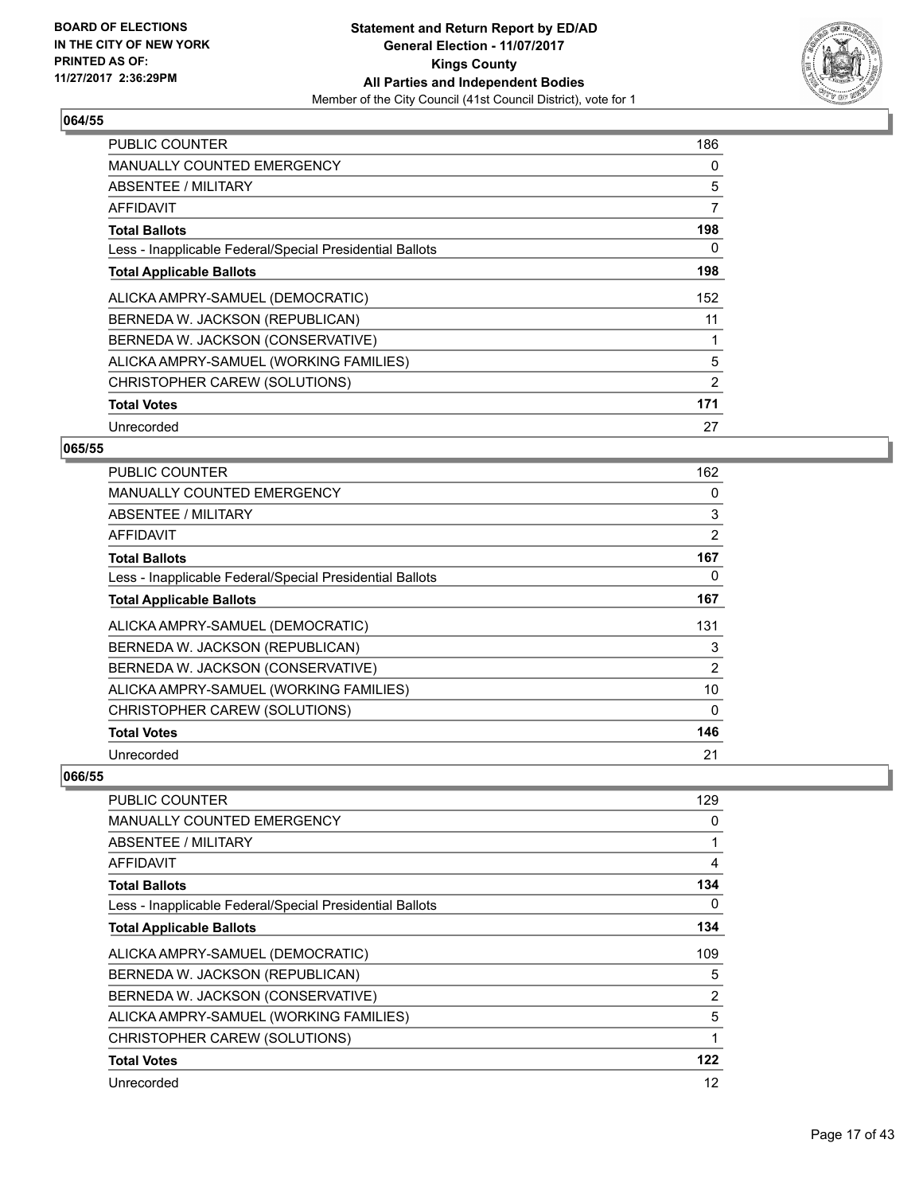**BOARD OF ELECTIONS IN THE CITY OF NEW YORK PRINTED AS OF: 11/27/2017 2:36:29PM**

**Statement and Return Report by ED/AD**
**General Election - 11/07/2017**
**Kings County**
**All Parties and Independent Bodies**
Member of the City Council (41st Council District), vote for 1

### 064/55

| | |
|---|---|
| PUBLIC COUNTER | 186 |
| MANUALLY COUNTED EMERGENCY | 0 |
| ABSENTEE / MILITARY | 5 |
| AFFIDAVIT | 7 |
| **Total Ballots** | **198** |
| Less - Inapplicable Federal/Special Presidential Ballots | 0 |
| **Total Applicable Ballots** | **198** |
| ALICKA AMPRY-SAMUEL (DEMOCRATIC) | 152 |
| BERNEDA W. JACKSON (REPUBLICAN) | 11 |
| BERNEDA W. JACKSON (CONSERVATIVE) | 1 |
| ALICKA AMPRY-SAMUEL (WORKING FAMILIES) | 5 |
| CHRISTOPHER CAREW (SOLUTIONS) | 2 |
| **Total Votes** | **171** |
| Unrecorded | 27 |

### 065/55

| | |
|---|---|
| PUBLIC COUNTER | 162 |
| MANUALLY COUNTED EMERGENCY | 0 |
| ABSENTEE / MILITARY | 3 |
| AFFIDAVIT | 2 |
| **Total Ballots** | **167** |
| Less - Inapplicable Federal/Special Presidential Ballots | 0 |
| **Total Applicable Ballots** | **167** |
| ALICKA AMPRY-SAMUEL (DEMOCRATIC) | 131 |
| BERNEDA W. JACKSON (REPUBLICAN) | 3 |
| BERNEDA W. JACKSON (CONSERVATIVE) | 2 |
| ALICKA AMPRY-SAMUEL (WORKING FAMILIES) | 10 |
| CHRISTOPHER CAREW (SOLUTIONS) | 0 |
| **Total Votes** | **146** |
| Unrecorded | 21 |

### 066/55

| | |
|---|---|
| PUBLIC COUNTER | 129 |
| MANUALLY COUNTED EMERGENCY | 0 |
| ABSENTEE / MILITARY | 1 |
| AFFIDAVIT | 4 |
| **Total Ballots** | **134** |
| Less - Inapplicable Federal/Special Presidential Ballots | 0 |
| **Total Applicable Ballots** | **134** |
| ALICKA AMPRY-SAMUEL (DEMOCRATIC) | 109 |
| BERNEDA W. JACKSON (REPUBLICAN) | 5 |
| BERNEDA W. JACKSON (CONSERVATIVE) | 2 |
| ALICKA AMPRY-SAMUEL (WORKING FAMILIES) | 5 |
| CHRISTOPHER CAREW (SOLUTIONS) | 1 |
| **Total Votes** | **122** |
| Unrecorded | 12 |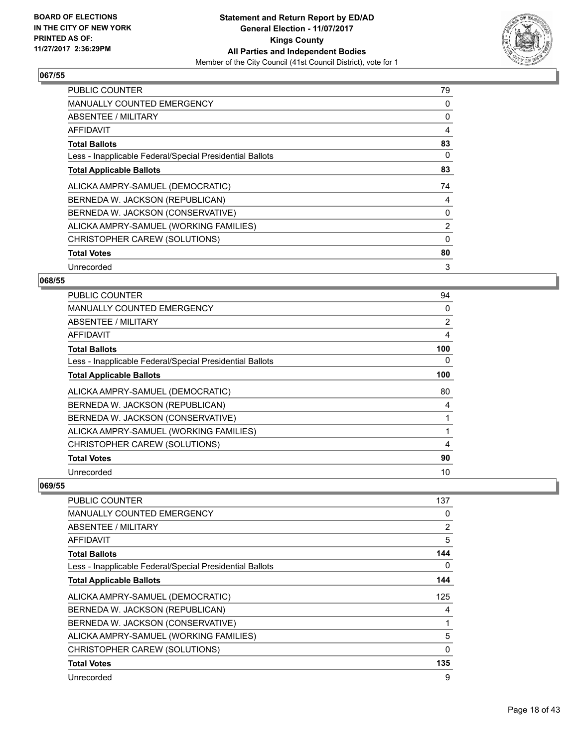**BOARD OF ELECTIONS IN THE CITY OF NEW YORK PRINTED AS OF: 11/27/2017 2:36:29PM**

**Statement and Return Report by ED/AD General Election - 11/07/2017 Kings County All Parties and Independent Bodies**

Member of the City Council (41st Council District), vote for 1

## 067/55

| | |
|---|---|
| PUBLIC COUNTER | 79 |
| MANUALLY COUNTED EMERGENCY | 0 |
| ABSENTEE / MILITARY | 0 |
| AFFIDAVIT | 4 |
| **Total Ballots** | **83** |
| Less - Inapplicable Federal/Special Presidential Ballots | 0 |
| **Total Applicable Ballots** | **83** |
| ALICKA AMPRY-SAMUEL (DEMOCRATIC) | 74 |
| BERNEDA W. JACKSON (REPUBLICAN) | 4 |
| BERNEDA W. JACKSON (CONSERVATIVE) | 0 |
| ALICKA AMPRY-SAMUEL (WORKING FAMILIES) | 2 |
| CHRISTOPHER CAREW (SOLUTIONS) | 0 |
| **Total Votes** | **80** |
| Unrecorded | 3 |

## 068/55

| | |
|---|---|
| PUBLIC COUNTER | 94 |
| MANUALLY COUNTED EMERGENCY | 0 |
| ABSENTEE / MILITARY | 2 |
| AFFIDAVIT | 4 |
| **Total Ballots** | **100** |
| Less - Inapplicable Federal/Special Presidential Ballots | 0 |
| **Total Applicable Ballots** | **100** |
| ALICKA AMPRY-SAMUEL (DEMOCRATIC) | 80 |
| BERNEDA W. JACKSON (REPUBLICAN) | 4 |
| BERNEDA W. JACKSON (CONSERVATIVE) | 1 |
| ALICKA AMPRY-SAMUEL (WORKING FAMILIES) | 1 |
| CHRISTOPHER CAREW (SOLUTIONS) | 4 |
| **Total Votes** | **90** |
| Unrecorded | 10 |

## 069/55

| | |
|---|---|
| PUBLIC COUNTER | 137 |
| MANUALLY COUNTED EMERGENCY | 0 |
| ABSENTEE / MILITARY | 2 |
| AFFIDAVIT | 5 |
| **Total Ballots** | **144** |
| Less - Inapplicable Federal/Special Presidential Ballots | 0 |
| **Total Applicable Ballots** | **144** |
| ALICKA AMPRY-SAMUEL (DEMOCRATIC) | 125 |
| BERNEDA W. JACKSON (REPUBLICAN) | 4 |
| BERNEDA W. JACKSON (CONSERVATIVE) | 1 |
| ALICKA AMPRY-SAMUEL (WORKING FAMILIES) | 5 |
| CHRISTOPHER CAREW (SOLUTIONS) | 0 |
| **Total Votes** | **135** |
| Unrecorded | 9 |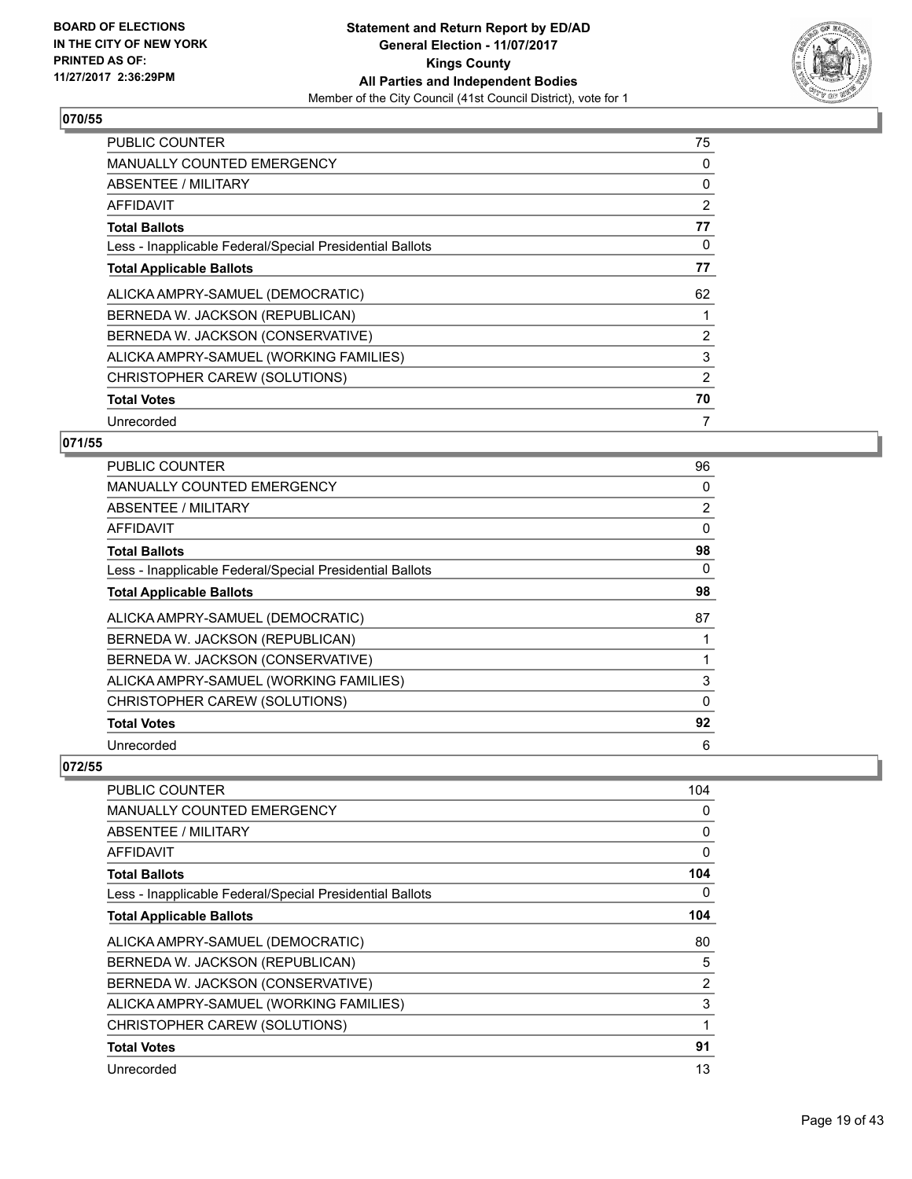## 070/55

| | |
|---|---|
| PUBLIC COUNTER | 75 |
| MANUALLY COUNTED EMERGENCY | 0 |
| ABSENTEE / MILITARY | 0 |
| AFFIDAVIT | 2 |
| **Total Ballots** | **77** |
| Less - Inapplicable Federal/Special Presidential Ballots | 0 |
| **Total Applicable Ballots** | **77** |
| ALICKA AMPRY-SAMUEL (DEMOCRATIC) | 62 |
| BERNEDA W. JACKSON (REPUBLICAN) | 1 |
| BERNEDA W. JACKSON (CONSERVATIVE) | 2 |
| ALICKA AMPRY-SAMUEL (WORKING FAMILIES) | 3 |
| CHRISTOPHER CAREW (SOLUTIONS) | 2 |
| **Total Votes** | **70** |
| Unrecorded | 7 |

## 071/55

| | |
|---|---|
| PUBLIC COUNTER | 96 |
| MANUALLY COUNTED EMERGENCY | 0 |
| ABSENTEE / MILITARY | 2 |
| AFFIDAVIT | 0 |
| **Total Ballots** | **98** |
| Less - Inapplicable Federal/Special Presidential Ballots | 0 |
| **Total Applicable Ballots** | **98** |
| ALICKA AMPRY-SAMUEL (DEMOCRATIC) | 87 |
| BERNEDA W. JACKSON (REPUBLICAN) | 1 |
| BERNEDA W. JACKSON (CONSERVATIVE) | 1 |
| ALICKA AMPRY-SAMUEL (WORKING FAMILIES) | 3 |
| CHRISTOPHER CAREW (SOLUTIONS) | 0 |
| **Total Votes** | **92** |
| Unrecorded | 6 |

## 072/55

| | |
|---|---|
| PUBLIC COUNTER | 104 |
| MANUALLY COUNTED EMERGENCY | 0 |
| ABSENTEE / MILITARY | 0 |
| AFFIDAVIT | 0 |
| **Total Ballots** | **104** |
| Less - Inapplicable Federal/Special Presidential Ballots | 0 |
| **Total Applicable Ballots** | **104** |
| ALICKA AMPRY-SAMUEL (DEMOCRATIC) | 80 |
| BERNEDA W. JACKSON (REPUBLICAN) | 5 |
| BERNEDA W. JACKSON (CONSERVATIVE) | 2 |
| ALICKA AMPRY-SAMUEL (WORKING FAMILIES) | 3 |
| CHRISTOPHER CAREW (SOLUTIONS) | 1 |
| **Total Votes** | **91** |
| Unrecorded | 13 |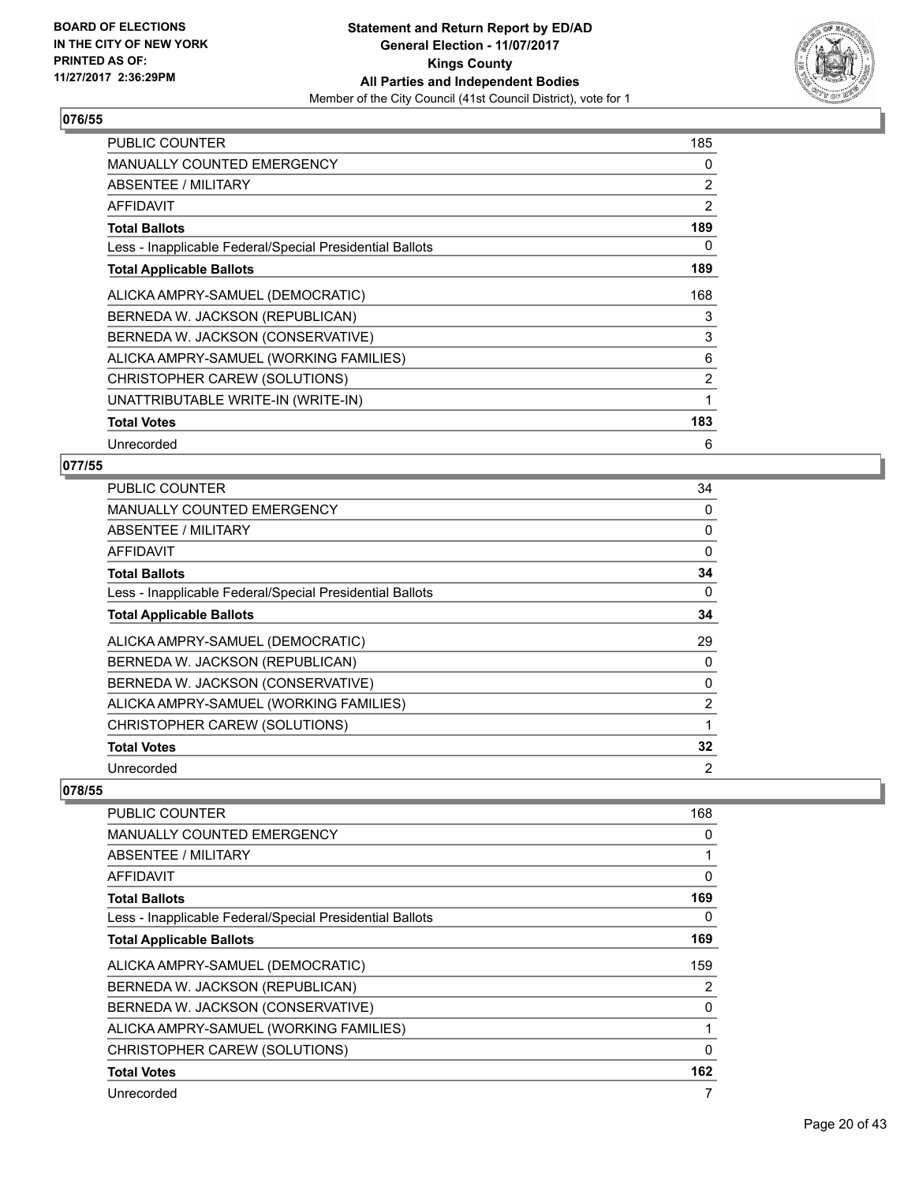### 076/55

| | |
|---|---|
| PUBLIC COUNTER | 185 |
| MANUALLY COUNTED EMERGENCY | 0 |
| ABSENTEE / MILITARY | 2 |
| AFFIDAVIT | 2 |
| **Total Ballots** | **189** |
| Less - Inapplicable Federal/Special Presidential Ballots | 0 |
| **Total Applicable Ballots** | **189** |
| ALICKA AMPRY-SAMUEL (DEMOCRATIC) | 168 |
| BERNEDA W. JACKSON (REPUBLICAN) | 3 |
| BERNEDA W. JACKSON (CONSERVATIVE) | 3 |
| ALICKA AMPRY-SAMUEL (WORKING FAMILIES) | 6 |
| CHRISTOPHER CAREW (SOLUTIONS) | 2 |
| UNATTRIBUTABLE WRITE-IN (WRITE-IN) | 1 |
| **Total Votes** | **183** |
| Unrecorded | 6 |

### 077/55

| | |
|---|---|
| PUBLIC COUNTER | 34 |
| MANUALLY COUNTED EMERGENCY | 0 |
| ABSENTEE / MILITARY | 0 |
| AFFIDAVIT | 0 |
| **Total Ballots** | **34** |
| Less - Inapplicable Federal/Special Presidential Ballots | 0 |
| **Total Applicable Ballots** | **34** |
| ALICKA AMPRY-SAMUEL (DEMOCRATIC) | 29 |
| BERNEDA W. JACKSON (REPUBLICAN) | 0 |
| BERNEDA W. JACKSON (CONSERVATIVE) | 0 |
| ALICKA AMPRY-SAMUEL (WORKING FAMILIES) | 2 |
| CHRISTOPHER CAREW (SOLUTIONS) | 1 |
| **Total Votes** | **32** |
| Unrecorded | 2 |

### 078/55

| | |
|---|---|
| PUBLIC COUNTER | 168 |
| MANUALLY COUNTED EMERGENCY | 0 |
| ABSENTEE / MILITARY | 1 |
| AFFIDAVIT | 0 |
| **Total Ballots** | **169** |
| Less - Inapplicable Federal/Special Presidential Ballots | 0 |
| **Total Applicable Ballots** | **169** |
| ALICKA AMPRY-SAMUEL (DEMOCRATIC) | 159 |
| BERNEDA W. JACKSON (REPUBLICAN) | 2 |
| BERNEDA W. JACKSON (CONSERVATIVE) | 0 |
| ALICKA AMPRY-SAMUEL (WORKING FAMILIES) | 1 |
| CHRISTOPHER CAREW (SOLUTIONS) | 0 |
| **Total Votes** | **162** |
| Unrecorded | 7 |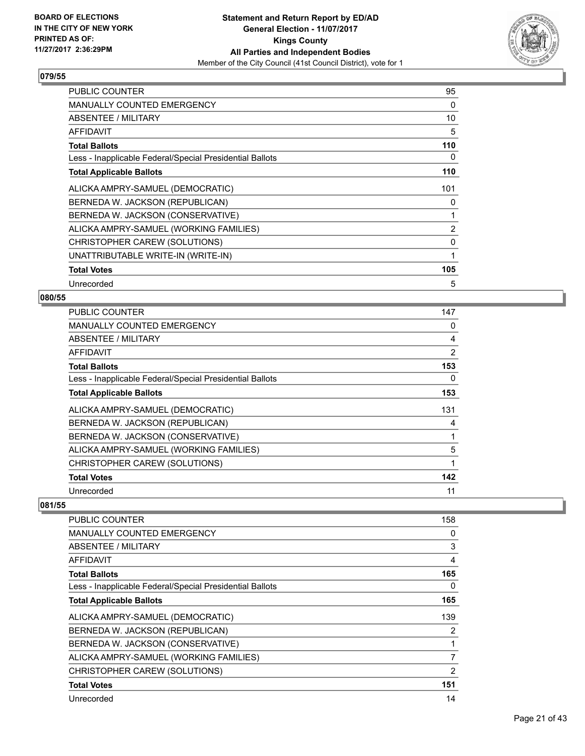**BOARD OF ELECTIONS IN THE CITY OF NEW YORK PRINTED AS OF: 11/27/2017 2:36:29PM**

**Statement and Return Report by ED/AD**
**General Election - 11/07/2017**
**Kings County**
**All Parties and Independent Bodies**
Member of the City Council (41st Council District), vote for 1

### 079/55

| | |
|---|---|
| PUBLIC COUNTER | 95 |
| MANUALLY COUNTED EMERGENCY | 0 |
| ABSENTEE / MILITARY | 10 |
| AFFIDAVIT | 5 |
| **Total Ballots** | **110** |
| Less - Inapplicable Federal/Special Presidential Ballots | 0 |
| **Total Applicable Ballots** | **110** |
| ALICKA AMPRY-SAMUEL (DEMOCRATIC) | 101 |
| BERNEDA W. JACKSON (REPUBLICAN) | 0 |
| BERNEDA W. JACKSON (CONSERVATIVE) | 1 |
| ALICKA AMPRY-SAMUEL (WORKING FAMILIES) | 2 |
| CHRISTOPHER CAREW (SOLUTIONS) | 0 |
| UNATTRIBUTABLE WRITE-IN (WRITE-IN) | 1 |
| **Total Votes** | **105** |
| Unrecorded | 5 |

### 080/55

| | |
|---|---|
| PUBLIC COUNTER | 147 |
| MANUALLY COUNTED EMERGENCY | 0 |
| ABSENTEE / MILITARY | 4 |
| AFFIDAVIT | 2 |
| **Total Ballots** | **153** |
| Less - Inapplicable Federal/Special Presidential Ballots | 0 |
| **Total Applicable Ballots** | **153** |
| ALICKA AMPRY-SAMUEL (DEMOCRATIC) | 131 |
| BERNEDA W. JACKSON (REPUBLICAN) | 4 |
| BERNEDA W. JACKSON (CONSERVATIVE) | 1 |
| ALICKA AMPRY-SAMUEL (WORKING FAMILIES) | 5 |
| CHRISTOPHER CAREW (SOLUTIONS) | 1 |
| **Total Votes** | **142** |
| Unrecorded | 11 |

### 081/55

| | |
|---|---|
| PUBLIC COUNTER | 158 |
| MANUALLY COUNTED EMERGENCY | 0 |
| ABSENTEE / MILITARY | 3 |
| AFFIDAVIT | 4 |
| **Total Ballots** | **165** |
| Less - Inapplicable Federal/Special Presidential Ballots | 0 |
| **Total Applicable Ballots** | **165** |
| ALICKA AMPRY-SAMUEL (DEMOCRATIC) | 139 |
| BERNEDA W. JACKSON (REPUBLICAN) | 2 |
| BERNEDA W. JACKSON (CONSERVATIVE) | 1 |
| ALICKA AMPRY-SAMUEL (WORKING FAMILIES) | 7 |
| CHRISTOPHER CAREW (SOLUTIONS) | 2 |
| **Total Votes** | **151** |
| Unrecorded | 14 |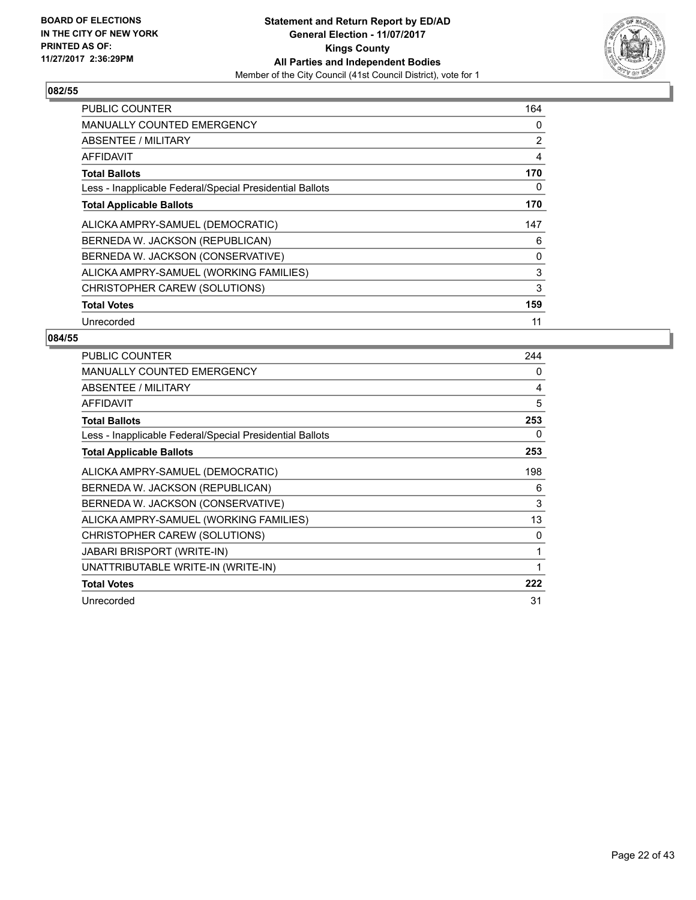**BOARD OF ELECTIONS IN THE CITY OF NEW YORK PRINTED AS OF: 11/27/2017 2:36:29PM**

**Statement and Return Report by ED/AD General Election - 11/07/2017 Kings County All Parties and Independent Bodies**

Member of the City Council (41st Council District), vote for 1

## 082/55

| | |
|---|---|
| PUBLIC COUNTER | 164 |
| MANUALLY COUNTED EMERGENCY | 0 |
| ABSENTEE / MILITARY | 2 |
| AFFIDAVIT | 4 |
| **Total Ballots** | **170** |
| Less - Inapplicable Federal/Special Presidential Ballots | 0 |
| **Total Applicable Ballots** | **170** |
| ALICKA AMPRY-SAMUEL (DEMOCRATIC) | 147 |
| BERNEDA W. JACKSON (REPUBLICAN) | 6 |
| BERNEDA W. JACKSON (CONSERVATIVE) | 0 |
| ALICKA AMPRY-SAMUEL (WORKING FAMILIES) | 3 |
| CHRISTOPHER CAREW (SOLUTIONS) | 3 |
| **Total Votes** | **159** |
| Unrecorded | 11 |

## 084/55

| | |
|---|---|
| PUBLIC COUNTER | 244 |
| MANUALLY COUNTED EMERGENCY | 0 |
| ABSENTEE / MILITARY | 4 |
| AFFIDAVIT | 5 |
| **Total Ballots** | **253** |
| Less - Inapplicable Federal/Special Presidential Ballots | 0 |
| **Total Applicable Ballots** | **253** |
| ALICKA AMPRY-SAMUEL (DEMOCRATIC) | 198 |
| BERNEDA W. JACKSON (REPUBLICAN) | 6 |
| BERNEDA W. JACKSON (CONSERVATIVE) | 3 |
| ALICKA AMPRY-SAMUEL (WORKING FAMILIES) | 13 |
| CHRISTOPHER CAREW (SOLUTIONS) | 0 |
| JABARI BRISPORT (WRITE-IN) | 1 |
| UNATTRIBUTABLE WRITE-IN (WRITE-IN) | 1 |
| **Total Votes** | **222** |
| Unrecorded | 31 |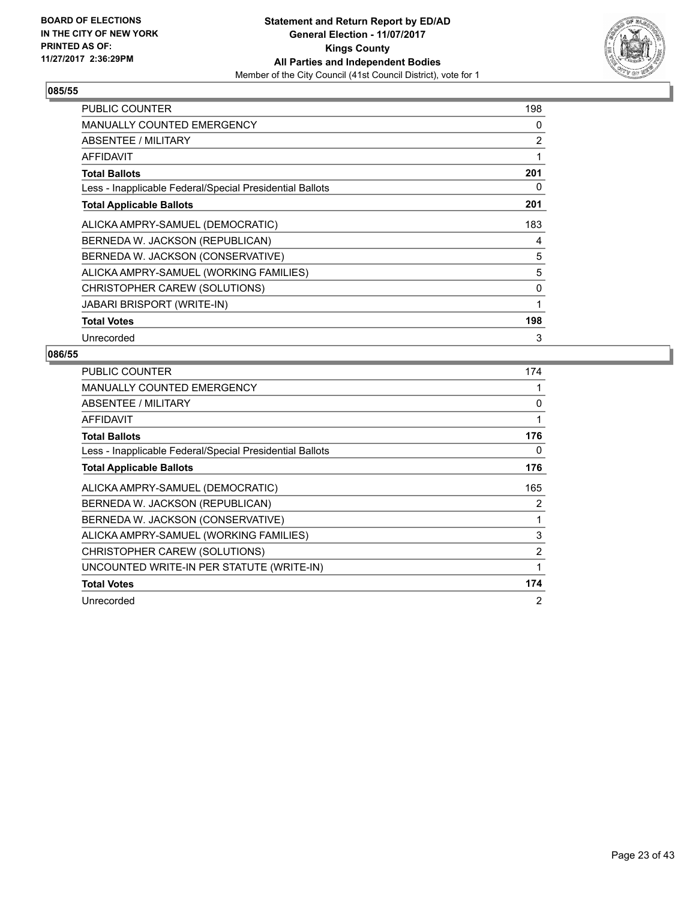**BOARD OF ELECTIONS IN THE CITY OF NEW YORK PRINTED AS OF: 11/27/2017 2:36:29PM**

**Statement and Return Report by ED/AD**
**General Election - 11/07/2017**
**Kings County**
**All Parties and Independent Bodies**
Member of the City Council (41st Council District), vote for 1

### 085/55

| | |
|---|---|
| PUBLIC COUNTER | 198 |
| MANUALLY COUNTED EMERGENCY | 0 |
| ABSENTEE / MILITARY | 2 |
| AFFIDAVIT | 1 |
| **Total Ballots** | **201** |
| Less - Inapplicable Federal/Special Presidential Ballots | 0 |
| **Total Applicable Ballots** | **201** |
| ALICKA AMPRY-SAMUEL (DEMOCRATIC) | 183 |
| BERNEDA W. JACKSON (REPUBLICAN) | 4 |
| BERNEDA W. JACKSON (CONSERVATIVE) | 5 |
| ALICKA AMPRY-SAMUEL (WORKING FAMILIES) | 5 |
| CHRISTOPHER CAREW (SOLUTIONS) | 0 |
| JABARI BRISPORT (WRITE-IN) | 1 |
| **Total Votes** | **198** |
| Unrecorded | 3 |

### 086/55

| | |
|---|---|
| PUBLIC COUNTER | 174 |
| MANUALLY COUNTED EMERGENCY | 1 |
| ABSENTEE / MILITARY | 0 |
| AFFIDAVIT | 1 |
| **Total Ballots** | **176** |
| Less - Inapplicable Federal/Special Presidential Ballots | 0 |
| **Total Applicable Ballots** | **176** |
| ALICKA AMPRY-SAMUEL (DEMOCRATIC) | 165 |
| BERNEDA W. JACKSON (REPUBLICAN) | 2 |
| BERNEDA W. JACKSON (CONSERVATIVE) | 1 |
| ALICKA AMPRY-SAMUEL (WORKING FAMILIES) | 3 |
| CHRISTOPHER CAREW (SOLUTIONS) | 2 |
| UNCOUNTED WRITE-IN PER STATUTE (WRITE-IN) | 1 |
| **Total Votes** | **174** |
| Unrecorded | 2 |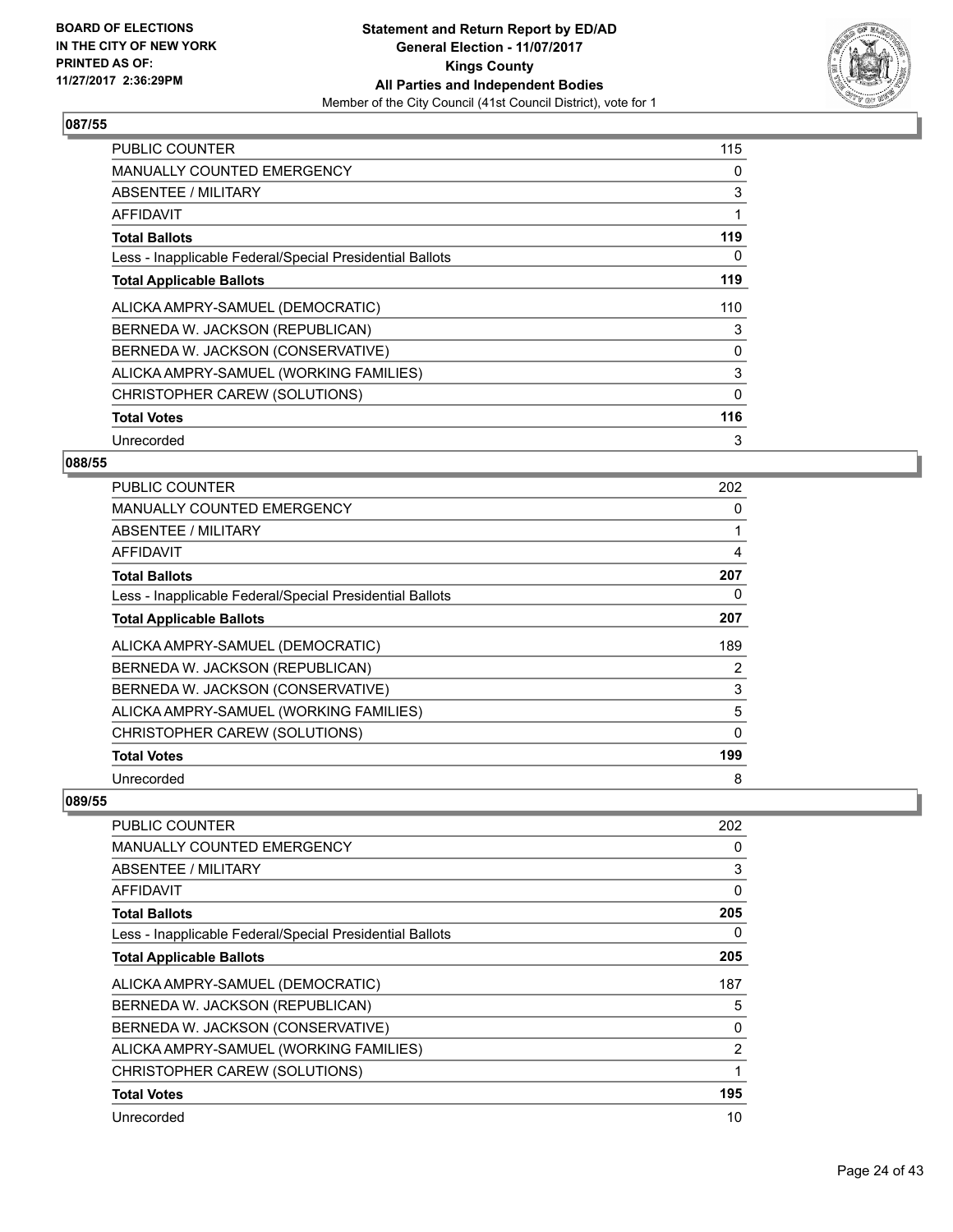**BOARD OF ELECTIONS IN THE CITY OF NEW YORK PRINTED AS OF: 11/27/2017 2:36:29PM**

**Statement and Return Report by ED/AD General Election - 11/07/2017 Kings County All Parties and Independent Bodies**

Member of the City Council (41st Council District), vote for 1

### 087/55

| | |
|---|---|
| PUBLIC COUNTER | 115 |
| MANUALLY COUNTED EMERGENCY | 0 |
| ABSENTEE / MILITARY | 3 |
| AFFIDAVIT | 1 |
| **Total Ballots** | **119** |
| Less - Inapplicable Federal/Special Presidential Ballots | 0 |
| **Total Applicable Ballots** | **119** |
| ALICKA AMPRY-SAMUEL (DEMOCRATIC) | 110 |
| BERNEDA W. JACKSON (REPUBLICAN) | 3 |
| BERNEDA W. JACKSON (CONSERVATIVE) | 0 |
| ALICKA AMPRY-SAMUEL (WORKING FAMILIES) | 3 |
| CHRISTOPHER CAREW (SOLUTIONS) | 0 |
| **Total Votes** | **116** |
| Unrecorded | 3 |

### 088/55

| | |
|---|---|
| PUBLIC COUNTER | 202 |
| MANUALLY COUNTED EMERGENCY | 0 |
| ABSENTEE / MILITARY | 1 |
| AFFIDAVIT | 4 |
| **Total Ballots** | **207** |
| Less - Inapplicable Federal/Special Presidential Ballots | 0 |
| **Total Applicable Ballots** | **207** |
| ALICKA AMPRY-SAMUEL (DEMOCRATIC) | 189 |
| BERNEDA W. JACKSON (REPUBLICAN) | 2 |
| BERNEDA W. JACKSON (CONSERVATIVE) | 3 |
| ALICKA AMPRY-SAMUEL (WORKING FAMILIES) | 5 |
| CHRISTOPHER CAREW (SOLUTIONS) | 0 |
| **Total Votes** | **199** |
| Unrecorded | 8 |

### 089/55

| | |
|---|---|
| PUBLIC COUNTER | 202 |
| MANUALLY COUNTED EMERGENCY | 0 |
| ABSENTEE / MILITARY | 3 |
| AFFIDAVIT | 0 |
| **Total Ballots** | **205** |
| Less - Inapplicable Federal/Special Presidential Ballots | 0 |
| **Total Applicable Ballots** | **205** |
| ALICKA AMPRY-SAMUEL (DEMOCRATIC) | 187 |
| BERNEDA W. JACKSON (REPUBLICAN) | 5 |
| BERNEDA W. JACKSON (CONSERVATIVE) | 0 |
| ALICKA AMPRY-SAMUEL (WORKING FAMILIES) | 2 |
| CHRISTOPHER CAREW (SOLUTIONS) | 1 |
| **Total Votes** | **195** |
| Unrecorded | 10 |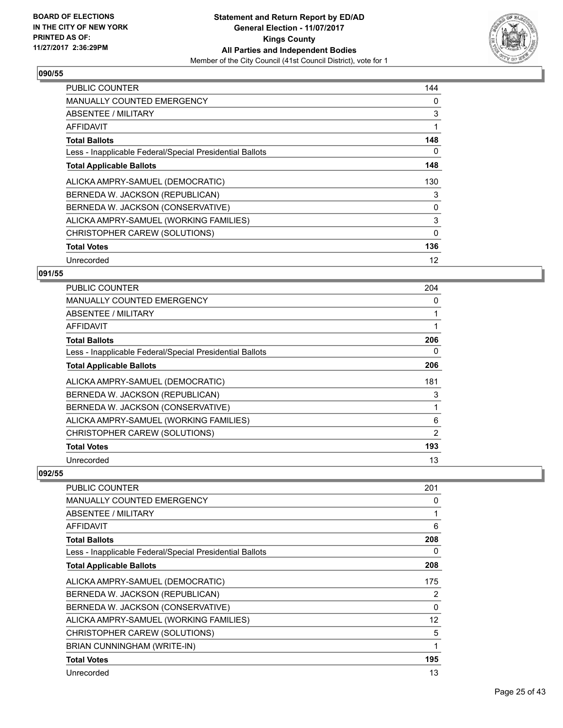**BOARD OF ELECTIONS IN THE CITY OF NEW YORK PRINTED AS OF: 11/27/2017 2:36:29PM**

**Statement and Return Report by ED/AD**
**General Election - 11/07/2017**
**Kings County**
**All Parties and Independent Bodies**
Member of the City Council (41st Council District), vote for 1

### 090/55

| | |
|---|---|
| PUBLIC COUNTER | 144 |
| MANUALLY COUNTED EMERGENCY | 0 |
| ABSENTEE / MILITARY | 3 |
| AFFIDAVIT | 1 |
| **Total Ballots** | **148** |
| Less - Inapplicable Federal/Special Presidential Ballots | 0 |
| **Total Applicable Ballots** | **148** |
| ALICKA AMPRY-SAMUEL (DEMOCRATIC) | 130 |
| BERNEDA W. JACKSON (REPUBLICAN) | 3 |
| BERNEDA W. JACKSON (CONSERVATIVE) | 0 |
| ALICKA AMPRY-SAMUEL (WORKING FAMILIES) | 3 |
| CHRISTOPHER CAREW (SOLUTIONS) | 0 |
| **Total Votes** | **136** |
| Unrecorded | 12 |

### 091/55

| | |
|---|---|
| PUBLIC COUNTER | 204 |
| MANUALLY COUNTED EMERGENCY | 0 |
| ABSENTEE / MILITARY | 1 |
| AFFIDAVIT | 1 |
| **Total Ballots** | **206** |
| Less - Inapplicable Federal/Special Presidential Ballots | 0 |
| **Total Applicable Ballots** | **206** |
| ALICKA AMPRY-SAMUEL (DEMOCRATIC) | 181 |
| BERNEDA W. JACKSON (REPUBLICAN) | 3 |
| BERNEDA W. JACKSON (CONSERVATIVE) | 1 |
| ALICKA AMPRY-SAMUEL (WORKING FAMILIES) | 6 |
| CHRISTOPHER CAREW (SOLUTIONS) | 2 |
| **Total Votes** | **193** |
| Unrecorded | 13 |

### 092/55

| | |
|---|---|
| PUBLIC COUNTER | 201 |
| MANUALLY COUNTED EMERGENCY | 0 |
| ABSENTEE / MILITARY | 1 |
| AFFIDAVIT | 6 |
| **Total Ballots** | **208** |
| Less - Inapplicable Federal/Special Presidential Ballots | 0 |
| **Total Applicable Ballots** | **208** |
| ALICKA AMPRY-SAMUEL (DEMOCRATIC) | 175 |
| BERNEDA W. JACKSON (REPUBLICAN) | 2 |
| BERNEDA W. JACKSON (CONSERVATIVE) | 0 |
| ALICKA AMPRY-SAMUEL (WORKING FAMILIES) | 12 |
| CHRISTOPHER CAREW (SOLUTIONS) | 5 |
| BRIAN CUNNINGHAM (WRITE-IN) | 1 |
| **Total Votes** | **195** |
| Unrecorded | 13 |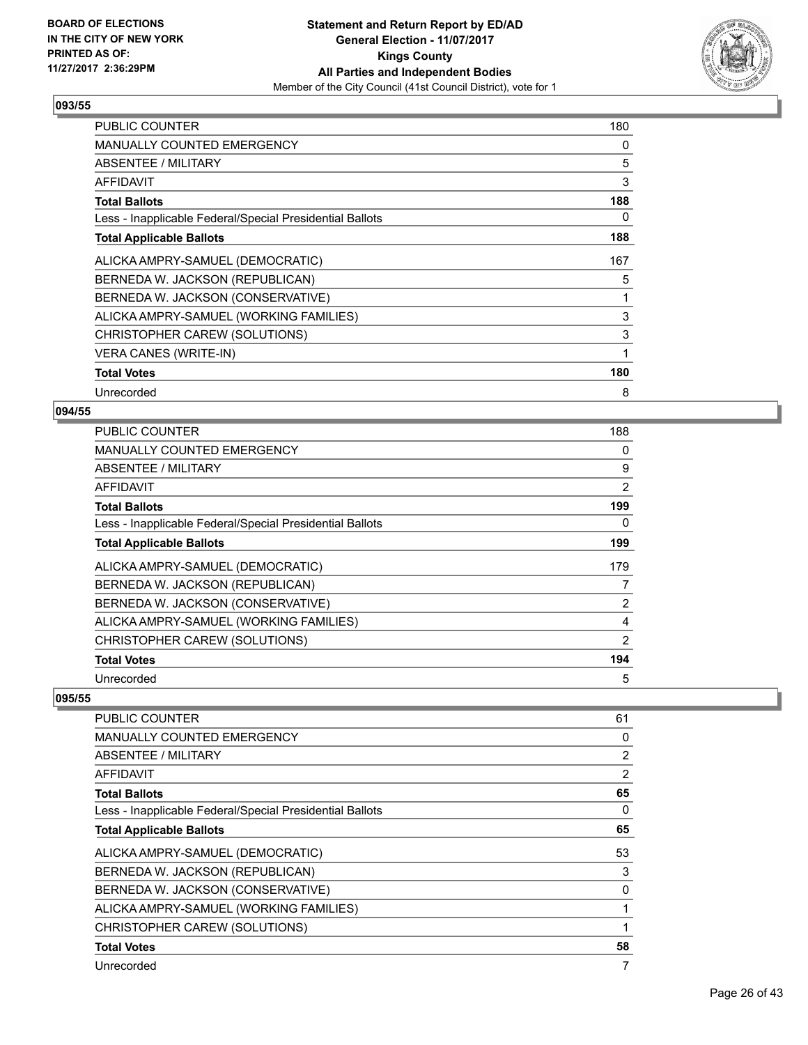### 093/55

| | |
|---|---|
| PUBLIC COUNTER | 180 |
| MANUALLY COUNTED EMERGENCY | 0 |
| ABSENTEE / MILITARY | 5 |
| AFFIDAVIT | 3 |
| **Total Ballots** | **188** |
| Less - Inapplicable Federal/Special Presidential Ballots | 0 |
| **Total Applicable Ballots** | **188** |
| ALICKA AMPRY-SAMUEL (DEMOCRATIC) | 167 |
| BERNEDA W. JACKSON (REPUBLICAN) | 5 |
| BERNEDA W. JACKSON (CONSERVATIVE) | 1 |
| ALICKA AMPRY-SAMUEL (WORKING FAMILIES) | 3 |
| CHRISTOPHER CAREW (SOLUTIONS) | 3 |
| VERA CANES (WRITE-IN) | 1 |
| **Total Votes** | **180** |
| Unrecorded | 8 |

### 094/55

| | |
|---|---|
| PUBLIC COUNTER | 188 |
| MANUALLY COUNTED EMERGENCY | 0 |
| ABSENTEE / MILITARY | 9 |
| AFFIDAVIT | 2 |
| **Total Ballots** | **199** |
| Less - Inapplicable Federal/Special Presidential Ballots | 0 |
| **Total Applicable Ballots** | **199** |
| ALICKA AMPRY-SAMUEL (DEMOCRATIC) | 179 |
| BERNEDA W. JACKSON (REPUBLICAN) | 7 |
| BERNEDA W. JACKSON (CONSERVATIVE) | 2 |
| ALICKA AMPRY-SAMUEL (WORKING FAMILIES) | 4 |
| CHRISTOPHER CAREW (SOLUTIONS) | 2 |
| **Total Votes** | **194** |
| Unrecorded | 5 |

### 095/55

| | |
|---|---|
| PUBLIC COUNTER | 61 |
| MANUALLY COUNTED EMERGENCY | 0 |
| ABSENTEE / MILITARY | 2 |
| AFFIDAVIT | 2 |
| **Total Ballots** | **65** |
| Less - Inapplicable Federal/Special Presidential Ballots | 0 |
| **Total Applicable Ballots** | **65** |
| ALICKA AMPRY-SAMUEL (DEMOCRATIC) | 53 |
| BERNEDA W. JACKSON (REPUBLICAN) | 3 |
| BERNEDA W. JACKSON (CONSERVATIVE) | 0 |
| ALICKA AMPRY-SAMUEL (WORKING FAMILIES) | 1 |
| CHRISTOPHER CAREW (SOLUTIONS) | 1 |
| **Total Votes** | **58** |
| Unrecorded | 7 |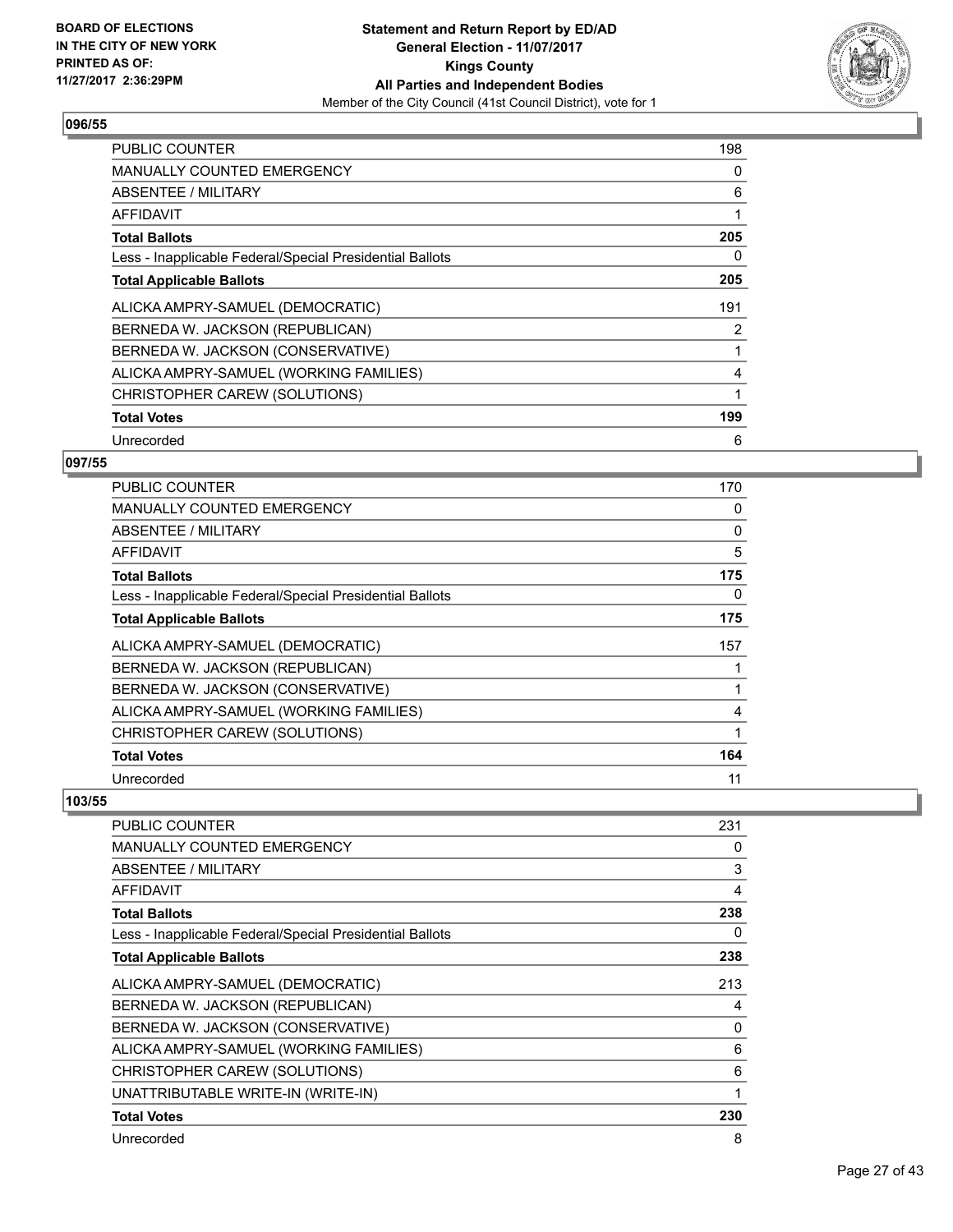**BOARD OF ELECTIONS IN THE CITY OF NEW YORK PRINTED AS OF: 11/27/2017 2:36:29PM**

**Statement and Return Report by ED/AD General Election - 11/07/2017 Kings County All Parties and Independent Bodies**
Member of the City Council (41st Council District), vote for 1

## 096/55

| | |
|---|---|
| PUBLIC COUNTER | 198 |
| MANUALLY COUNTED EMERGENCY | 0 |
| ABSENTEE / MILITARY | 6 |
| AFFIDAVIT | 1 |
| **Total Ballots** | **205** |
| Less - Inapplicable Federal/Special Presidential Ballots | 0 |
| **Total Applicable Ballots** | **205** |
| ALICKA AMPRY-SAMUEL (DEMOCRATIC) | 191 |
| BERNEDA W. JACKSON (REPUBLICAN) | 2 |
| BERNEDA W. JACKSON (CONSERVATIVE) | 1 |
| ALICKA AMPRY-SAMUEL (WORKING FAMILIES) | 4 |
| CHRISTOPHER CAREW (SOLUTIONS) | 1 |
| **Total Votes** | **199** |
| Unrecorded | 6 |

## 097/55

| | |
|---|---|
| PUBLIC COUNTER | 170 |
| MANUALLY COUNTED EMERGENCY | 0 |
| ABSENTEE / MILITARY | 0 |
| AFFIDAVIT | 5 |
| **Total Ballots** | **175** |
| Less - Inapplicable Federal/Special Presidential Ballots | 0 |
| **Total Applicable Ballots** | **175** |
| ALICKA AMPRY-SAMUEL (DEMOCRATIC) | 157 |
| BERNEDA W. JACKSON (REPUBLICAN) | 1 |
| BERNEDA W. JACKSON (CONSERVATIVE) | 1 |
| ALICKA AMPRY-SAMUEL (WORKING FAMILIES) | 4 |
| CHRISTOPHER CAREW (SOLUTIONS) | 1 |
| **Total Votes** | **164** |
| Unrecorded | 11 |

## 103/55

| | |
|---|---|
| PUBLIC COUNTER | 231 |
| MANUALLY COUNTED EMERGENCY | 0 |
| ABSENTEE / MILITARY | 3 |
| AFFIDAVIT | 4 |
| **Total Ballots** | **238** |
| Less - Inapplicable Federal/Special Presidential Ballots | 0 |
| **Total Applicable Ballots** | **238** |
| ALICKA AMPRY-SAMUEL (DEMOCRATIC) | 213 |
| BERNEDA W. JACKSON (REPUBLICAN) | 4 |
| BERNEDA W. JACKSON (CONSERVATIVE) | 0 |
| ALICKA AMPRY-SAMUEL (WORKING FAMILIES) | 6 |
| CHRISTOPHER CAREW (SOLUTIONS) | 6 |
| UNATTRIBUTABLE WRITE-IN (WRITE-IN) | 1 |
| **Total Votes** | **230** |
| Unrecorded | 8 |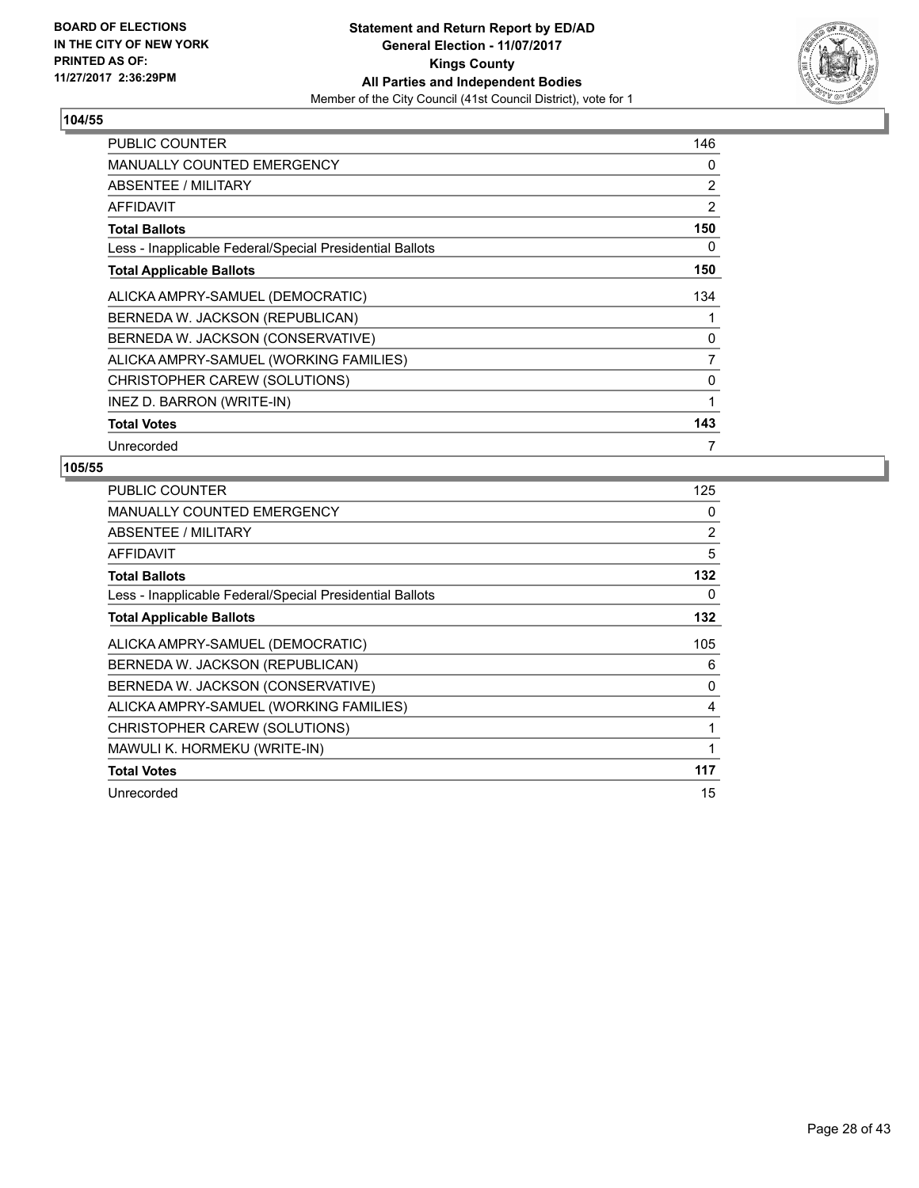**Statement and Return Report by ED/AD**
**General Election - 11/07/2017**
**Kings County**
**All Parties and Independent Bodies**
Member of the City Council (41st Council District), vote for 1

BOARD OF ELECTIONS
IN THE CITY OF NEW YORK
PRINTED AS OF:
11/27/2017 2:36:29PM

## 104/55

| | |
|---|---|
| PUBLIC COUNTER | 146 |
| MANUALLY COUNTED EMERGENCY | 0 |
| ABSENTEE / MILITARY | 2 |
| AFFIDAVIT | 2 |
| **Total Ballots** | **150** |
| Less - Inapplicable Federal/Special Presidential Ballots | 0 |
| **Total Applicable Ballots** | **150** |
| ALICKA AMPRY-SAMUEL (DEMOCRATIC) | 134 |
| BERNEDA W. JACKSON (REPUBLICAN) | 1 |
| BERNEDA W. JACKSON (CONSERVATIVE) | 0 |
| ALICKA AMPRY-SAMUEL (WORKING FAMILIES) | 7 |
| CHRISTOPHER CAREW (SOLUTIONS) | 0 |
| INEZ D. BARRON (WRITE-IN) | 1 |
| **Total Votes** | **143** |
| Unrecorded | 7 |

## 105/55

| | |
|---|---|
| PUBLIC COUNTER | 125 |
| MANUALLY COUNTED EMERGENCY | 0 |
| ABSENTEE / MILITARY | 2 |
| AFFIDAVIT | 5 |
| **Total Ballots** | **132** |
| Less - Inapplicable Federal/Special Presidential Ballots | 0 |
| **Total Applicable Ballots** | **132** |
| ALICKA AMPRY-SAMUEL (DEMOCRATIC) | 105 |
| BERNEDA W. JACKSON (REPUBLICAN) | 6 |
| BERNEDA W. JACKSON (CONSERVATIVE) | 0 |
| ALICKA AMPRY-SAMUEL (WORKING FAMILIES) | 4 |
| CHRISTOPHER CAREW (SOLUTIONS) | 1 |
| MAWULI K. HORMEKU (WRITE-IN) | 1 |
| **Total Votes** | **117** |
| Unrecorded | 15 |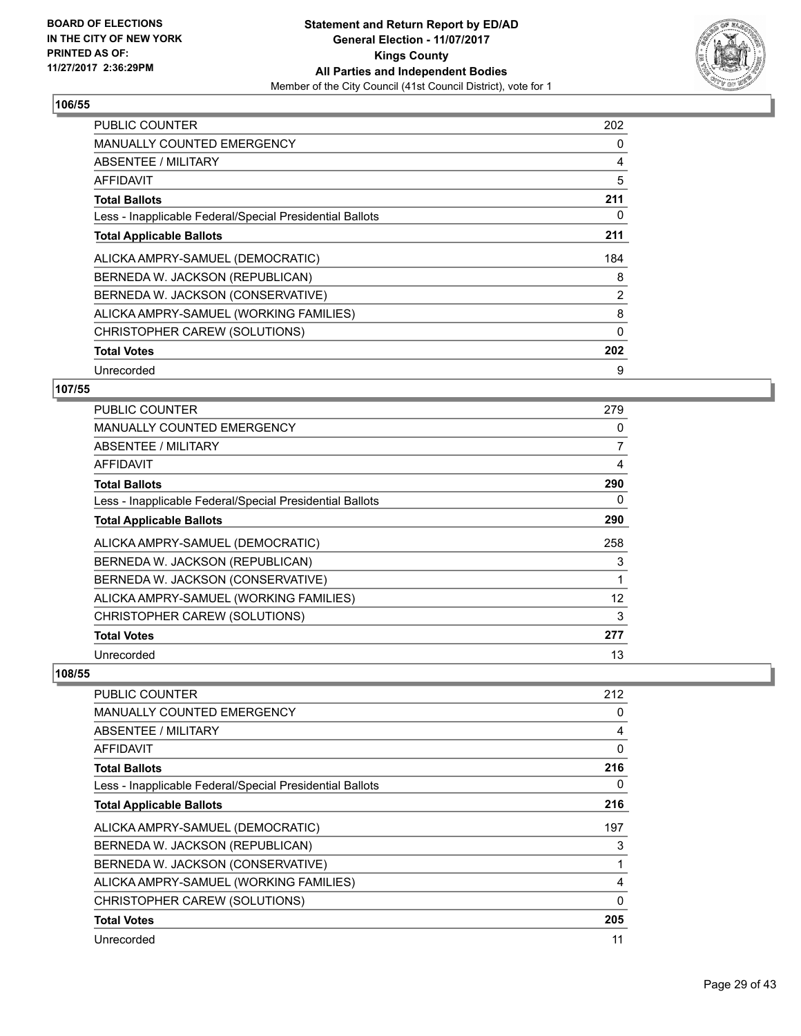**BOARD OF ELECTIONS IN THE CITY OF NEW YORK PRINTED AS OF: 11/27/2017 2:36:29PM**

**Statement and Return Report by ED/AD General Election - 11/07/2017 Kings County All Parties and Independent Bodies**

Member of the City Council (41st Council District), vote for 1

## 106/55

| | |
|---|---|
| PUBLIC COUNTER | 202 |
| MANUALLY COUNTED EMERGENCY | 0 |
| ABSENTEE / MILITARY | 4 |
| AFFIDAVIT | 5 |
| **Total Ballots** | **211** |
| Less - Inapplicable Federal/Special Presidential Ballots | 0 |
| **Total Applicable Ballots** | **211** |
| ALICKA AMPRY-SAMUEL (DEMOCRATIC) | 184 |
| BERNEDA W. JACKSON (REPUBLICAN) | 8 |
| BERNEDA W. JACKSON (CONSERVATIVE) | 2 |
| ALICKA AMPRY-SAMUEL (WORKING FAMILIES) | 8 |
| CHRISTOPHER CAREW (SOLUTIONS) | 0 |
| **Total Votes** | **202** |
| Unrecorded | 9 |

## 107/55

| | |
|---|---|
| PUBLIC COUNTER | 279 |
| MANUALLY COUNTED EMERGENCY | 0 |
| ABSENTEE / MILITARY | 7 |
| AFFIDAVIT | 4 |
| **Total Ballots** | **290** |
| Less - Inapplicable Federal/Special Presidential Ballots | 0 |
| **Total Applicable Ballots** | **290** |
| ALICKA AMPRY-SAMUEL (DEMOCRATIC) | 258 |
| BERNEDA W. JACKSON (REPUBLICAN) | 3 |
| BERNEDA W. JACKSON (CONSERVATIVE) | 1 |
| ALICKA AMPRY-SAMUEL (WORKING FAMILIES) | 12 |
| CHRISTOPHER CAREW (SOLUTIONS) | 3 |
| **Total Votes** | **277** |
| Unrecorded | 13 |

## 108/55

| | |
|---|---|
| PUBLIC COUNTER | 212 |
| MANUALLY COUNTED EMERGENCY | 0 |
| ABSENTEE / MILITARY | 4 |
| AFFIDAVIT | 0 |
| **Total Ballots** | **216** |
| Less - Inapplicable Federal/Special Presidential Ballots | 0 |
| **Total Applicable Ballots** | **216** |
| ALICKA AMPRY-SAMUEL (DEMOCRATIC) | 197 |
| BERNEDA W. JACKSON (REPUBLICAN) | 3 |
| BERNEDA W. JACKSON (CONSERVATIVE) | 1 |
| ALICKA AMPRY-SAMUEL (WORKING FAMILIES) | 4 |
| CHRISTOPHER CAREW (SOLUTIONS) | 0 |
| **Total Votes** | **205** |
| Unrecorded | 11 |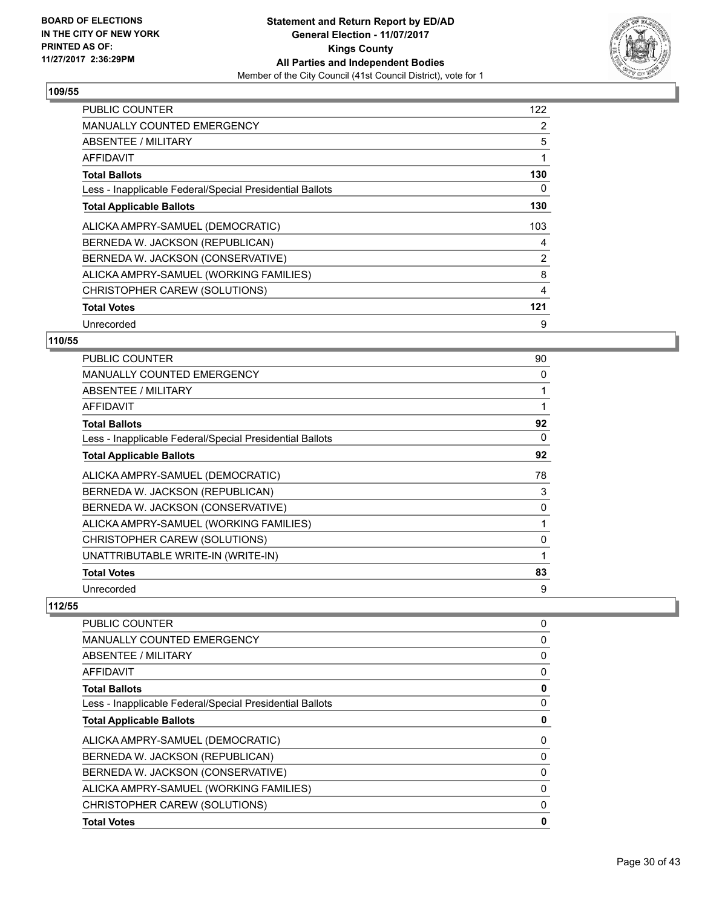**BOARD OF ELECTIONS IN THE CITY OF NEW YORK PRINTED AS OF: 11/27/2017 2:36:29PM**

**Statement and Return Report by ED/AD General Election - 11/07/2017 Kings County All Parties and Independent Bodies**
Member of the City Council (41st Council District), vote for 1

### 109/55

| | |
|---|---|
| PUBLIC COUNTER | 122 |
| MANUALLY COUNTED EMERGENCY | 2 |
| ABSENTEE / MILITARY | 5 |
| AFFIDAVIT | 1 |
| **Total Ballots** | **130** |
| Less - Inapplicable Federal/Special Presidential Ballots | 0 |
| **Total Applicable Ballots** | **130** |
| ALICKA AMPRY-SAMUEL (DEMOCRATIC) | 103 |
| BERNEDA W. JACKSON (REPUBLICAN) | 4 |
| BERNEDA W. JACKSON (CONSERVATIVE) | 2 |
| ALICKA AMPRY-SAMUEL (WORKING FAMILIES) | 8 |
| CHRISTOPHER CAREW (SOLUTIONS) | 4 |
| **Total Votes** | **121** |
| Unrecorded | 9 |

### 110/55

| | |
|---|---|
| PUBLIC COUNTER | 90 |
| MANUALLY COUNTED EMERGENCY | 0 |
| ABSENTEE / MILITARY | 1 |
| AFFIDAVIT | 1 |
| **Total Ballots** | **92** |
| Less - Inapplicable Federal/Special Presidential Ballots | 0 |
| **Total Applicable Ballots** | **92** |
| ALICKA AMPRY-SAMUEL (DEMOCRATIC) | 78 |
| BERNEDA W. JACKSON (REPUBLICAN) | 3 |
| BERNEDA W. JACKSON (CONSERVATIVE) | 0 |
| ALICKA AMPRY-SAMUEL (WORKING FAMILIES) | 1 |
| CHRISTOPHER CAREW (SOLUTIONS) | 0 |
| UNATTRIBUTABLE WRITE-IN (WRITE-IN) | 1 |
| **Total Votes** | **83** |
| Unrecorded | 9 |

### 112/55

| | |
|---|---|
| PUBLIC COUNTER | 0 |
| MANUALLY COUNTED EMERGENCY | 0 |
| ABSENTEE / MILITARY | 0 |
| AFFIDAVIT | 0 |
| **Total Ballots** | **0** |
| Less - Inapplicable Federal/Special Presidential Ballots | 0 |
| **Total Applicable Ballots** | **0** |
| ALICKA AMPRY-SAMUEL (DEMOCRATIC) | 0 |
| BERNEDA W. JACKSON (REPUBLICAN) | 0 |
| BERNEDA W. JACKSON (CONSERVATIVE) | 0 |
| ALICKA AMPRY-SAMUEL (WORKING FAMILIES) | 0 |
| CHRISTOPHER CAREW (SOLUTIONS) | 0 |
| **Total Votes** | **0** |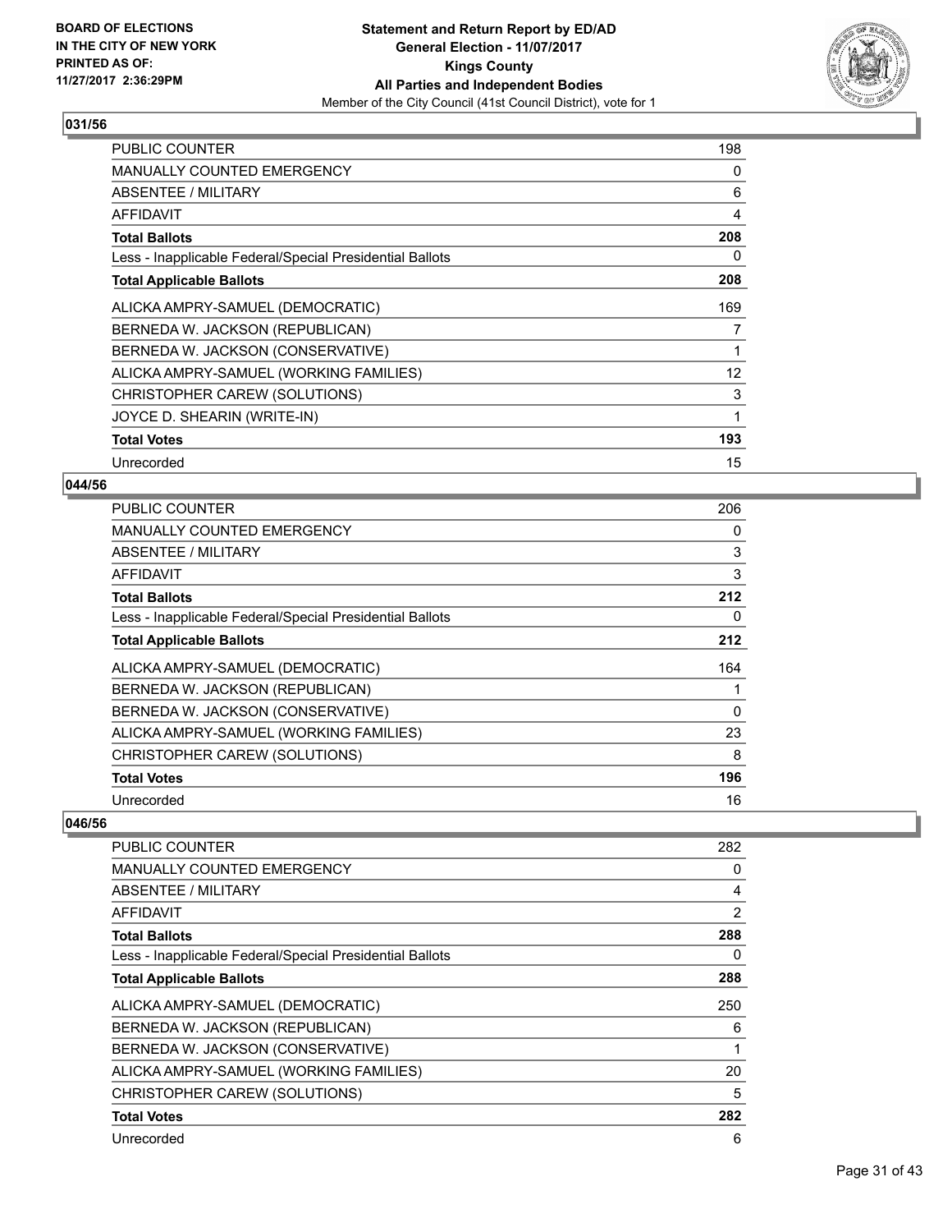**BOARD OF ELECTIONS IN THE CITY OF NEW YORK PRINTED AS OF: 11/27/2017 2:36:29PM**

**Statement and Return Report by ED/AD General Election - 11/07/2017 Kings County All Parties and Independent Bodies**
Member of the City Council (41st Council District), vote for 1

## 031/56

| | |
|---|---|
| PUBLIC COUNTER | 198 |
| MANUALLY COUNTED EMERGENCY | 0 |
| ABSENTEE / MILITARY | 6 |
| AFFIDAVIT | 4 |
| **Total Ballots** | **208** |
| Less - Inapplicable Federal/Special Presidential Ballots | 0 |
| **Total Applicable Ballots** | **208** |
| ALICKA AMPRY-SAMUEL (DEMOCRATIC) | 169 |
| BERNEDA W. JACKSON (REPUBLICAN) | 7 |
| BERNEDA W. JACKSON (CONSERVATIVE) | 1 |
| ALICKA AMPRY-SAMUEL (WORKING FAMILIES) | 12 |
| CHRISTOPHER CAREW (SOLUTIONS) | 3 |
| JOYCE D. SHEARIN (WRITE-IN) | 1 |
| **Total Votes** | **193** |
| Unrecorded | 15 |

## 044/56

| | |
|---|---|
| PUBLIC COUNTER | 206 |
| MANUALLY COUNTED EMERGENCY | 0 |
| ABSENTEE / MILITARY | 3 |
| AFFIDAVIT | 3 |
| **Total Ballots** | **212** |
| Less - Inapplicable Federal/Special Presidential Ballots | 0 |
| **Total Applicable Ballots** | **212** |
| ALICKA AMPRY-SAMUEL (DEMOCRATIC) | 164 |
| BERNEDA W. JACKSON (REPUBLICAN) | 1 |
| BERNEDA W. JACKSON (CONSERVATIVE) | 0 |
| ALICKA AMPRY-SAMUEL (WORKING FAMILIES) | 23 |
| CHRISTOPHER CAREW (SOLUTIONS) | 8 |
| **Total Votes** | **196** |
| Unrecorded | 16 |

## 046/56

| | |
|---|---|
| PUBLIC COUNTER | 282 |
| MANUALLY COUNTED EMERGENCY | 0 |
| ABSENTEE / MILITARY | 4 |
| AFFIDAVIT | 2 |
| **Total Ballots** | **288** |
| Less - Inapplicable Federal/Special Presidential Ballots | 0 |
| **Total Applicable Ballots** | **288** |
| ALICKA AMPRY-SAMUEL (DEMOCRATIC) | 250 |
| BERNEDA W. JACKSON (REPUBLICAN) | 6 |
| BERNEDA W. JACKSON (CONSERVATIVE) | 1 |
| ALICKA AMPRY-SAMUEL (WORKING FAMILIES) | 20 |
| CHRISTOPHER CAREW (SOLUTIONS) | 5 |
| **Total Votes** | **282** |
| Unrecorded | 6 |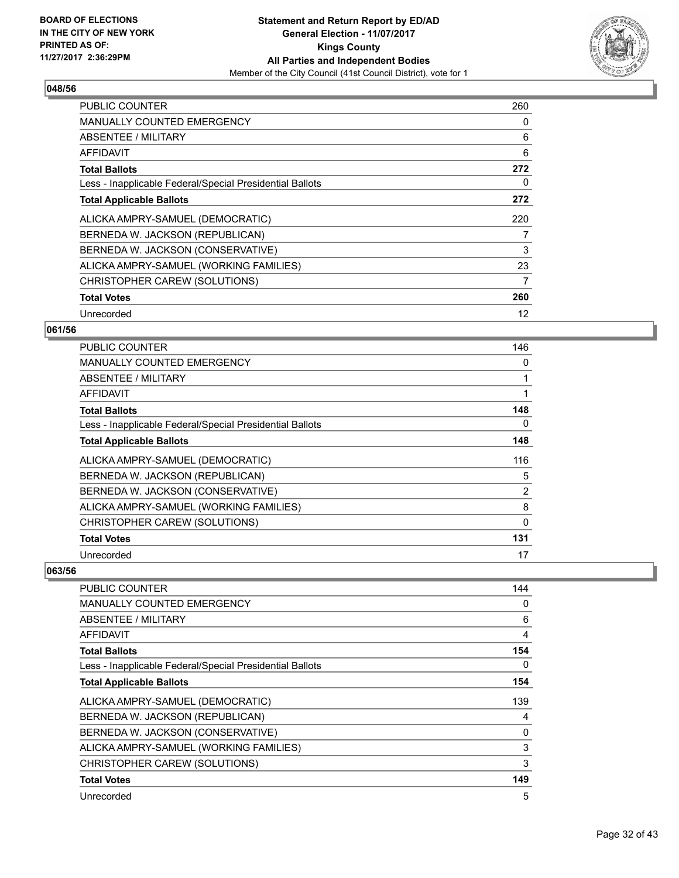**BOARD OF ELECTIONS IN THE CITY OF NEW YORK PRINTED AS OF: 11/27/2017 2:36:29PM**

**Statement and Return Report by ED/AD General Election - 11/07/2017 Kings County All Parties and Independent Bodies**

Member of the City Council (41st Council District), vote for 1

## 048/56

| | |
|---|---|
| PUBLIC COUNTER | 260 |
| MANUALLY COUNTED EMERGENCY | 0 |
| ABSENTEE / MILITARY | 6 |
| AFFIDAVIT | 6 |
| **Total Ballots** | **272** |
| Less - Inapplicable Federal/Special Presidential Ballots | 0 |
| **Total Applicable Ballots** | **272** |
| ALICKA AMPRY-SAMUEL (DEMOCRATIC) | 220 |
| BERNEDA W. JACKSON (REPUBLICAN) | 7 |
| BERNEDA W. JACKSON (CONSERVATIVE) | 3 |
| ALICKA AMPRY-SAMUEL (WORKING FAMILIES) | 23 |
| CHRISTOPHER CAREW (SOLUTIONS) | 7 |
| **Total Votes** | **260** |
| Unrecorded | 12 |

## 061/56

| | |
|---|---|
| PUBLIC COUNTER | 146 |
| MANUALLY COUNTED EMERGENCY | 0 |
| ABSENTEE / MILITARY | 1 |
| AFFIDAVIT | 1 |
| **Total Ballots** | **148** |
| Less - Inapplicable Federal/Special Presidential Ballots | 0 |
| **Total Applicable Ballots** | **148** |
| ALICKA AMPRY-SAMUEL (DEMOCRATIC) | 116 |
| BERNEDA W. JACKSON (REPUBLICAN) | 5 |
| BERNEDA W. JACKSON (CONSERVATIVE) | 2 |
| ALICKA AMPRY-SAMUEL (WORKING FAMILIES) | 8 |
| CHRISTOPHER CAREW (SOLUTIONS) | 0 |
| **Total Votes** | **131** |
| Unrecorded | 17 |

## 063/56

| | |
|---|---|
| PUBLIC COUNTER | 144 |
| MANUALLY COUNTED EMERGENCY | 0 |
| ABSENTEE / MILITARY | 6 |
| AFFIDAVIT | 4 |
| **Total Ballots** | **154** |
| Less - Inapplicable Federal/Special Presidential Ballots | 0 |
| **Total Applicable Ballots** | **154** |
| ALICKA AMPRY-SAMUEL (DEMOCRATIC) | 139 |
| BERNEDA W. JACKSON (REPUBLICAN) | 4 |
| BERNEDA W. JACKSON (CONSERVATIVE) | 0 |
| ALICKA AMPRY-SAMUEL (WORKING FAMILIES) | 3 |
| CHRISTOPHER CAREW (SOLUTIONS) | 3 |
| **Total Votes** | **149** |
| Unrecorded | 5 |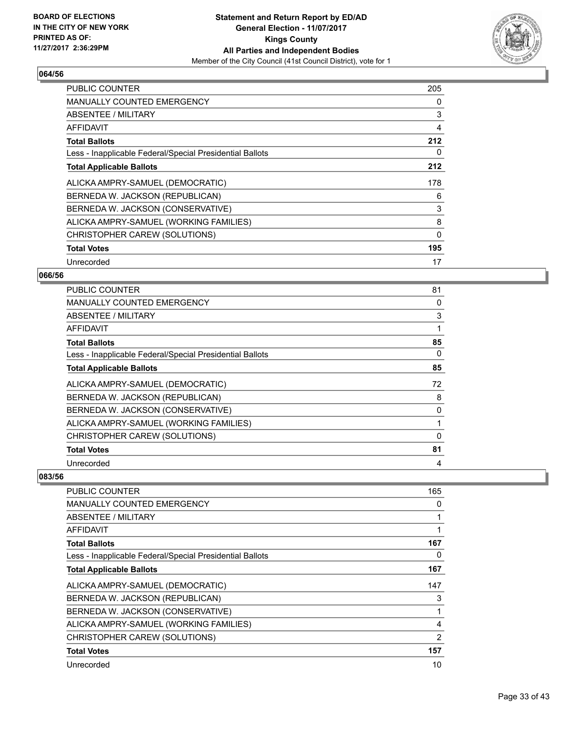**BOARD OF ELECTIONS IN THE CITY OF NEW YORK PRINTED AS OF: 11/27/2017 2:36:29PM**

**Statement and Return Report by ED/AD General Election - 11/07/2017 Kings County All Parties and Independent Bodies**

Member of the City Council (41st Council District), vote for 1

### 064/56

| | |
|---|---|
| PUBLIC COUNTER | 205 |
| MANUALLY COUNTED EMERGENCY | 0 |
| ABSENTEE / MILITARY | 3 |
| AFFIDAVIT | 4 |
| **Total Ballots** | **212** |
| Less - Inapplicable Federal/Special Presidential Ballots | 0 |
| **Total Applicable Ballots** | **212** |
| ALICKA AMPRY-SAMUEL (DEMOCRATIC) | 178 |
| BERNEDA W. JACKSON (REPUBLICAN) | 6 |
| BERNEDA W. JACKSON (CONSERVATIVE) | 3 |
| ALICKA AMPRY-SAMUEL (WORKING FAMILIES) | 8 |
| CHRISTOPHER CAREW (SOLUTIONS) | 0 |
| **Total Votes** | **195** |
| Unrecorded | 17 |

### 066/56

| | |
|---|---|
| PUBLIC COUNTER | 81 |
| MANUALLY COUNTED EMERGENCY | 0 |
| ABSENTEE / MILITARY | 3 |
| AFFIDAVIT | 1 |
| **Total Ballots** | **85** |
| Less - Inapplicable Federal/Special Presidential Ballots | 0 |
| **Total Applicable Ballots** | **85** |
| ALICKA AMPRY-SAMUEL (DEMOCRATIC) | 72 |
| BERNEDA W. JACKSON (REPUBLICAN) | 8 |
| BERNEDA W. JACKSON (CONSERVATIVE) | 0 |
| ALICKA AMPRY-SAMUEL (WORKING FAMILIES) | 1 |
| CHRISTOPHER CAREW (SOLUTIONS) | 0 |
| **Total Votes** | **81** |
| Unrecorded | 4 |

### 083/56

| | |
|---|---|
| PUBLIC COUNTER | 165 |
| MANUALLY COUNTED EMERGENCY | 0 |
| ABSENTEE / MILITARY | 1 |
| AFFIDAVIT | 1 |
| **Total Ballots** | **167** |
| Less - Inapplicable Federal/Special Presidential Ballots | 0 |
| **Total Applicable Ballots** | **167** |
| ALICKA AMPRY-SAMUEL (DEMOCRATIC) | 147 |
| BERNEDA W. JACKSON (REPUBLICAN) | 3 |
| BERNEDA W. JACKSON (CONSERVATIVE) | 1 |
| ALICKA AMPRY-SAMUEL (WORKING FAMILIES) | 4 |
| CHRISTOPHER CAREW (SOLUTIONS) | 2 |
| **Total Votes** | **157** |
| Unrecorded | 10 |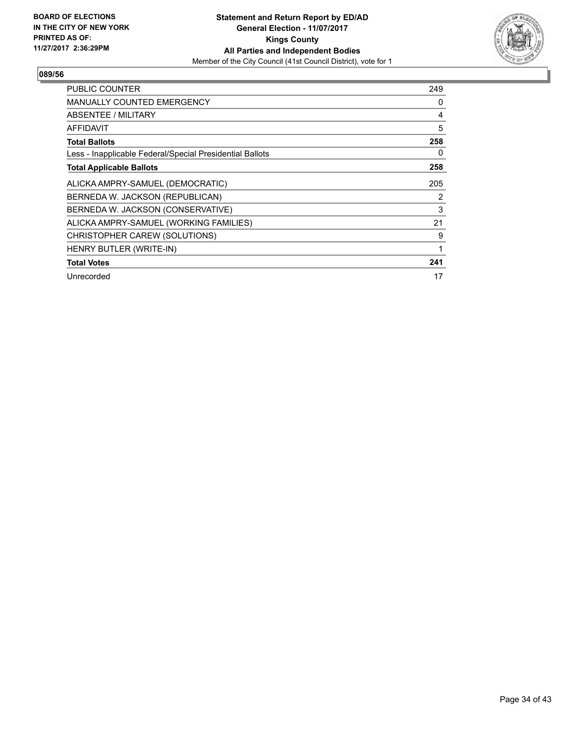BOARD OF ELECTIONS
IN THE CITY OF NEW YORK
PRINTED AS OF:
11/27/2017 2:36:29PM

**Statement and Return Report by ED/AD**
**General Election - 11/07/2017**
**Kings County**
**All Parties and Independent Bodies**
Member of the City Council (41st Council District), vote for 1

## 089/56

| | |
|---|---|
| PUBLIC COUNTER | 249 |
| MANUALLY COUNTED EMERGENCY | 0 |
| ABSENTEE / MILITARY | 4 |
| AFFIDAVIT | 5 |
| **Total Ballots** | **258** |
| Less - Inapplicable Federal/Special Presidential Ballots | 0 |
| **Total Applicable Ballots** | **258** |
| ALICKA AMPRY-SAMUEL (DEMOCRATIC) | 205 |
| BERNEDA W. JACKSON (REPUBLICAN) | 2 |
| BERNEDA W. JACKSON (CONSERVATIVE) | 3 |
| ALICKA AMPRY-SAMUEL (WORKING FAMILIES) | 21 |
| CHRISTOPHER CAREW (SOLUTIONS) | 9 |
| HENRY BUTLER (WRITE-IN) | 1 |
| **Total Votes** | **241** |
| Unrecorded | 17 |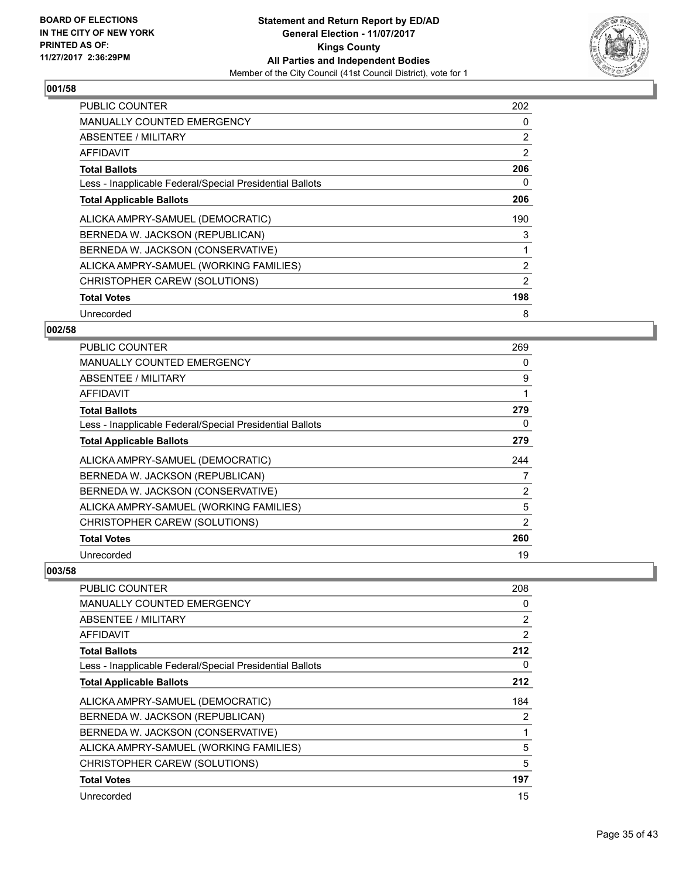## 001/58

| | |
|---|---|
| PUBLIC COUNTER | 202 |
| MANUALLY COUNTED EMERGENCY | 0 |
| ABSENTEE / MILITARY | 2 |
| AFFIDAVIT | 2 |
| **Total Ballots** | **206** |
| Less - Inapplicable Federal/Special Presidential Ballots | 0 |
| **Total Applicable Ballots** | **206** |
| ALICKA AMPRY-SAMUEL (DEMOCRATIC) | 190 |
| BERNEDA W. JACKSON (REPUBLICAN) | 3 |
| BERNEDA W. JACKSON (CONSERVATIVE) | 1 |
| ALICKA AMPRY-SAMUEL (WORKING FAMILIES) | 2 |
| CHRISTOPHER CAREW (SOLUTIONS) | 2 |
| **Total Votes** | **198** |
| Unrecorded | 8 |

## 002/58

| | |
|---|---|
| PUBLIC COUNTER | 269 |
| MANUALLY COUNTED EMERGENCY | 0 |
| ABSENTEE / MILITARY | 9 |
| AFFIDAVIT | 1 |
| **Total Ballots** | **279** |
| Less - Inapplicable Federal/Special Presidential Ballots | 0 |
| **Total Applicable Ballots** | **279** |
| ALICKA AMPRY-SAMUEL (DEMOCRATIC) | 244 |
| BERNEDA W. JACKSON (REPUBLICAN) | 7 |
| BERNEDA W. JACKSON (CONSERVATIVE) | 2 |
| ALICKA AMPRY-SAMUEL (WORKING FAMILIES) | 5 |
| CHRISTOPHER CAREW (SOLUTIONS) | 2 |
| **Total Votes** | **260** |
| Unrecorded | 19 |

## 003/58

| | |
|---|---|
| PUBLIC COUNTER | 208 |
| MANUALLY COUNTED EMERGENCY | 0 |
| ABSENTEE / MILITARY | 2 |
| AFFIDAVIT | 2 |
| **Total Ballots** | **212** |
| Less - Inapplicable Federal/Special Presidential Ballots | 0 |
| **Total Applicable Ballots** | **212** |
| ALICKA AMPRY-SAMUEL (DEMOCRATIC) | 184 |
| BERNEDA W. JACKSON (REPUBLICAN) | 2 |
| BERNEDA W. JACKSON (CONSERVATIVE) | 1 |
| ALICKA AMPRY-SAMUEL (WORKING FAMILIES) | 5 |
| CHRISTOPHER CAREW (SOLUTIONS) | 5 |
| **Total Votes** | **197** |
| Unrecorded | 15 |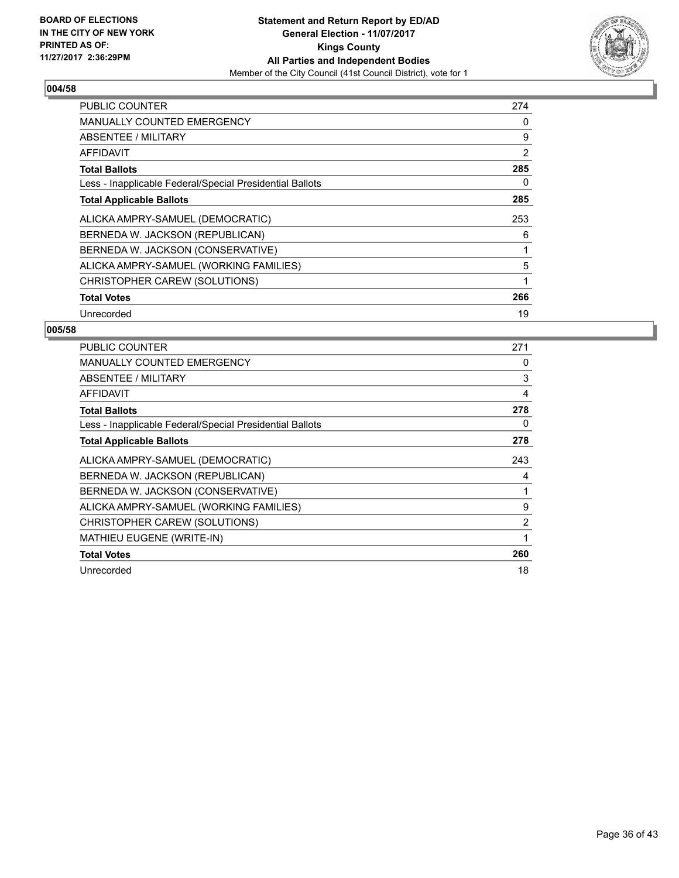**BOARD OF ELECTIONS IN THE CITY OF NEW YORK PRINTED AS OF: 11/27/2017 2:36:29PM**

**Statement and Return Report by ED/AD General Election - 11/07/2017 Kings County All Parties and Independent Bodies**
Member of the City Council (41st Council District), vote for 1

## 004/58

| | |
|---|---|
| PUBLIC COUNTER | 274 |
| MANUALLY COUNTED EMERGENCY | 0 |
| ABSENTEE / MILITARY | 9 |
| AFFIDAVIT | 2 |
| **Total Ballots** | **285** |
| Less - Inapplicable Federal/Special Presidential Ballots | 0 |
| **Total Applicable Ballots** | **285** |
| ALICKA AMPRY-SAMUEL (DEMOCRATIC) | 253 |
| BERNEDA W. JACKSON (REPUBLICAN) | 6 |
| BERNEDA W. JACKSON (CONSERVATIVE) | 1 |
| ALICKA AMPRY-SAMUEL (WORKING FAMILIES) | 5 |
| CHRISTOPHER CAREW (SOLUTIONS) | 1 |
| **Total Votes** | **266** |
| Unrecorded | 19 |

## 005/58

| | |
|---|---|
| PUBLIC COUNTER | 271 |
| MANUALLY COUNTED EMERGENCY | 0 |
| ABSENTEE / MILITARY | 3 |
| AFFIDAVIT | 4 |
| **Total Ballots** | **278** |
| Less - Inapplicable Federal/Special Presidential Ballots | 0 |
| **Total Applicable Ballots** | **278** |
| ALICKA AMPRY-SAMUEL (DEMOCRATIC) | 243 |
| BERNEDA W. JACKSON (REPUBLICAN) | 4 |
| BERNEDA W. JACKSON (CONSERVATIVE) | 1 |
| ALICKA AMPRY-SAMUEL (WORKING FAMILIES) | 9 |
| CHRISTOPHER CAREW (SOLUTIONS) | 2 |
| MATHIEU EUGENE (WRITE-IN) | 1 |
| **Total Votes** | **260** |
| Unrecorded | 18 |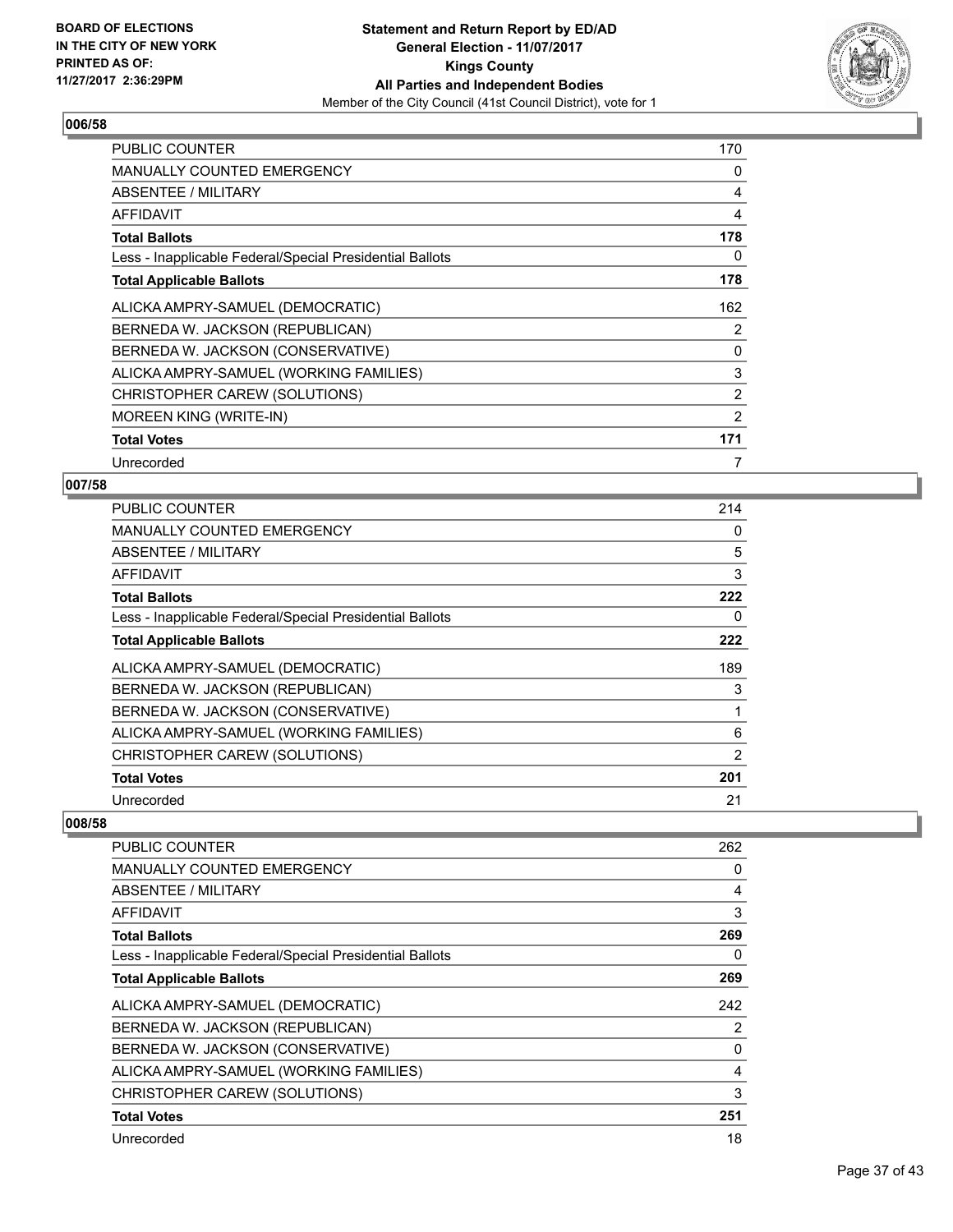**BOARD OF ELECTIONS IN THE CITY OF NEW YORK PRINTED AS OF: 11/27/2017 2:36:29PM**

**Statement and Return Report by ED/AD**
**General Election - 11/07/2017**
**Kings County**
**All Parties and Independent Bodies**
Member of the City Council (41st Council District), vote for 1

### 006/58

| | |
|---|---|
| PUBLIC COUNTER | 170 |
| MANUALLY COUNTED EMERGENCY | 0 |
| ABSENTEE / MILITARY | 4 |
| AFFIDAVIT | 4 |
| **Total Ballots** | **178** |
| Less - Inapplicable Federal/Special Presidential Ballots | 0 |
| **Total Applicable Ballots** | **178** |
| ALICKA AMPRY-SAMUEL (DEMOCRATIC) | 162 |
| BERNEDA W. JACKSON (REPUBLICAN) | 2 |
| BERNEDA W. JACKSON (CONSERVATIVE) | 0 |
| ALICKA AMPRY-SAMUEL (WORKING FAMILIES) | 3 |
| CHRISTOPHER CAREW (SOLUTIONS) | 2 |
| MOREEN KING (WRITE-IN) | 2 |
| **Total Votes** | **171** |
| Unrecorded | 7 |

### 007/58

| | |
|---|---|
| PUBLIC COUNTER | 214 |
| MANUALLY COUNTED EMERGENCY | 0 |
| ABSENTEE / MILITARY | 5 |
| AFFIDAVIT | 3 |
| **Total Ballots** | **222** |
| Less - Inapplicable Federal/Special Presidential Ballots | 0 |
| **Total Applicable Ballots** | **222** |
| ALICKA AMPRY-SAMUEL (DEMOCRATIC) | 189 |
| BERNEDA W. JACKSON (REPUBLICAN) | 3 |
| BERNEDA W. JACKSON (CONSERVATIVE) | 1 |
| ALICKA AMPRY-SAMUEL (WORKING FAMILIES) | 6 |
| CHRISTOPHER CAREW (SOLUTIONS) | 2 |
| **Total Votes** | **201** |
| Unrecorded | 21 |

### 008/58

| | |
|---|---|
| PUBLIC COUNTER | 262 |
| MANUALLY COUNTED EMERGENCY | 0 |
| ABSENTEE / MILITARY | 4 |
| AFFIDAVIT | 3 |
| **Total Ballots** | **269** |
| Less - Inapplicable Federal/Special Presidential Ballots | 0 |
| **Total Applicable Ballots** | **269** |
| ALICKA AMPRY-SAMUEL (DEMOCRATIC) | 242 |
| BERNEDA W. JACKSON (REPUBLICAN) | 2 |
| BERNEDA W. JACKSON (CONSERVATIVE) | 0 |
| ALICKA AMPRY-SAMUEL (WORKING FAMILIES) | 4 |
| CHRISTOPHER CAREW (SOLUTIONS) | 3 |
| **Total Votes** | **251** |
| Unrecorded | 18 |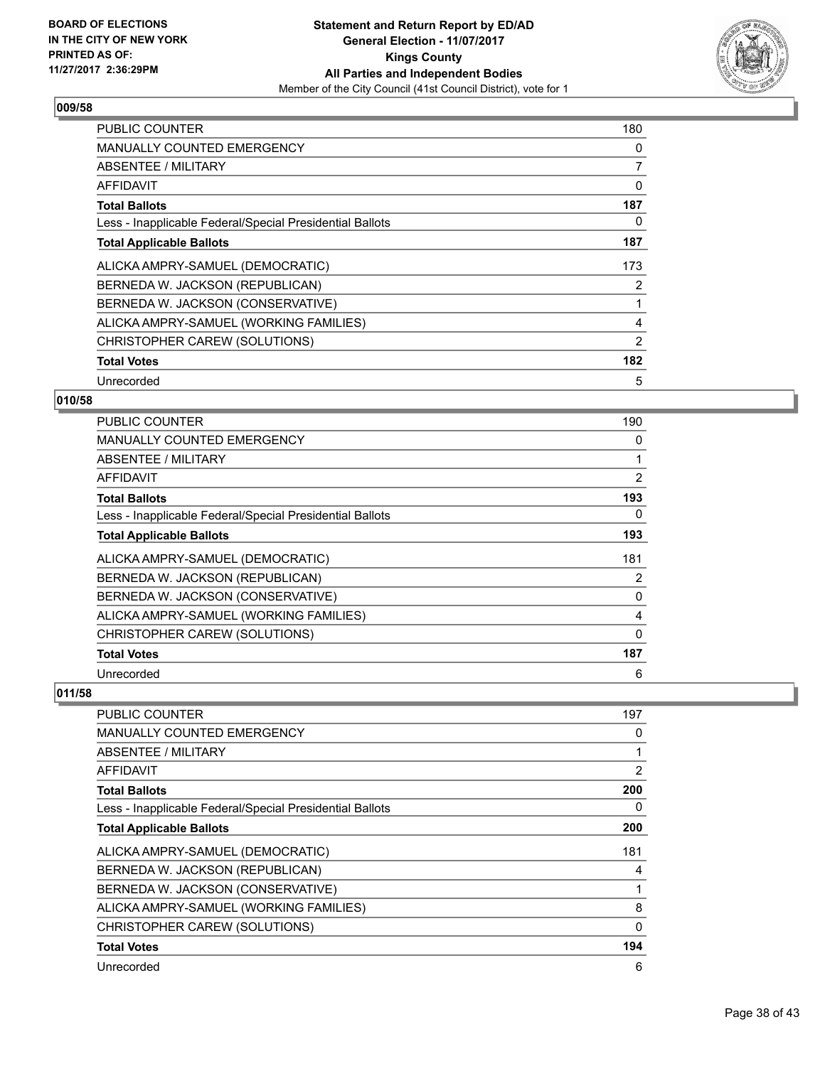**Statement and Return Report by ED/AD**
**General Election - 11/07/2017**
**Kings County**
**All Parties and Independent Bodies**
Member of the City Council (41st Council District), vote for 1

BOARD OF ELECTIONS IN THE CITY OF NEW YORK PRINTED AS OF: 11/27/2017 2:36:29PM

### 009/58

| | |
|---|---|
| PUBLIC COUNTER | 180 |
| MANUALLY COUNTED EMERGENCY | 0 |
| ABSENTEE / MILITARY | 7 |
| AFFIDAVIT | 0 |
| **Total Ballots** | **187** |
| Less - Inapplicable Federal/Special Presidential Ballots | 0 |
| **Total Applicable Ballots** | **187** |
| ALICKA AMPRY-SAMUEL (DEMOCRATIC) | 173 |
| BERNEDA W. JACKSON (REPUBLICAN) | 2 |
| BERNEDA W. JACKSON (CONSERVATIVE) | 1 |
| ALICKA AMPRY-SAMUEL (WORKING FAMILIES) | 4 |
| CHRISTOPHER CAREW (SOLUTIONS) | 2 |
| **Total Votes** | **182** |
| Unrecorded | 5 |

### 010/58

| | |
|---|---|
| PUBLIC COUNTER | 190 |
| MANUALLY COUNTED EMERGENCY | 0 |
| ABSENTEE / MILITARY | 1 |
| AFFIDAVIT | 2 |
| **Total Ballots** | **193** |
| Less - Inapplicable Federal/Special Presidential Ballots | 0 |
| **Total Applicable Ballots** | **193** |
| ALICKA AMPRY-SAMUEL (DEMOCRATIC) | 181 |
| BERNEDA W. JACKSON (REPUBLICAN) | 2 |
| BERNEDA W. JACKSON (CONSERVATIVE) | 0 |
| ALICKA AMPRY-SAMUEL (WORKING FAMILIES) | 4 |
| CHRISTOPHER CAREW (SOLUTIONS) | 0 |
| **Total Votes** | **187** |
| Unrecorded | 6 |

### 011/58

| | |
|---|---|
| PUBLIC COUNTER | 197 |
| MANUALLY COUNTED EMERGENCY | 0 |
| ABSENTEE / MILITARY | 1 |
| AFFIDAVIT | 2 |
| **Total Ballots** | **200** |
| Less - Inapplicable Federal/Special Presidential Ballots | 0 |
| **Total Applicable Ballots** | **200** |
| ALICKA AMPRY-SAMUEL (DEMOCRATIC) | 181 |
| BERNEDA W. JACKSON (REPUBLICAN) | 4 |
| BERNEDA W. JACKSON (CONSERVATIVE) | 1 |
| ALICKA AMPRY-SAMUEL (WORKING FAMILIES) | 8 |
| CHRISTOPHER CAREW (SOLUTIONS) | 0 |
| **Total Votes** | **194** |
| Unrecorded | 6 |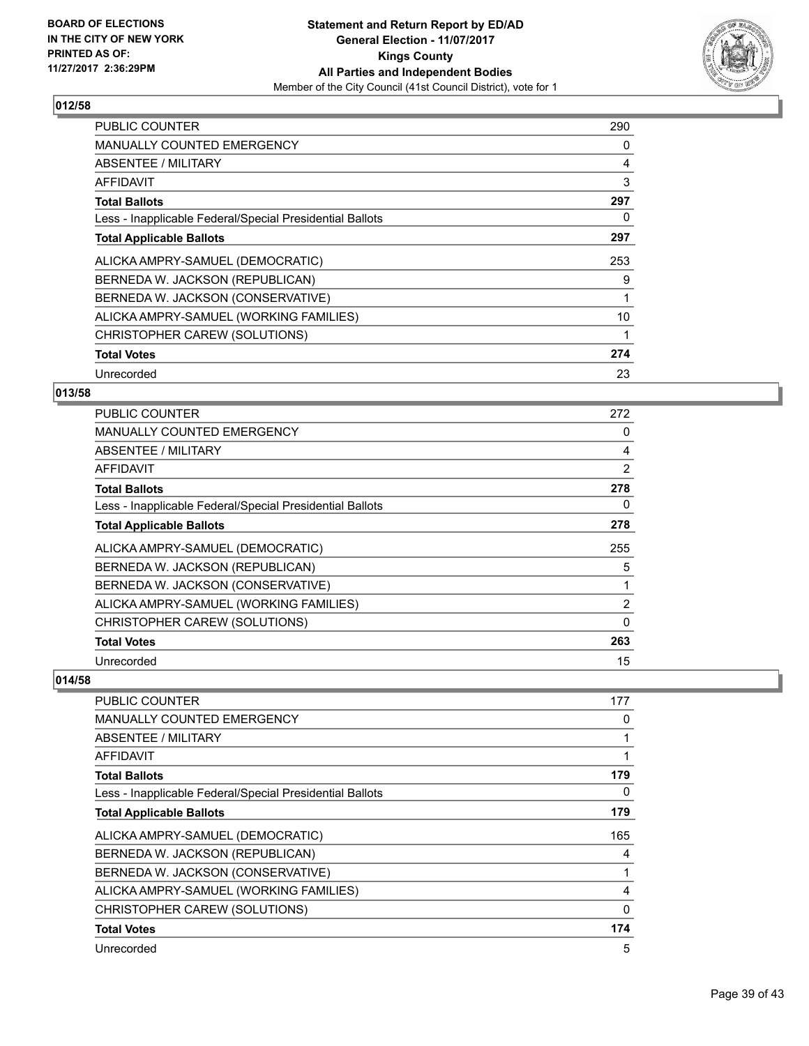BOARD OF ELECTIONS
IN THE CITY OF NEW YORK
PRINTED AS OF:
11/27/2017 2:36:29PM

**Statement and Return Report by ED/AD**
**General Election - 11/07/2017**
**Kings County**
**All Parties and Independent Bodies**
Member of the City Council (41st Council District), vote for 1

### 012/58

| | |
|---|---|
| PUBLIC COUNTER | 290 |
| MANUALLY COUNTED EMERGENCY | 0 |
| ABSENTEE / MILITARY | 4 |
| AFFIDAVIT | 3 |
| **Total Ballots** | **297** |
| Less - Inapplicable Federal/Special Presidential Ballots | 0 |
| **Total Applicable Ballots** | **297** |
| ALICKA AMPRY-SAMUEL (DEMOCRATIC) | 253 |
| BERNEDA W. JACKSON (REPUBLICAN) | 9 |
| BERNEDA W. JACKSON (CONSERVATIVE) | 1 |
| ALICKA AMPRY-SAMUEL (WORKING FAMILIES) | 10 |
| CHRISTOPHER CAREW (SOLUTIONS) | 1 |
| **Total Votes** | **274** |
| Unrecorded | 23 |

### 013/58

| | |
|---|---|
| PUBLIC COUNTER | 272 |
| MANUALLY COUNTED EMERGENCY | 0 |
| ABSENTEE / MILITARY | 4 |
| AFFIDAVIT | 2 |
| **Total Ballots** | **278** |
| Less - Inapplicable Federal/Special Presidential Ballots | 0 |
| **Total Applicable Ballots** | **278** |
| ALICKA AMPRY-SAMUEL (DEMOCRATIC) | 255 |
| BERNEDA W. JACKSON (REPUBLICAN) | 5 |
| BERNEDA W. JACKSON (CONSERVATIVE) | 1 |
| ALICKA AMPRY-SAMUEL (WORKING FAMILIES) | 2 |
| CHRISTOPHER CAREW (SOLUTIONS) | 0 |
| **Total Votes** | **263** |
| Unrecorded | 15 |

### 014/58

| | |
|---|---|
| PUBLIC COUNTER | 177 |
| MANUALLY COUNTED EMERGENCY | 0 |
| ABSENTEE / MILITARY | 1 |
| AFFIDAVIT | 1 |
| **Total Ballots** | **179** |
| Less - Inapplicable Federal/Special Presidential Ballots | 0 |
| **Total Applicable Ballots** | **179** |
| ALICKA AMPRY-SAMUEL (DEMOCRATIC) | 165 |
| BERNEDA W. JACKSON (REPUBLICAN) | 4 |
| BERNEDA W. JACKSON (CONSERVATIVE) | 1 |
| ALICKA AMPRY-SAMUEL (WORKING FAMILIES) | 4 |
| CHRISTOPHER CAREW (SOLUTIONS) | 0 |
| **Total Votes** | **174** |
| Unrecorded | 5 |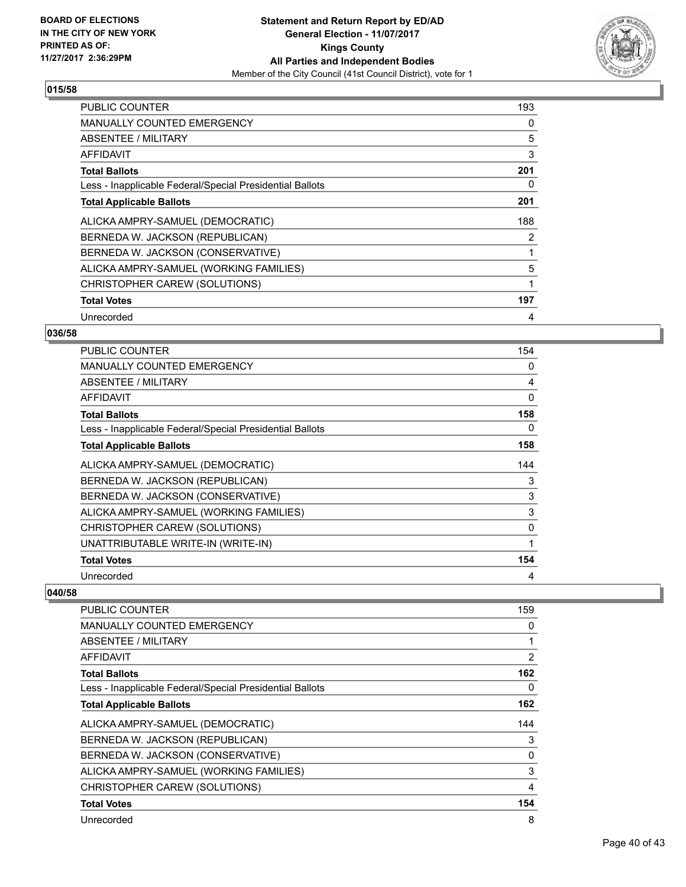**BOARD OF ELECTIONS IN THE CITY OF NEW YORK PRINTED AS OF: 11/27/2017 2:36:29PM**

**Statement and Return Report by ED/AD General Election - 11/07/2017 Kings County All Parties and Independent Bodies**

Member of the City Council (41st Council District), vote for 1

### 015/58

| | |
|---|---|
| PUBLIC COUNTER | 193 |
| MANUALLY COUNTED EMERGENCY | 0 |
| ABSENTEE / MILITARY | 5 |
| AFFIDAVIT | 3 |
| **Total Ballots** | **201** |
| Less - Inapplicable Federal/Special Presidential Ballots | 0 |
| **Total Applicable Ballots** | **201** |
| ALICKA AMPRY-SAMUEL (DEMOCRATIC) | 188 |
| BERNEDA W. JACKSON (REPUBLICAN) | 2 |
| BERNEDA W. JACKSON (CONSERVATIVE) | 1 |
| ALICKA AMPRY-SAMUEL (WORKING FAMILIES) | 5 |
| CHRISTOPHER CAREW (SOLUTIONS) | 1 |
| **Total Votes** | **197** |
| Unrecorded | 4 |

### 036/58

| | |
|---|---|
| PUBLIC COUNTER | 154 |
| MANUALLY COUNTED EMERGENCY | 0 |
| ABSENTEE / MILITARY | 4 |
| AFFIDAVIT | 0 |
| **Total Ballots** | **158** |
| Less - Inapplicable Federal/Special Presidential Ballots | 0 |
| **Total Applicable Ballots** | **158** |
| ALICKA AMPRY-SAMUEL (DEMOCRATIC) | 144 |
| BERNEDA W. JACKSON (REPUBLICAN) | 3 |
| BERNEDA W. JACKSON (CONSERVATIVE) | 3 |
| ALICKA AMPRY-SAMUEL (WORKING FAMILIES) | 3 |
| CHRISTOPHER CAREW (SOLUTIONS) | 0 |
| UNATTRIBUTABLE WRITE-IN (WRITE-IN) | 1 |
| **Total Votes** | **154** |
| Unrecorded | 4 |

### 040/58

| | |
|---|---|
| PUBLIC COUNTER | 159 |
| MANUALLY COUNTED EMERGENCY | 0 |
| ABSENTEE / MILITARY | 1 |
| AFFIDAVIT | 2 |
| **Total Ballots** | **162** |
| Less - Inapplicable Federal/Special Presidential Ballots | 0 |
| **Total Applicable Ballots** | **162** |
| ALICKA AMPRY-SAMUEL (DEMOCRATIC) | 144 |
| BERNEDA W. JACKSON (REPUBLICAN) | 3 |
| BERNEDA W. JACKSON (CONSERVATIVE) | 0 |
| ALICKA AMPRY-SAMUEL (WORKING FAMILIES) | 3 |
| CHRISTOPHER CAREW (SOLUTIONS) | 4 |
| **Total Votes** | **154** |
| Unrecorded | 8 |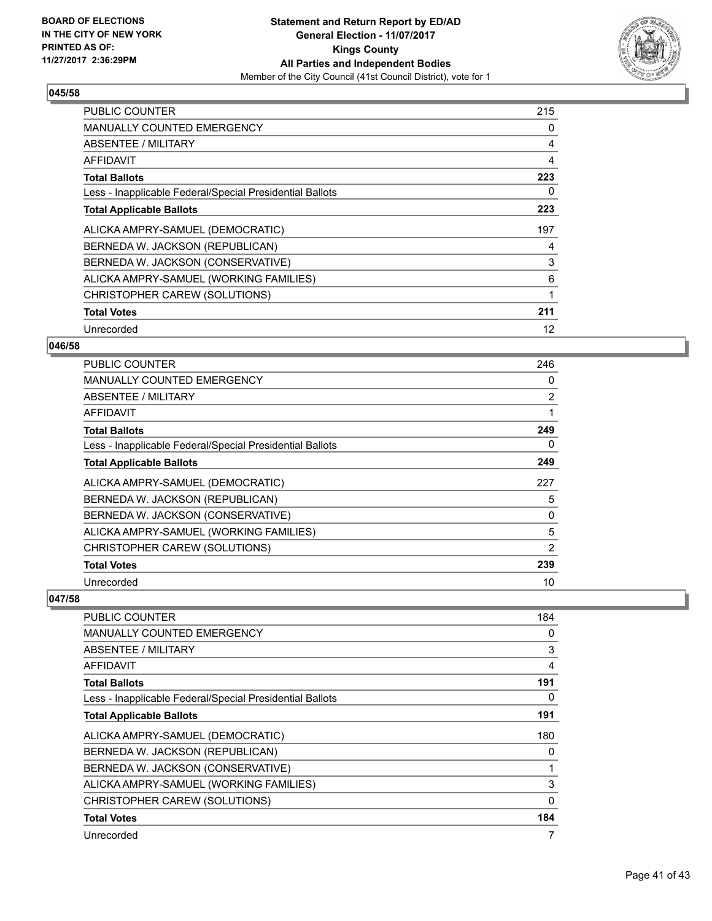## 045/58

| | |
|---|---|
| PUBLIC COUNTER | 215 |
| MANUALLY COUNTED EMERGENCY | 0 |
| ABSENTEE / MILITARY | 4 |
| AFFIDAVIT | 4 |
| **Total Ballots** | **223** |
| Less - Inapplicable Federal/Special Presidential Ballots | 0 |
| **Total Applicable Ballots** | **223** |
| ALICKA AMPRY-SAMUEL (DEMOCRATIC) | 197 |
| BERNEDA W. JACKSON (REPUBLICAN) | 4 |
| BERNEDA W. JACKSON (CONSERVATIVE) | 3 |
| ALICKA AMPRY-SAMUEL (WORKING FAMILIES) | 6 |
| CHRISTOPHER CAREW (SOLUTIONS) | 1 |
| **Total Votes** | **211** |
| Unrecorded | 12 |

## 046/58

| | |
|---|---|
| PUBLIC COUNTER | 246 |
| MANUALLY COUNTED EMERGENCY | 0 |
| ABSENTEE / MILITARY | 2 |
| AFFIDAVIT | 1 |
| **Total Ballots** | **249** |
| Less - Inapplicable Federal/Special Presidential Ballots | 0 |
| **Total Applicable Ballots** | **249** |
| ALICKA AMPRY-SAMUEL (DEMOCRATIC) | 227 |
| BERNEDA W. JACKSON (REPUBLICAN) | 5 |
| BERNEDA W. JACKSON (CONSERVATIVE) | 0 |
| ALICKA AMPRY-SAMUEL (WORKING FAMILIES) | 5 |
| CHRISTOPHER CAREW (SOLUTIONS) | 2 |
| **Total Votes** | **239** |
| Unrecorded | 10 |

## 047/58

| | |
|---|---|
| PUBLIC COUNTER | 184 |
| MANUALLY COUNTED EMERGENCY | 0 |
| ABSENTEE / MILITARY | 3 |
| AFFIDAVIT | 4 |
| **Total Ballots** | **191** |
| Less - Inapplicable Federal/Special Presidential Ballots | 0 |
| **Total Applicable Ballots** | **191** |
| ALICKA AMPRY-SAMUEL (DEMOCRATIC) | 180 |
| BERNEDA W. JACKSON (REPUBLICAN) | 0 |
| BERNEDA W. JACKSON (CONSERVATIVE) | 1 |
| ALICKA AMPRY-SAMUEL (WORKING FAMILIES) | 3 |
| CHRISTOPHER CAREW (SOLUTIONS) | 0 |
| **Total Votes** | **184** |
| Unrecorded | 7 |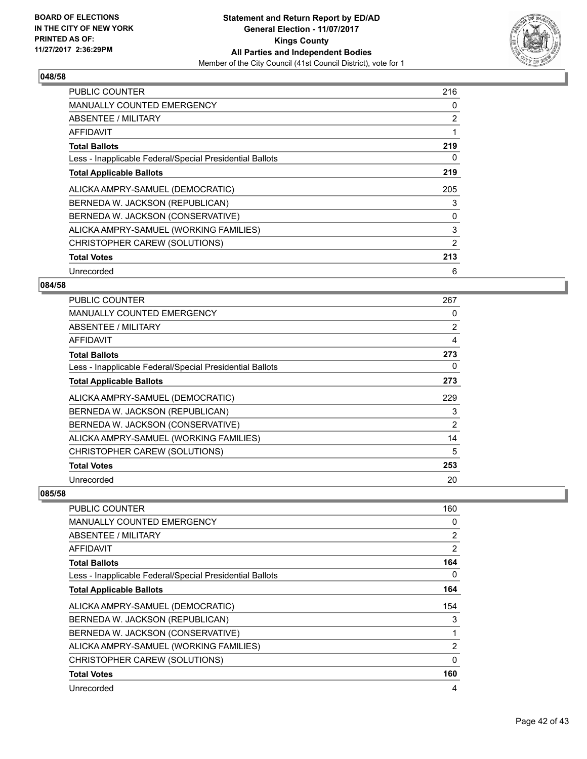## 048/58

| | |
|---|---|
| PUBLIC COUNTER | 216 |
| MANUALLY COUNTED EMERGENCY | 0 |
| ABSENTEE / MILITARY | 2 |
| AFFIDAVIT | 1 |
| **Total Ballots** | **219** |
| Less - Inapplicable Federal/Special Presidential Ballots | 0 |
| **Total Applicable Ballots** | **219** |
| ALICKA AMPRY-SAMUEL (DEMOCRATIC) | 205 |
| BERNEDA W. JACKSON (REPUBLICAN) | 3 |
| BERNEDA W. JACKSON (CONSERVATIVE) | 0 |
| ALICKA AMPRY-SAMUEL (WORKING FAMILIES) | 3 |
| CHRISTOPHER CAREW (SOLUTIONS) | 2 |
| **Total Votes** | **213** |
| Unrecorded | 6 |

## 084/58

| | |
|---|---|
| PUBLIC COUNTER | 267 |
| MANUALLY COUNTED EMERGENCY | 0 |
| ABSENTEE / MILITARY | 2 |
| AFFIDAVIT | 4 |
| **Total Ballots** | **273** |
| Less - Inapplicable Federal/Special Presidential Ballots | 0 |
| **Total Applicable Ballots** | **273** |
| ALICKA AMPRY-SAMUEL (DEMOCRATIC) | 229 |
| BERNEDA W. JACKSON (REPUBLICAN) | 3 |
| BERNEDA W. JACKSON (CONSERVATIVE) | 2 |
| ALICKA AMPRY-SAMUEL (WORKING FAMILIES) | 14 |
| CHRISTOPHER CAREW (SOLUTIONS) | 5 |
| **Total Votes** | **253** |
| Unrecorded | 20 |

## 085/58

| | |
|---|---|
| PUBLIC COUNTER | 160 |
| MANUALLY COUNTED EMERGENCY | 0 |
| ABSENTEE / MILITARY | 2 |
| AFFIDAVIT | 2 |
| **Total Ballots** | **164** |
| Less - Inapplicable Federal/Special Presidential Ballots | 0 |
| **Total Applicable Ballots** | **164** |
| ALICKA AMPRY-SAMUEL (DEMOCRATIC) | 154 |
| BERNEDA W. JACKSON (REPUBLICAN) | 3 |
| BERNEDA W. JACKSON (CONSERVATIVE) | 1 |
| ALICKA AMPRY-SAMUEL (WORKING FAMILIES) | 2 |
| CHRISTOPHER CAREW (SOLUTIONS) | 0 |
| **Total Votes** | **160** |
| Unrecorded | 4 |